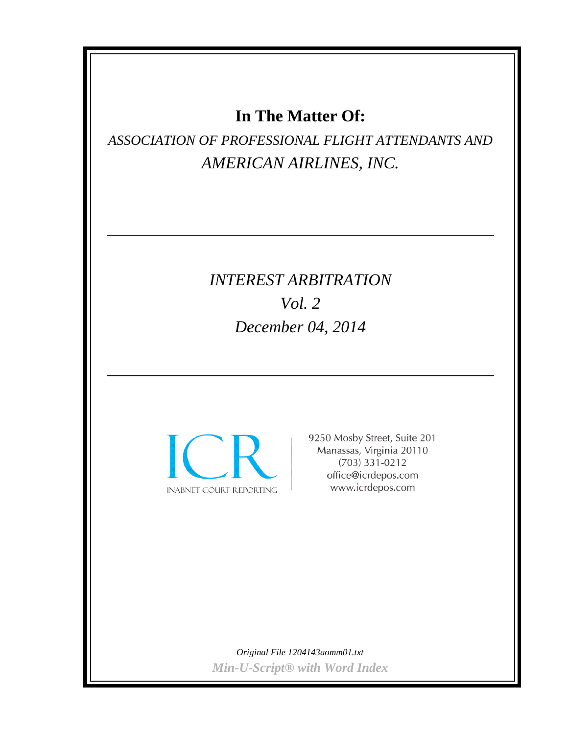# In The Matter Of:

*ASSOCIATION OF PROFESSIONAL FLIGHT ATTENDANTS AND*

*AMERICAN AIRLINES, INC.*

---

*INTEREST ARBITRATION*

*Vol. 2*

*December 04, 2014*

---

ICR

INABNET COURT REPORTING

9250 Mosby Street, Suite 201
Manassas, Virginia 20110
(703) 331-0212
office@icrdepos.com
www.icrdepos.com

*Original File 1204143aomm01.txt*

***Min-U-Script® with Word Index***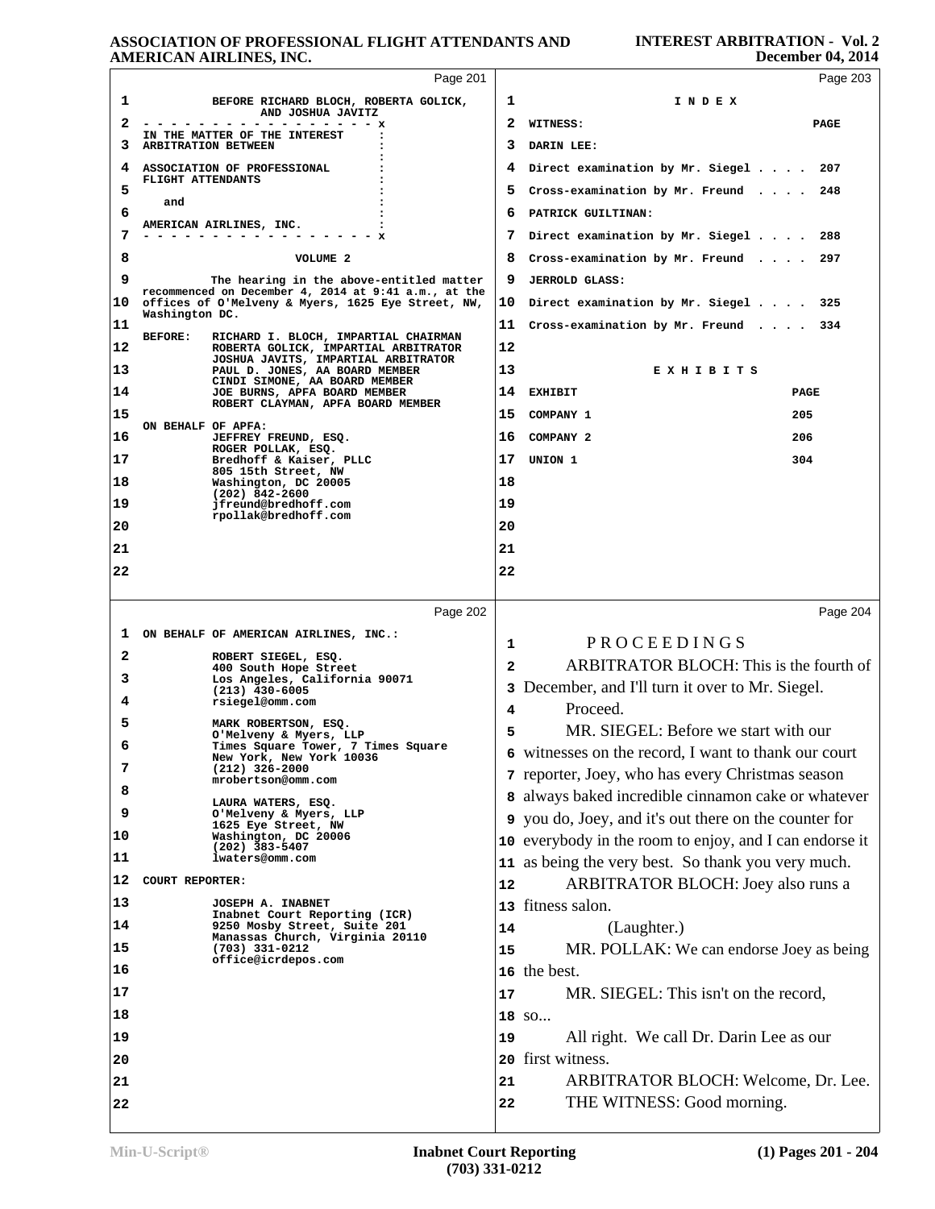## Page 201

BEFORE RICHARD BLOCH, ROBERTA GOLICK, AND JOSHUA JAVITZ

IN THE MATTER OF THE INTEREST ARBITRATION BETWEEN

ASSOCIATION OF PROFESSIONAL FLIGHT ATTENDANTS

and

AMERICAN AIRLINES, INC.

VOLUME 2

The hearing in the above-entitled matter recommenced on December 4, 2014 at 9:41 a.m., at the offices of O'Melveny & Myers, 1625 Eye Street, NW, Washington DC.

BEFORE:
- RICHARD I. BLOCH, IMPARTIAL CHAIRMAN
- ROBERTA GOLICK, IMPARTIAL ARBITRATOR
- JOSHUA JAVITS, IMPARTIAL ARBITRATOR
- PAUL D. JONES, AA BOARD MEMBER
- CINDI SIMONE, AA BOARD MEMBER
- JOE BURNS, APFA BOARD MEMBER
- ROBERT CLAYMAN, APFA BOARD MEMBER

ON BEHALF OF APFA:

JEFFREY FREUND, ESQ.
ROGER POLLAK, ESQ.
Bredhoff & Kaiser, PLLC
805 15th Street, NW
Washington, DC 20005
(202) 842-2600
jfreund@bredhoff.com
rpollak@bredhoff.com

## Page 202

ON BEHALF OF AMERICAN AIRLINES, INC.:

ROBERT SIEGEL, ESQ.
400 South Hope Street
Los Angeles, California 90071
(213) 430-6005
rsiegel@omm.com

MARK ROBERTSON, ESQ.
O'Melveny & Myers, LLP
Times Square Tower, 7 Times Square
New York, New York 10036
(212) 326-2000
mrobertson@omm.com

LAURA WATERS, ESQ.
O'Melveny & Myers, LLP
1625 Eye Street, NW
Washington, DC 20006
(202) 383-5407
lwaters@omm.com

COURT REPORTER:

JOSEPH A. INABNET
Inabnet Court Reporting (ICR)
9250 Mosby Street, Suite 201
Manassas Church, Virginia 20110
(703) 331-0212
office@icrdepos.com

## Page 203

I N D E X

| WITNESS: | PAGE |
|---|---|
| DARIN LEE: | |
| Direct examination by Mr. Siegel . . . . | 207 |
| Cross-examination by Mr. Freund . . . . | 248 |
| PATRICK GUILTINAN: | |
| Direct examination by Mr. Siegel . . . . | 288 |
| Cross-examination by Mr. Freund . . . . | 297 |
| JERROLD GLASS: | |
| Direct examination by Mr. Siegel . . . . | 325 |
| Cross-examination by Mr. Freund . . . . | 334 |

E X H I B I T S

| EXHIBIT | PAGE |
|---|---|
| COMPANY 1 | 205 |
| COMPANY 2 | 206 |
| UNION 1 | 304 |

## Page 204

P R O C E E D I N G S

ARBITRATOR BLOCH: This is the fourth of December, and I'll turn it over to Mr. Siegel. Proceed.

MR. SIEGEL: Before we start with our witnesses on the record, I want to thank our court reporter, Joey, who has every Christmas season always baked incredible cinnamon cake or whatever you do, Joey, and it's out there on the counter for everybody in the room to enjoy, and I can endorse it as being the very best. So thank you very much.

ARBITRATOR BLOCH: Joey also runs a fitness salon.

(Laughter.)

MR. POLLAK: We can endorse Joey as being the best.

MR. SIEGEL: This isn't on the record, so...

All right. We call Dr. Darin Lee as our first witness.

ARBITRATOR BLOCH: Welcome, Dr. Lee.

THE WITNESS: Good morning.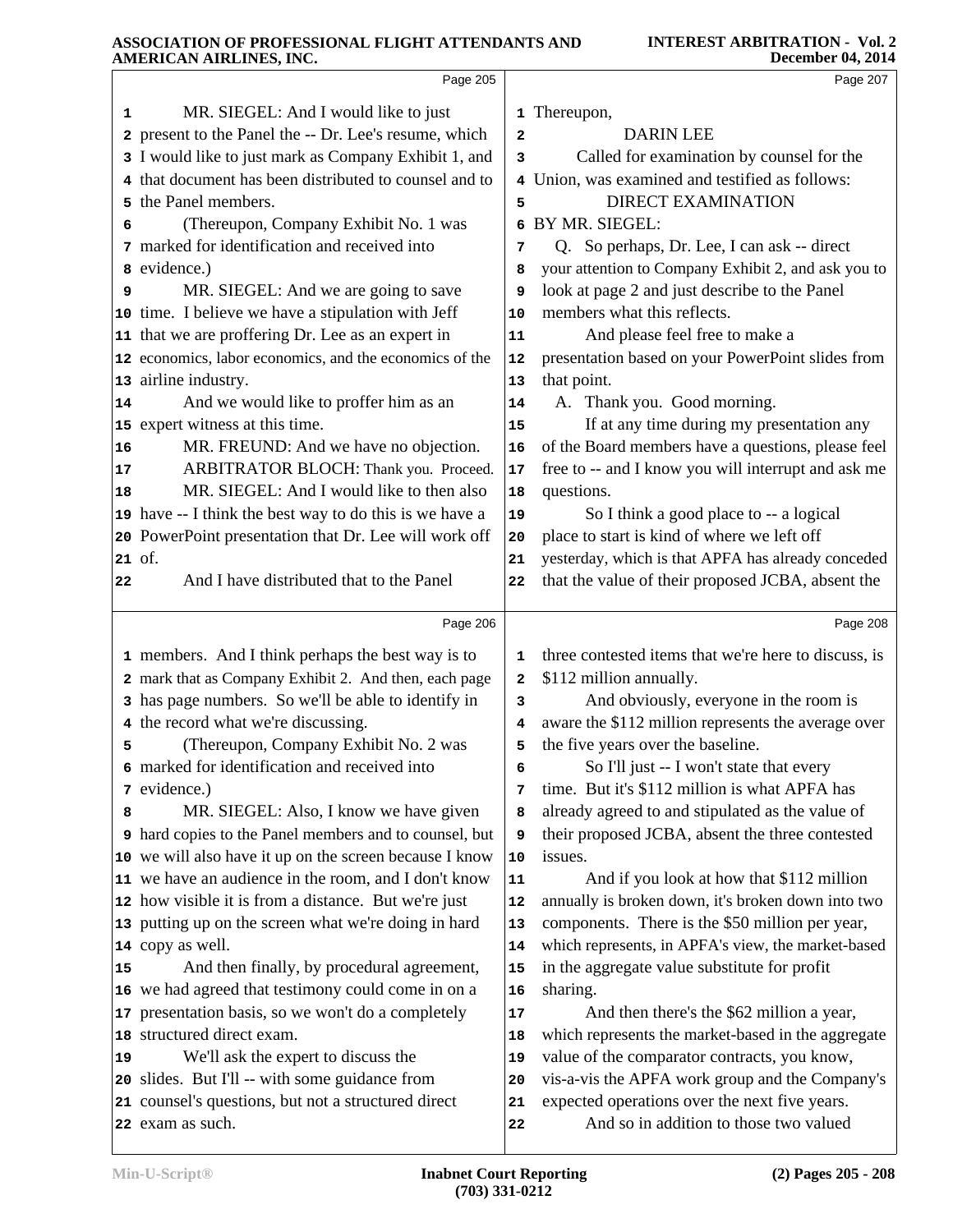Page 205

1 MR. SIEGEL: And I would like to just
2 present to the Panel the -- Dr. Lee's resume, which
3 I would like to just mark as Company Exhibit 1, and
4 that document has been distributed to counsel and to
5 the Panel members.
6 (Thereupon, Company Exhibit No. 1 was
7 marked for identification and received into
8 evidence.)
9 MR. SIEGEL: And we are going to save
10 time. I believe we have a stipulation with Jeff
11 that we are proffering Dr. Lee as an expert in
12 economics, labor economics, and the economics of the
13 airline industry.
14 And we would like to proffer him as an
15 expert witness at this time.
16 MR. FREUND: And we have no objection.
17 ARBITRATOR BLOCH: Thank you. Proceed.
18 MR. SIEGEL: And I would like to then also
19 have -- I think the best way to do this is we have a
20 PowerPoint presentation that Dr. Lee will work off
21 of.
22 And I have distributed that to the Panel

Page 206

1 members. And I think perhaps the best way is to
2 mark that as Company Exhibit 2. And then, each page
3 has page numbers. So we'll be able to identify in
4 the record what we're discussing.
5 (Thereupon, Company Exhibit No. 2 was
6 marked for identification and received into
7 evidence.)
8 MR. SIEGEL: Also, I know we have given
9 hard copies to the Panel members and to counsel, but
10 we will also have it up on the screen because I know
11 we have an audience in the room, and I don't know
12 how visible it is from a distance. But we're just
13 putting up on the screen what we're doing in hard
14 copy as well.
15 And then finally, by procedural agreement,
16 we had agreed that testimony could come in on a
17 presentation basis, so we won't do a completely
18 structured direct exam.
19 We'll ask the expert to discuss the
20 slides. But I'll -- with some guidance from
21 counsel's questions, but not a structured direct
22 exam as such.

Page 207

1 Thereupon,
2 DARIN LEE
3 Called for examination by counsel for the
4 Union, was examined and testified as follows:
5 DIRECT EXAMINATION
6 BY MR. SIEGEL:
7 Q. So perhaps, Dr. Lee, I can ask -- direct
8 your attention to Company Exhibit 2, and ask you to
9 look at page 2 and just describe to the Panel
10 members what this reflects.
11 And please feel free to make a
12 presentation based on your PowerPoint slides from
13 that point.
14 A. Thank you. Good morning.
15 If at any time during my presentation any
16 of the Board members have a questions, please feel
17 free to -- and I know you will interrupt and ask me
18 questions.
19 So I think a good place to -- a logical
20 place to start is kind of where we left off
21 yesterday, which is that APFA has already conceded
22 that the value of their proposed JCBA, absent the

Page 208

1 three contested items that we're here to discuss, is
2 $112 million annually.
3 And obviously, everyone in the room is
4 aware the $112 million represents the average over
5 the five years over the baseline.
6 So I'll just -- I won't state that every
7 time. But it's $112 million is what APFA has
8 already agreed to and stipulated as the value of
9 their proposed JCBA, absent the three contested
10 issues.
11 And if you look at how that $112 million
12 annually is broken down, it's broken down into two
13 components. There is the $50 million per year,
14 which represents, in APFA's view, the market-based
15 in the aggregate value substitute for profit
16 sharing.
17 And then there's the $62 million a year,
18 which represents the market-based in the aggregate
19 value of the comparator contracts, you know,
20 vis-a-vis the APFA work group and the Company's
21 expected operations over the next five years.
22 And so in addition to those two valued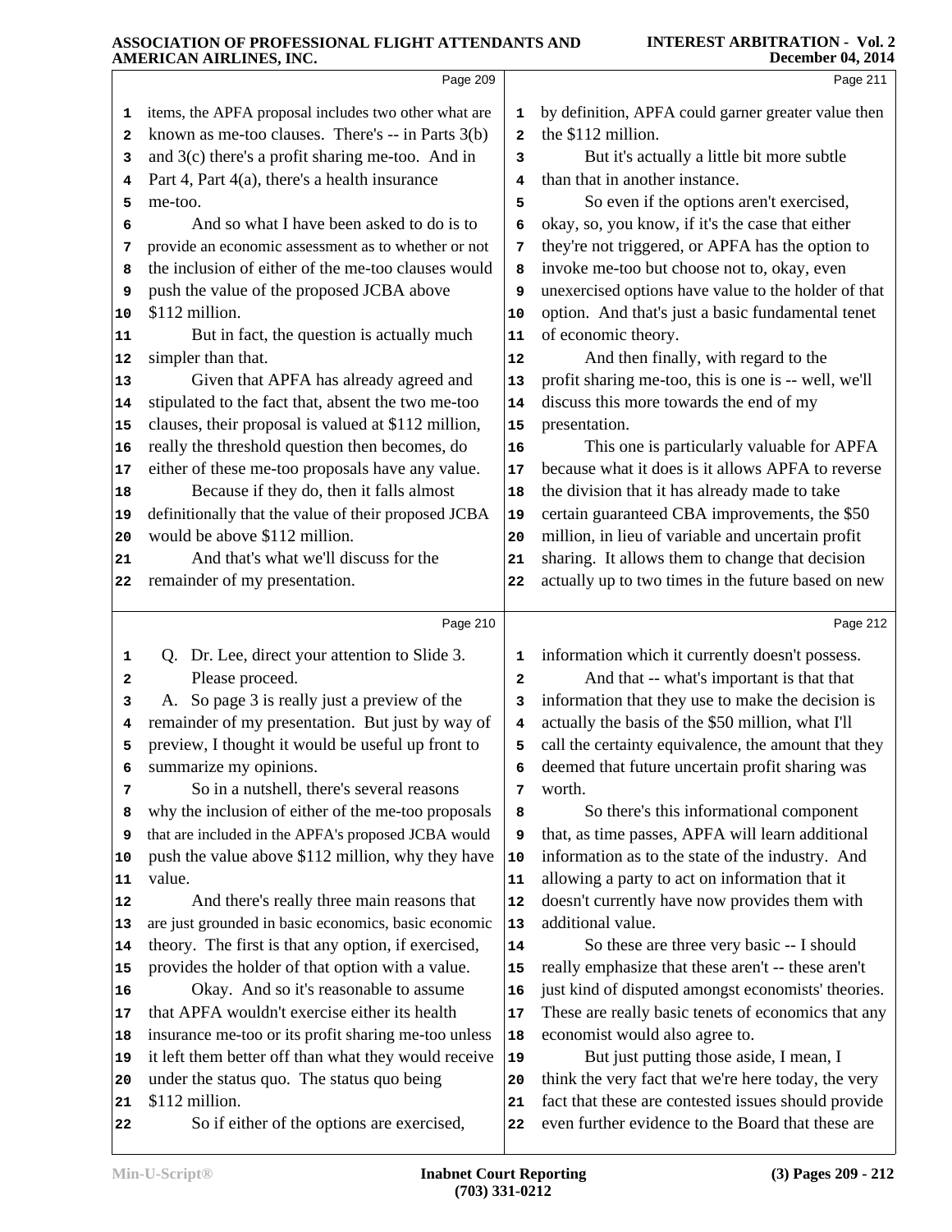Page 209

items, the APFA proposal includes two other what are known as me-too clauses. There's -- in Parts 3(b) and 3(c) there's a profit sharing me-too. And in Part 4, Part 4(a), there's a health insurance me-too.

And so what I have been asked to do is to provide an economic assessment as to whether or not the inclusion of either of the me-too clauses would push the value of the proposed JCBA above $112 million.

But in fact, the question is actually much simpler than that.

Given that APFA has already agreed and stipulated to the fact that, absent the two me-too clauses, their proposal is valued at $112 million, really the threshold question then becomes, do either of these me-too proposals have any value.

Because if they do, then it falls almost definitionally that the value of their proposed JCBA would be above $112 million.

And that's what we'll discuss for the remainder of my presentation.

Page 210

Q. Dr. Lee, direct your attention to Slide 3. Please proceed.

A. So page 3 is really just a preview of the remainder of my presentation. But just by way of preview, I thought it would be useful up front to summarize my opinions.

So in a nutshell, there's several reasons why the inclusion of either of the me-too proposals that are included in the APFA's proposed JCBA would push the value above $112 million, why they have value.

And there's really three main reasons that are just grounded in basic economics, basic economic theory. The first is that any option, if exercised, provides the holder of that option with a value.

Okay. And so it's reasonable to assume that APFA wouldn't exercise either its health insurance me-too or its profit sharing me-too unless it left them better off than what they would receive under the status quo. The status quo being $112 million.

So if either of the options are exercised,

Page 211

by definition, APFA could garner greater value then the $112 million.

But it's actually a little bit more subtle than that in another instance.

So even if the options aren't exercised, okay, so, you know, if it's the case that either they're not triggered, or APFA has the option to invoke me-too but choose not to, okay, even unexercised options have value to the holder of that option. And that's just a basic fundamental tenet of economic theory.

And then finally, with regard to the profit sharing me-too, this is one is -- well, we'll discuss this more towards the end of my presentation.

This one is particularly valuable for APFA because what it does is it allows APFA to reverse the division that it has already made to take certain guaranteed CBA improvements, the $50 million, in lieu of variable and uncertain profit sharing. It allows them to change that decision actually up to two times in the future based on new

Page 212

information which it currently doesn't possess.

And that -- what's important is that that information that they use to make the decision is actually the basis of the $50 million, what I'll call the certainty equivalence, the amount that they deemed that future uncertain profit sharing was worth.

So there's this informational component that, as time passes, APFA will learn additional information as to the state of the industry. And allowing a party to act on information that it doesn't currently have now provides them with additional value.

So these are three very basic -- I should really emphasize that these aren't -- these aren't just kind of disputed amongst economists' theories. These are really basic tenets of economics that any economist would also agree to.

But just putting those aside, I mean, I think the very fact that we're here today, the very fact that these are contested issues should provide even further evidence to the Board that these are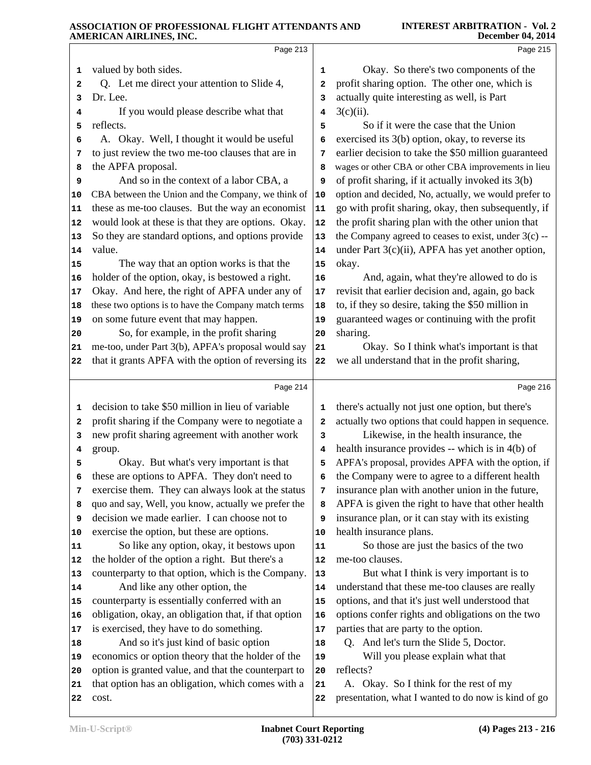Page 213

valued by both sides.

Q. Let me direct your attention to Slide 4, Dr. Lee.

If you would please describe what that reflects.

A. Okay. Well, I thought it would be useful to just review the two me-too clauses that are in the APFA proposal.

And so in the context of a labor CBA, a CBA between the Union and the Company, we think of these as me-too clauses. But the way an economist would look at these is that they are options. Okay. So they are standard options, and options provide value.

The way that an option works is that the holder of the option, okay, is bestowed a right. Okay. And here, the right of APFA under any of these two options is to have the Company match terms on some future event that may happen.

So, for example, in the profit sharing me-too, under Part 3(b), APFA's proposal would say that it grants APFA with the option of reversing its

Page 214

decision to take $50 million in lieu of variable profit sharing if the Company were to negotiate a new profit sharing agreement with another work group.

Okay. But what's very important is that these are options to APFA. They don't need to exercise them. They can always look at the status quo and say, Well, you know, actually we prefer the decision we made earlier. I can choose not to exercise the option, but these are options.

So like any option, okay, it bestows upon the holder of the option a right. But there's a counterparty to that option, which is the Company.

And like any other option, the counterparty is essentially conferred with an obligation, okay, an obligation that, if that option is exercised, they have to do something.

And so it's just kind of basic option economics or option theory that the holder of the option is granted value, and that the counterpart to that option has an obligation, which comes with a cost.

Page 215

Okay. So there's two components of the profit sharing option. The other one, which is actually quite interesting as well, is Part 3(c)(ii).

So if it were the case that the Union exercised its 3(b) option, okay, to reverse its earlier decision to take the $50 million guaranteed wages or other CBA or other CBA improvements in lieu of profit sharing, if it actually invoked its 3(b) option and decided, No, actually, we would prefer to go with profit sharing, okay, then subsequently, if the profit sharing plan with the other union that the Company agreed to ceases to exist, under 3(c) -- under Part 3(c)(ii), APFA has yet another option, okay.

And, again, what they're allowed to do is revisit that earlier decision and, again, go back to, if they so desire, taking the $50 million in guaranteed wages or continuing with the profit sharing.

Okay. So I think what's important is that we all understand that in the profit sharing,

Page 216

there's actually not just one option, but there's actually two options that could happen in sequence.

Likewise, in the health insurance, the health insurance provides -- which is in 4(b) of APFA's proposal, provides APFA with the option, if the Company were to agree to a different health insurance plan with another union in the future, APFA is given the right to have that other health insurance plan, or it can stay with its existing health insurance plans.

So those are just the basics of the two me-too clauses.

But what I think is very important is to understand that these me-too clauses are really options, and that it's just well understood that options confer rights and obligations on the two parties that are party to the option.

Q. And let's turn the Slide 5, Doctor.

Will you please explain what that reflects?

A. Okay. So I think for the rest of my presentation, what I wanted to do now is kind of go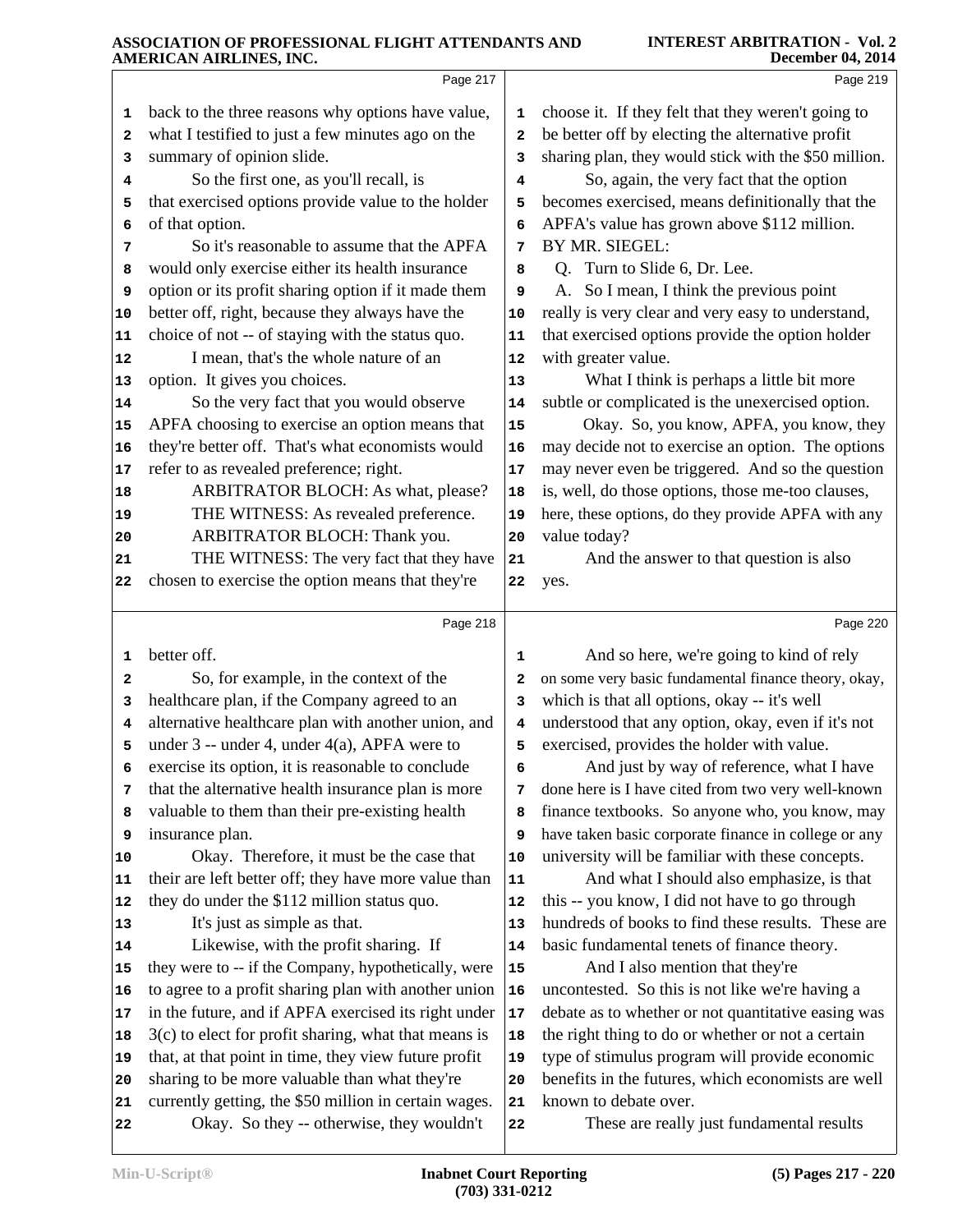Page 217

1 back to the three reasons why options have value,
2 what I testified to just a few minutes ago on the
3 summary of opinion slide.
4 So the first one, as you'll recall, is
5 that exercised options provide value to the holder
6 of that option.
7 So it's reasonable to assume that the APFA
8 would only exercise either its health insurance
9 option or its profit sharing option if it made them
10 better off, right, because they always have the
11 choice of not -- of staying with the status quo.
12 I mean, that's the whole nature of an
13 option. It gives you choices.
14 So the very fact that you would observe
15 APFA choosing to exercise an option means that
16 they're better off. That's what economists would
17 refer to as revealed preference; right.
18 ARBITRATOR BLOCH: As what, please?
19 THE WITNESS: As revealed preference.
20 ARBITRATOR BLOCH: Thank you.
21 THE WITNESS: The very fact that they have
22 chosen to exercise the option means that they're

Page 218

1 better off.
2 So, for example, in the context of the
3 healthcare plan, if the Company agreed to an
4 alternative healthcare plan with another union, and
5 under 3 -- under 4, under 4(a), APFA were to
6 exercise its option, it is reasonable to conclude
7 that the alternative health insurance plan is more
8 valuable to them than their pre-existing health
9 insurance plan.
10 Okay. Therefore, it must be the case that
11 their are left better off; they have more value than
12 they do under the $112 million status quo.
13 It's just as simple as that.
14 Likewise, with the profit sharing. If
15 they were to -- if the Company, hypothetically, were
16 to agree to a profit sharing plan with another union
17 in the future, and if APFA exercised its right under
18 3(c) to elect for profit sharing, what that means is
19 that, at that point in time, they view future profit
20 sharing to be more valuable than what they're
21 currently getting, the $50 million in certain wages.
22 Okay. So they -- otherwise, they wouldn't

Page 219

1 choose it. If they felt that they weren't going to
2 be better off by electing the alternative profit
3 sharing plan, they would stick with the $50 million.
4 So, again, the very fact that the option
5 becomes exercised, means definitionally that the
6 APFA's value has grown above $112 million.
7 BY MR. SIEGEL:
8 Q. Turn to Slide 6, Dr. Lee.
9 A. So I mean, I think the previous point
10 really is very clear and very easy to understand,
11 that exercised options provide the option holder
12 with greater value.
13 What I think is perhaps a little bit more
14 subtle or complicated is the unexercised option.
15 Okay. So, you know, APFA, you know, they
16 may decide not to exercise an option. The options
17 may never even be triggered. And so the question
18 is, well, do those options, those me-too clauses,
19 here, these options, do they provide APFA with any
20 value today?
21 And the answer to that question is also
22 yes.

Page 220

1 And so here, we're going to kind of rely
2 on some very basic fundamental finance theory, okay,
3 which is that all options, okay -- it's well
4 understood that any option, okay, even if it's not
5 exercised, provides the holder with value.
6 And just by way of reference, what I have
7 done here is I have cited from two very well-known
8 finance textbooks. So anyone who, you know, may
9 have taken basic corporate finance in college or any
10 university will be familiar with these concepts.
11 And what I should also emphasize, is that
12 this -- you know, I did not have to go through
13 hundreds of books to find these results. These are
14 basic fundamental tenets of finance theory.
15 And I also mention that they're
16 uncontested. So this is not like we're having a
17 debate as to whether or not quantitative easing was
18 the right thing to do or whether or not a certain
19 type of stimulus program will provide economic
20 benefits in the futures, which economists are well
21 known to debate over.
22 These are really just fundamental results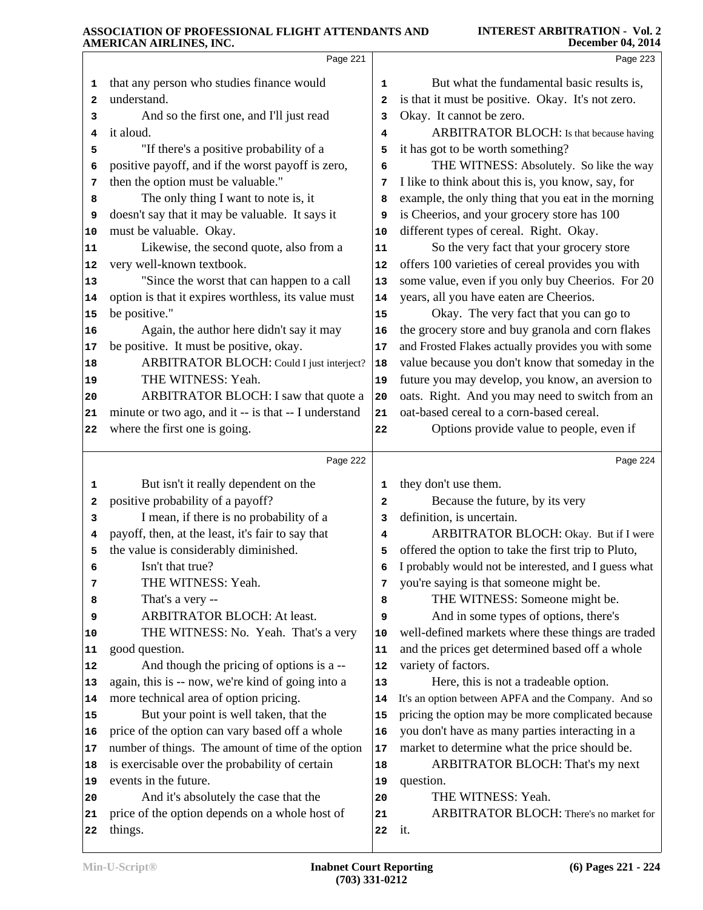Page 221

1 that any person who studies finance would
2 understand.
3 And so the first one, and I'll just read
4 it aloud.
5 "If there's a positive probability of a
6 positive payoff, and if the worst payoff is zero,
7 then the option must be valuable."
8 The only thing I want to note is, it
9 doesn't say that it may be valuable. It says it
10 must be valuable. Okay.
11 Likewise, the second quote, also from a
12 very well-known textbook.
13 "Since the worst that can happen to a call
14 option is that it expires worthless, its value must
15 be positive."
16 Again, the author here didn't say it may
17 be positive. It must be positive, okay.
18 ARBITRATOR BLOCH: Could I just interject?
19 THE WITNESS: Yeah.
20 ARBITRATOR BLOCH: I saw that quote a
21 minute or two ago, and it -- is that -- I understand
22 where the first one is going.

Page 222

1 But isn't it really dependent on the
2 positive probability of a payoff?
3 I mean, if there is no probability of a
4 payoff, then, at the least, it's fair to say that
5 the value is considerably diminished.
6 Isn't that true?
7 THE WITNESS: Yeah.
8 That's a very --
9 ARBITRATOR BLOCH: At least.
10 THE WITNESS: No. Yeah. That's a very
11 good question.
12 And though the pricing of options is a --
13 again, this is -- now, we're kind of going into a
14 more technical area of option pricing.
15 But your point is well taken, that the
16 price of the option can vary based off a whole
17 number of things. The amount of time of the option
18 is exercisable over the probability of certain
19 events in the future.
20 And it's absolutely the case that the
21 price of the option depends on a whole host of
22 things.

Page 223

1 But what the fundamental basic results is,
2 is that it must be positive. Okay. It's not zero.
3 Okay. It cannot be zero.
4 ARBITRATOR BLOCH: Is that because having
5 it has got to be worth something?
6 THE WITNESS: Absolutely. So like the way
7 I like to think about this is, you know, say, for
8 example, the only thing that you eat in the morning
9 is Cheerios, and your grocery store has 100
10 different types of cereal. Right. Okay.
11 So the very fact that your grocery store
12 offers 100 varieties of cereal provides you with
13 some value, even if you only buy Cheerios. For 20
14 years, all you have eaten are Cheerios.
15 Okay. The very fact that you can go to
16 the grocery store and buy granola and corn flakes
17 and Frosted Flakes actually provides you with some
18 value because you don't know that someday in the
19 future you may develop, you know, an aversion to
20 oats. Right. And you may need to switch from an
21 oat-based cereal to a corn-based cereal.
22 Options provide value to people, even if

Page 224

1 they don't use them.
2 Because the future, by its very
3 definition, is uncertain.
4 ARBITRATOR BLOCH: Okay. But if I were
5 offered the option to take the first trip to Pluto,
6 I probably would not be interested, and I guess what
7 you're saying is that someone might be.
8 THE WITNESS: Someone might be.
9 And in some types of options, there's
10 well-defined markets where these things are traded
11 and the prices get determined based off a whole
12 variety of factors.
13 Here, this is not a tradeable option.
14 It's an option between APFA and the Company. And so
15 pricing the option may be more complicated because
16 you don't have as many parties interacting in a
17 market to determine what the price should be.
18 ARBITRATOR BLOCH: That's my next
19 question.
20 THE WITNESS: Yeah.
21 ARBITRATOR BLOCH: There's no market for
22 it.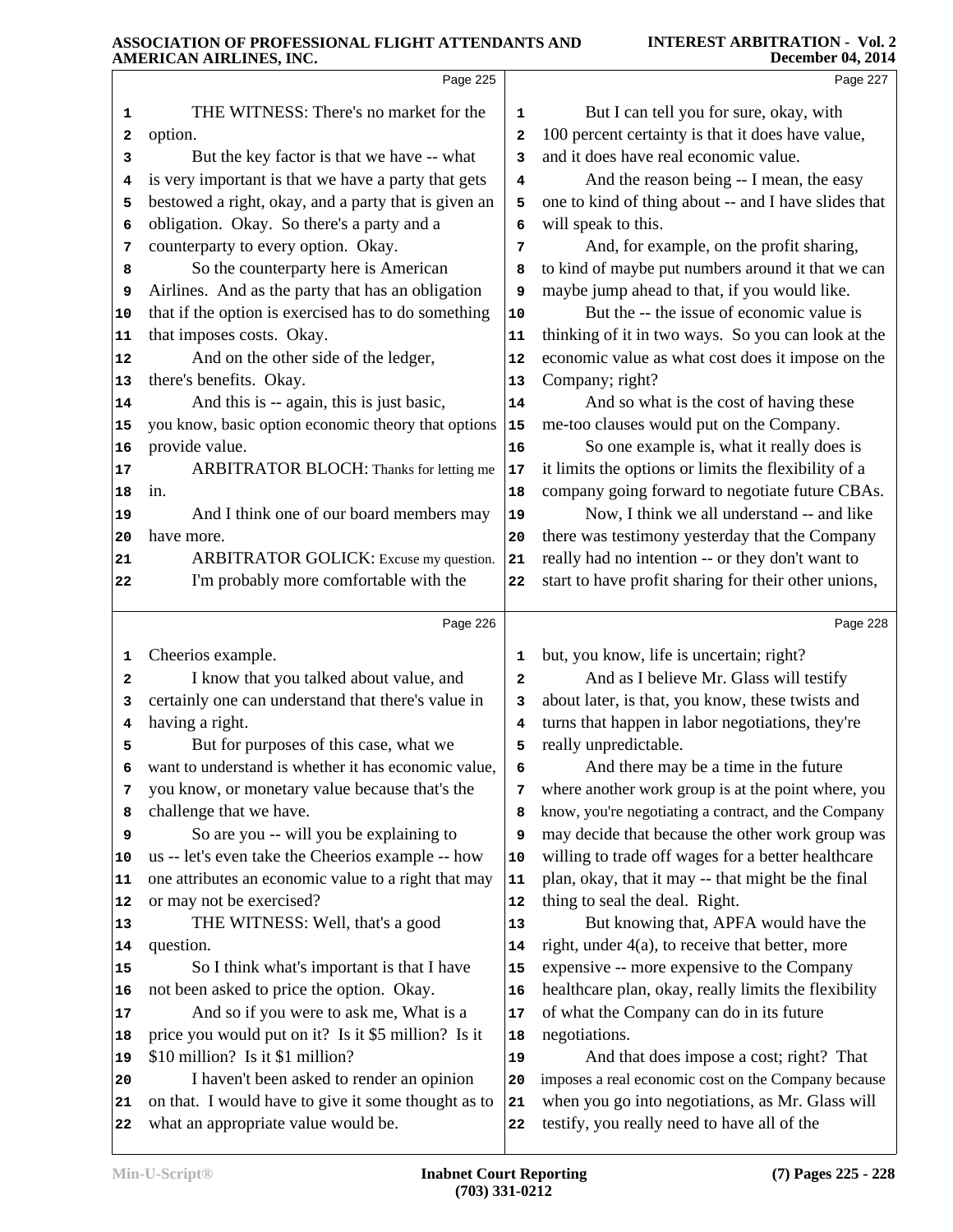Page 225

THE WITNESS: There's no market for the option.

But the key factor is that we have -- what is very important is that we have a party that gets bestowed a right, okay, and a party that is given an obligation. Okay. So there's a party and a counterparty to every option. Okay.

So the counterparty here is American Airlines. And as the party that has an obligation that if the option is exercised has to do something that imposes costs. Okay.

And on the other side of the ledger, there's benefits. Okay.

And this is -- again, this is just basic, you know, basic option economic theory that options provide value.

ARBITRATOR BLOCH: Thanks for letting me in.

And I think one of our board members may have more.

ARBITRATOR GOLICK: Excuse my question. I'm probably more comfortable with the

Page 226

Cheerios example.

I know that you talked about value, and certainly one can understand that there's value in having a right.

But for purposes of this case, what we want to understand is whether it has economic value, you know, or monetary value because that's the challenge that we have.

So are you -- will you be explaining to us -- let's even take the Cheerios example -- how one attributes an economic value to a right that may or may not be exercised?

THE WITNESS: Well, that's a good question.

So I think what's important is that I have not been asked to price the option. Okay.

And so if you were to ask me, What is a price you would put on it? Is it $5 million? Is it $10 million? Is it $1 million?

I haven't been asked to render an opinion on that. I would have to give it some thought as to what an appropriate value would be.

Page 227

But I can tell you for sure, okay, with 100 percent certainty is that it does have value, and it does have real economic value.

And the reason being -- I mean, the easy one to kind of thing about -- and I have slides that will speak to this.

And, for example, on the profit sharing, to kind of maybe put numbers around it that we can maybe jump ahead to that, if you would like.

But the -- the issue of economic value is thinking of it in two ways. So you can look at the economic value as what cost does it impose on the Company; right?

And so what is the cost of having these me-too clauses would put on the Company.

So one example is, what it really does is it limits the options or limits the flexibility of a company going forward to negotiate future CBAs.

Now, I think we all understand -- and like there was testimony yesterday that the Company really had no intention -- or they don't want to start to have profit sharing for their other unions,

Page 228

but, you know, life is uncertain; right?

And as I believe Mr. Glass will testify about later, is that, you know, these twists and turns that happen in labor negotiations, they're really unpredictable.

And there may be a time in the future where another work group is at the point where, you know, you're negotiating a contract, and the Company may decide that because the other work group was willing to trade off wages for a better healthcare plan, okay, that it may -- that might be the final thing to seal the deal. Right.

But knowing that, APFA would have the right, under 4(a), to receive that better, more expensive -- more expensive to the Company healthcare plan, okay, really limits the flexibility of what the Company can do in its future negotiations.

And that does impose a cost; right? That imposes a real economic cost on the Company because when you go into negotiations, as Mr. Glass will testify, you really need to have all of the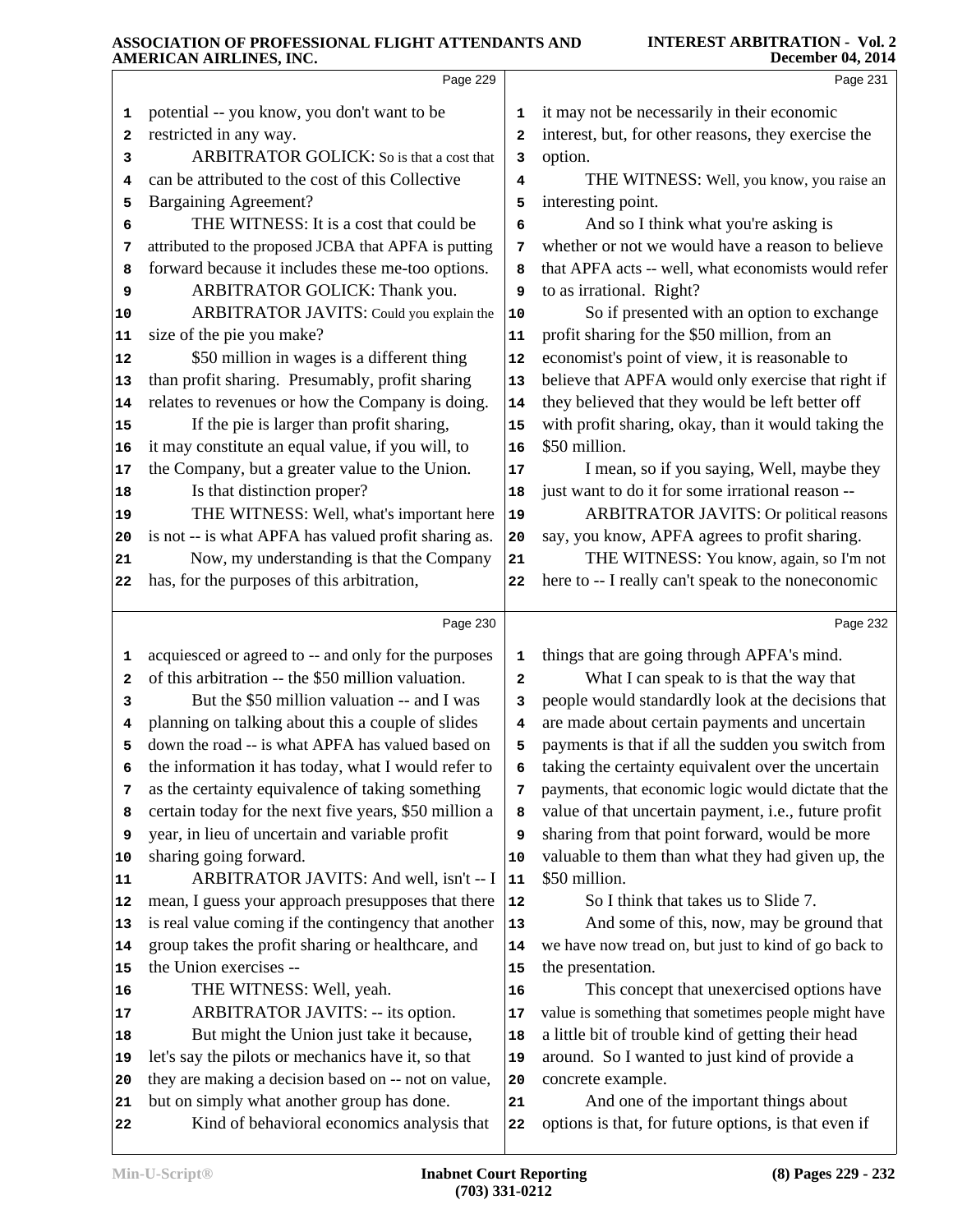Page 229

1 potential -- you know, you don't want to be
2 restricted in any way.
3 ARBITRATOR GOLICK: So is that a cost that
4 can be attributed to the cost of this Collective
5 Bargaining Agreement?
6 THE WITNESS: It is a cost that could be
7 attributed to the proposed JCBA that APFA is putting
8 forward because it includes these me-too options.
9 ARBITRATOR GOLICK: Thank you.
10 ARBITRATOR JAVITS: Could you explain the
11 size of the pie you make?
12 $50 million in wages is a different thing
13 than profit sharing. Presumably, profit sharing
14 relates to revenues or how the Company is doing.
15 If the pie is larger than profit sharing,
16 it may constitute an equal value, if you will, to
17 the Company, but a greater value to the Union.
18 Is that distinction proper?
19 THE WITNESS: Well, what's important here
20 is not -- is what APFA has valued profit sharing as.
21 Now, my understanding is that the Company
22 has, for the purposes of this arbitration,

Page 230

1 acquiesced or agreed to -- and only for the purposes
2 of this arbitration -- the $50 million valuation.
3 But the $50 million valuation -- and I was
4 planning on talking about this a couple of slides
5 down the road -- is what APFA has valued based on
6 the information it has today, what I would refer to
7 as the certainty equivalence of taking something
8 certain today for the next five years, $50 million a
9 year, in lieu of uncertain and variable profit
10 sharing going forward.
11 ARBITRATOR JAVITS: And well, isn't -- I
12 mean, I guess your approach presupposes that there
13 is real value coming if the contingency that another
14 group takes the profit sharing or healthcare, and
15 the Union exercises --
16 THE WITNESS: Well, yeah.
17 ARBITRATOR JAVITS: -- its option.
18 But might the Union just take it because,
19 let's say the pilots or mechanics have it, so that
20 they are making a decision based on -- not on value,
21 but on simply what another group has done.
22 Kind of behavioral economics analysis that

Page 231

1 it may not be necessarily in their economic
2 interest, but, for other reasons, they exercise the
3 option.
4 THE WITNESS: Well, you know, you raise an
5 interesting point.
6 And so I think what you're asking is
7 whether or not we would have a reason to believe
8 that APFA acts -- well, what economists would refer
9 to as irrational. Right?
10 So if presented with an option to exchange
11 profit sharing for the $50 million, from an
12 economist's point of view, it is reasonable to
13 believe that APFA would only exercise that right if
14 they believed that they would be left better off
15 with profit sharing, okay, than it would taking the
16 $50 million.
17 I mean, so if you saying, Well, maybe they
18 just want to do it for some irrational reason --
19 ARBITRATOR JAVITS: Or political reasons
20 say, you know, APFA agrees to profit sharing.
21 THE WITNESS: You know, again, so I'm not
22 here to -- I really can't speak to the noneconomic

Page 232

1 things that are going through APFA's mind.
2 What I can speak to is that the way that
3 people would standardly look at the decisions that
4 are made about certain payments and uncertain
5 payments is that if all the sudden you switch from
6 taking the certainty equivalent over the uncertain
7 payments, that economic logic would dictate that the
8 value of that uncertain payment, i.e., future profit
9 sharing from that point forward, would be more
10 valuable to them than what they had given up, the
11 $50 million.
12 So I think that takes us to Slide 7.
13 And some of this, now, may be ground that
14 we have now tread on, but just to kind of go back to
15 the presentation.
16 This concept that unexercised options have
17 value is something that sometimes people might have
18 a little bit of trouble kind of getting their head
19 around. So I wanted to just kind of provide a
20 concrete example.
21 And one of the important things about
22 options is that, for future options, is that even if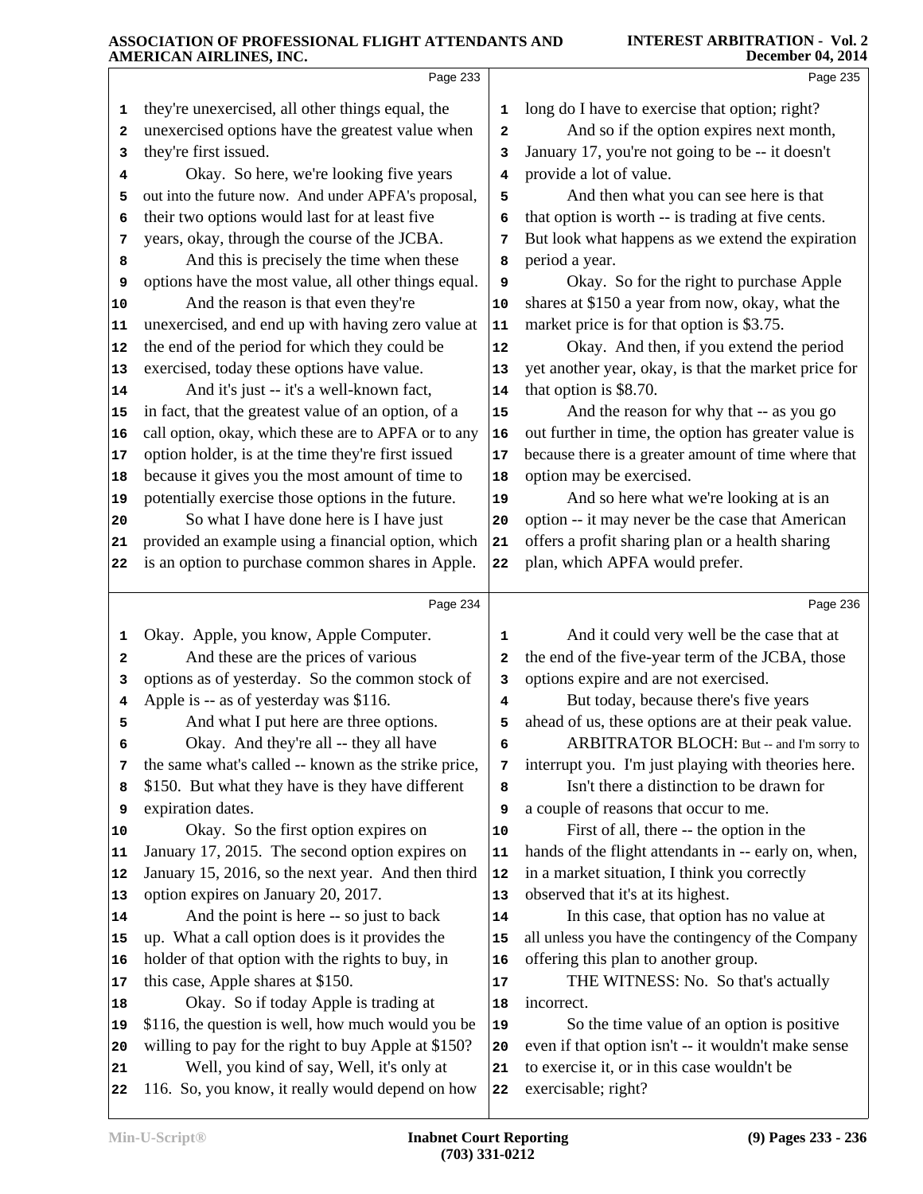Page 233

1 they're unexercised, all other things equal, the
2 unexercised options have the greatest value when
3 they're first issued.
4 Okay. So here, we're looking five years
5 out into the future now. And under APFA's proposal,
6 their two options would last for at least five
7 years, okay, through the course of the JCBA.
8 And this is precisely the time when these
9 options have the most value, all other things equal.
10 And the reason is that even they're
11 unexercised, and end up with having zero value at
12 the end of the period for which they could be
13 exercised, today these options have value.
14 And it's just -- it's a well-known fact,
15 in fact, that the greatest value of an option, of a
16 call option, okay, which these are to APFA or to any
17 option holder, is at the time they're first issued
18 because it gives you the most amount of time to
19 potentially exercise those options in the future.
20 So what I have done here is I have just
21 provided an example using a financial option, which
22 is an option to purchase common shares in Apple.

Page 234

1 Okay. Apple, you know, Apple Computer.
2 And these are the prices of various
3 options as of yesterday. So the common stock of
4 Apple is -- as of yesterday was $116.
5 And what I put here are three options.
6 Okay. And they're all -- they all have
7 the same what's called -- known as the strike price,
8 $150. But what they have is they have different
9 expiration dates.
10 Okay. So the first option expires on
11 January 17, 2015. The second option expires on
12 January 15, 2016, so the next year. And then third
13 option expires on January 20, 2017.
14 And the point is here -- so just to back
15 up. What a call option does is it provides the
16 holder of that option with the rights to buy, in
17 this case, Apple shares at $150.
18 Okay. So if today Apple is trading at
19 $116, the question is well, how much would you be
20 willing to pay for the right to buy Apple at $150?
21 Well, you kind of say, Well, it's only at
22 116. So, you know, it really would depend on how

Page 235

1 long do I have to exercise that option; right?
2 And so if the option expires next month,
3 January 17, you're not going to be -- it doesn't
4 provide a lot of value.
5 And then what you can see here is that
6 that option is worth -- is trading at five cents.
7 But look what happens as we extend the expiration
8 period a year.
9 Okay. So for the right to purchase Apple
10 shares at $150 a year from now, okay, what the
11 market price is for that option is $3.75.
12 Okay. And then, if you extend the period
13 yet another year, okay, is that the market price for
14 that option is $8.70.
15 And the reason for why that -- as you go
16 out further in time, the option has greater value is
17 because there is a greater amount of time where that
18 option may be exercised.
19 And so here what we're looking at is an
20 option -- it may never be the case that American
21 offers a profit sharing plan or a health sharing
22 plan, which APFA would prefer.

Page 236

1 And it could very well be the case that at
2 the end of the five-year term of the JCBA, those
3 options expire and are not exercised.
4 But today, because there's five years
5 ahead of us, these options are at their peak value.
6 ARBITRATOR BLOCH: But -- and I'm sorry to
7 interrupt you. I'm just playing with theories here.
8 Isn't there a distinction to be drawn for
9 a couple of reasons that occur to me.
10 First of all, there -- the option in the
11 hands of the flight attendants in -- early on, when,
12 in a market situation, I think you correctly
13 observed that it's at its highest.
14 In this case, that option has no value at
15 all unless you have the contingency of the Company
16 offering this plan to another group.
17 THE WITNESS: No. So that's actually
18 incorrect.
19 So the time value of an option is positive
20 even if that option isn't -- it wouldn't make sense
21 to exercise it, or in this case wouldn't be
22 exercisable; right?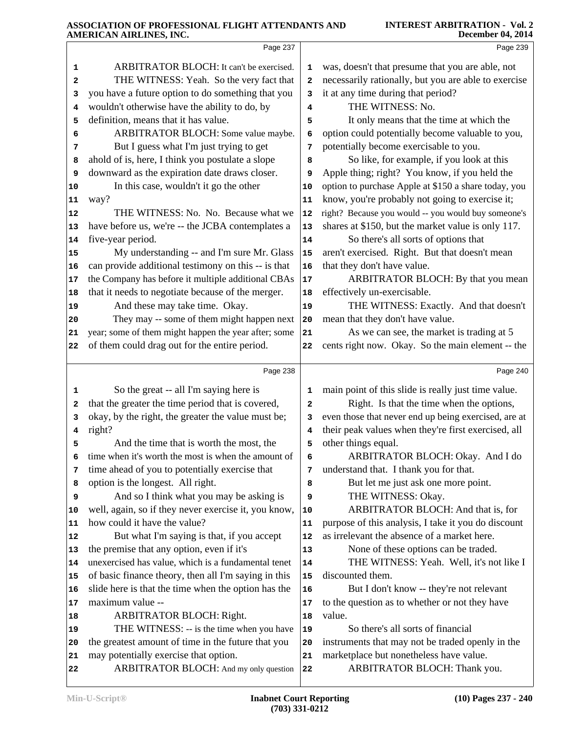**Page 237**

1 ARBITRATOR BLOCH: It can't be exercised.
2 THE WITNESS: Yeah. So the very fact that
3 you have a future option to do something that you
4 wouldn't otherwise have the ability to do, by
5 definition, means that it has value.
6 ARBITRATOR BLOCH: Some value maybe.
7 But I guess what I'm just trying to get
8 ahold of is, here, I think you postulate a slope
9 downward as the expiration date draws closer.
10 In this case, wouldn't it go the other
11 way?
12 THE WITNESS: No. No. Because what we
13 have before us, we're -- the JCBA contemplates a
14 five-year period.
15 My understanding -- and I'm sure Mr. Glass
16 can provide additional testimony on this -- is that
17 the Company has before it multiple additional CBAs
18 that it needs to negotiate because of the merger.
19 And these may take time. Okay.
20 They may -- some of them might happen next
21 year; some of them might happen the year after; some
22 of them could drag out for the entire period.

**Page 238**

1 So the great -- all I'm saying here is
2 that the greater the time period that is covered,
3 okay, by the right, the greater the value must be;
4 right?
5 And the time that is worth the most, the
6 time when it's worth the most is when the amount of
7 time ahead of you to potentially exercise that
8 option is the longest. All right.
9 And so I think what you may be asking is
10 well, again, so if they never exercise it, you know,
11 how could it have the value?
12 But what I'm saying is that, if you accept
13 the premise that any option, even if it's
14 unexercised has value, which is a fundamental tenet
15 of basic finance theory, then all I'm saying in this
16 slide here is that the time when the option has the
17 maximum value --
18 ARBITRATOR BLOCH: Right.
19 THE WITNESS: -- is the time when you have
20 the greatest amount of time in the future that you
21 may potentially exercise that option.
22 ARBITRATOR BLOCH: And my only question

**Page 239**

1 was, doesn't that presume that you are able, not
2 necessarily rationally, but you are able to exercise
3 it at any time during that period?
4 THE WITNESS: No.
5 It only means that the time at which the
6 option could potentially become valuable to you,
7 potentially become exercisable to you.
8 So like, for example, if you look at this
9 Apple thing; right? You know, if you held the
10 option to purchase Apple at $150 a share today, you
11 know, you're probably not going to exercise it;
12 right? Because you would -- you would buy someone's
13 shares at $150, but the market value is only 117.
14 So there's all sorts of options that
15 aren't exercised. Right. But that doesn't mean
16 that they don't have value.
17 ARBITRATOR BLOCH: By that you mean
18 effectively un-exercisable.
19 THE WITNESS: Exactly. And that doesn't
20 mean that they don't have value.
21 As we can see, the market is trading at 5
22 cents right now. Okay. So the main element -- the

**Page 240**

1 main point of this slide is really just time value.
2 Right. Is that the time when the options,
3 even those that never end up being exercised, are at
4 their peak values when they're first exercised, all
5 other things equal.
6 ARBITRATOR BLOCH: Okay. And I do
7 understand that. I thank you for that.
8 But let me just ask one more point.
9 THE WITNESS: Okay.
10 ARBITRATOR BLOCH: And that is, for
11 purpose of this analysis, I take it you do discount
12 as irrelevant the absence of a market here.
13 None of these options can be traded.
14 THE WITNESS: Yeah. Well, it's not like I
15 discounted them.
16 But I don't know -- they're not relevant
17 to the question as to whether or not they have
18 value.
19 So there's all sorts of financial
20 instruments that may not be traded openly in the
21 marketplace but nonetheless have value.
22 ARBITRATOR BLOCH: Thank you.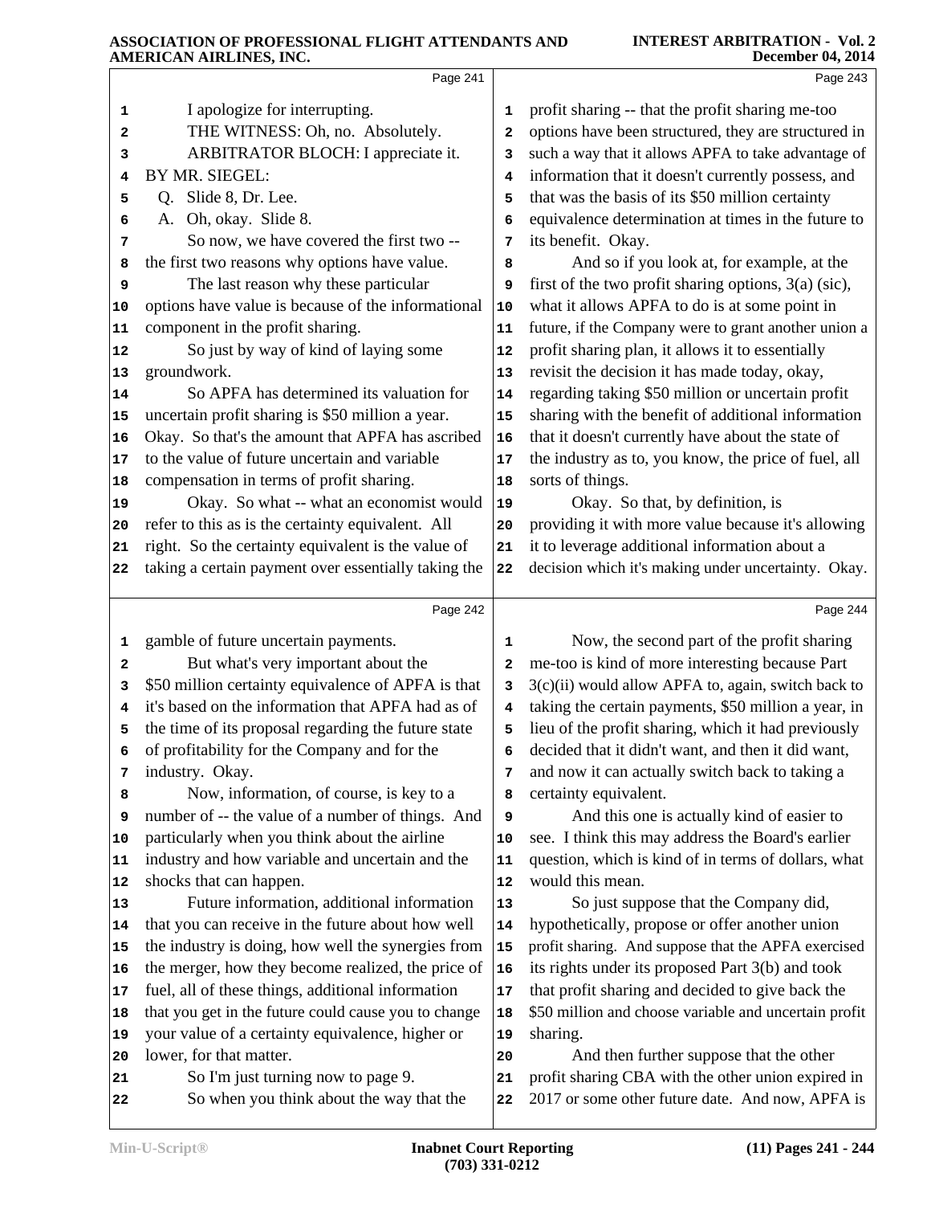Page 241

1 I apologize for interrupting.
2 THE WITNESS: Oh, no. Absolutely.
3 ARBITRATOR BLOCH: I appreciate it.
4 BY MR. SIEGEL:
5 Q. Slide 8, Dr. Lee.
6 A. Oh, okay. Slide 8.
7 So now, we have covered the first two --
8 the first two reasons why options have value.
9 The last reason why these particular
10 options have value is because of the informational
11 component in the profit sharing.
12 So just by way of kind of laying some
13 groundwork.
14 So APFA has determined its valuation for
15 uncertain profit sharing is $50 million a year.
16 Okay. So that's the amount that APFA has ascribed
17 to the value of future uncertain and variable
18 compensation in terms of profit sharing.
19 Okay. So what -- what an economist would
20 refer to this as is the certainty equivalent. All
21 right. So the certainty equivalent is the value of
22 taking a certain payment over essentially taking the

Page 242

1 gamble of future uncertain payments.
2 But what's very important about the
3 $50 million certainty equivalence of APFA is that
4 it's based on the information that APFA had as of
5 the time of its proposal regarding the future state
6 of profitability for the Company and for the
7 industry. Okay.
8 Now, information, of course, is key to a
9 number of -- the value of a number of things. And
10 particularly when you think about the airline
11 industry and how variable and uncertain and the
12 shocks that can happen.
13 Future information, additional information
14 that you can receive in the future about how well
15 the industry is doing, how well the synergies from
16 the merger, how they become realized, the price of
17 fuel, all of these things, additional information
18 that you get in the future could cause you to change
19 your value of a certainty equivalence, higher or
20 lower, for that matter.
21 So I'm just turning now to page 9.
22 So when you think about the way that the

Page 243

1 profit sharing -- that the profit sharing me-too
2 options have been structured, they are structured in
3 such a way that it allows APFA to take advantage of
4 information that it doesn't currently possess, and
5 that was the basis of its $50 million certainty
6 equivalence determination at times in the future to
7 its benefit. Okay.
8 And so if you look at, for example, at the
9 first of the two profit sharing options, 3(a) (sic),
10 what it allows APFA to do is at some point in
11 future, if the Company were to grant another union a
12 profit sharing plan, it allows it to essentially
13 revisit the decision it has made today, okay,
14 regarding taking $50 million or uncertain profit
15 sharing with the benefit of additional information
16 that it doesn't currently have about the state of
17 the industry as to, you know, the price of fuel, all
18 sorts of things.
19 Okay. So that, by definition, is
20 providing it with more value because it's allowing
21 it to leverage additional information about a
22 decision which it's making under uncertainty. Okay.

Page 244

1 Now, the second part of the profit sharing
2 me-too is kind of more interesting because Part
3 3(c)(ii) would allow APFA to, again, switch back to
4 taking the certain payments, $50 million a year, in
5 lieu of the profit sharing, which it had previously
6 decided that it didn't want, and then it did want,
7 and now it can actually switch back to taking a
8 certainty equivalent.
9 And this one is actually kind of easier to
10 see. I think this may address the Board's earlier
11 question, which is kind of in terms of dollars, what
12 would this mean.
13 So just suppose that the Company did,
14 hypothetically, propose or offer another union
15 profit sharing. And suppose that the APFA exercised
16 its rights under its proposed Part 3(b) and took
17 that profit sharing and decided to give back the
18 $50 million and choose variable and uncertain profit
19 sharing.
20 And then further suppose that the other
21 profit sharing CBA with the other union expired in
22 2017 or some other future date. And now, APFA is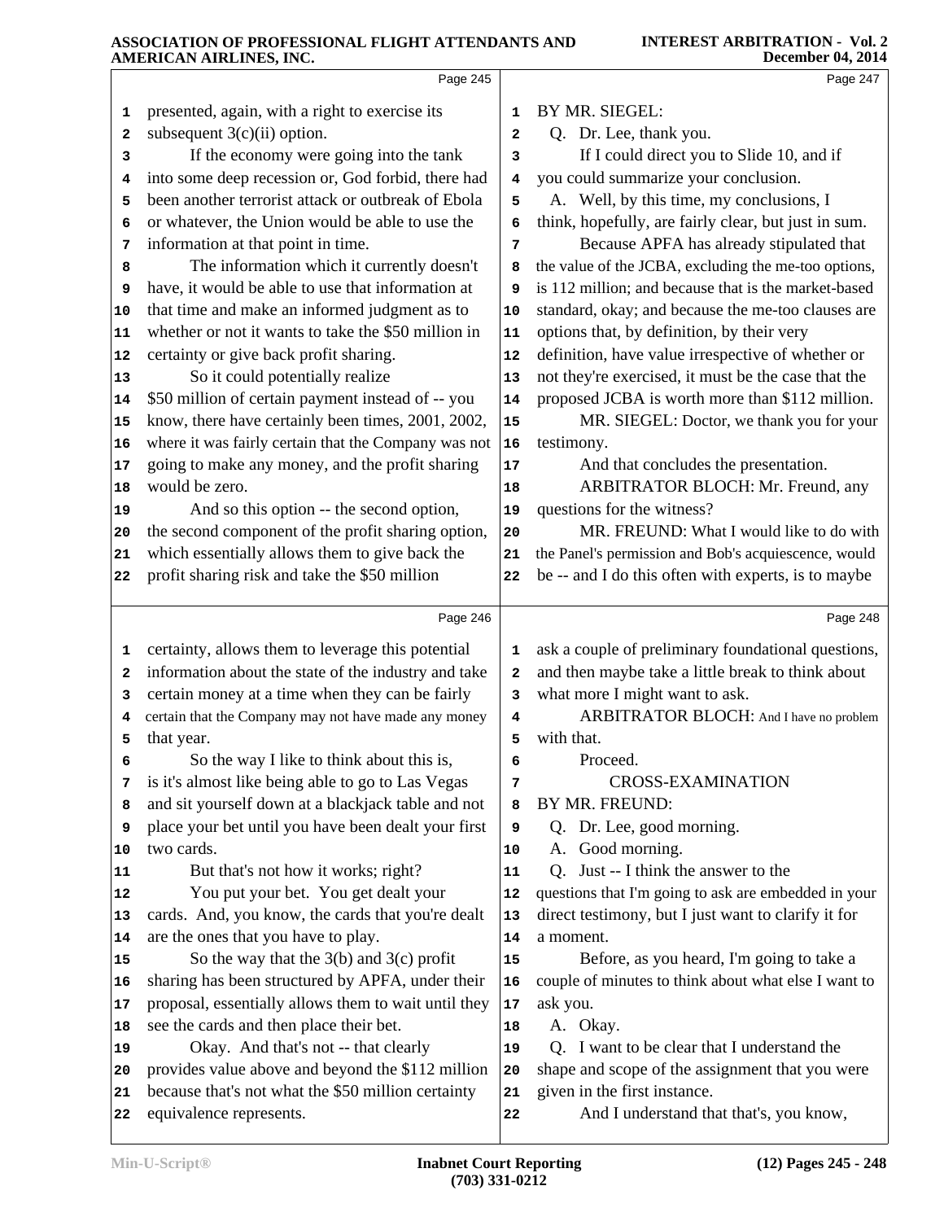Page 245

1 presented, again, with a right to exercise its
2 subsequent 3(c)(ii) option.
3 If the economy were going into the tank
4 into some deep recession or, God forbid, there had
5 been another terrorist attack or outbreak of Ebola
6 or whatever, the Union would be able to use the
7 information at that point in time.
8 The information which it currently doesn't
9 have, it would be able to use that information at
10 that time and make an informed judgment as to
11 whether or not it wants to take the $50 million in
12 certainty or give back profit sharing.
13 So it could potentially realize
14 $50 million of certain payment instead of -- you
15 know, there have certainly been times, 2001, 2002,
16 where it was fairly certain that the Company was not
17 going to make any money, and the profit sharing
18 would be zero.
19 And so this option -- the second option,
20 the second component of the profit sharing option,
21 which essentially allows them to give back the
22 profit sharing risk and take the $50 million

Page 246

1 certainty, allows them to leverage this potential
2 information about the state of the industry and take
3 certain money at a time when they can be fairly
4 certain that the Company may not have made any money
5 that year.
6 So the way I like to think about this is,
7 is it's almost like being able to go to Las Vegas
8 and sit yourself down at a blackjack table and not
9 place your bet until you have been dealt your first
10 two cards.
11 But that's not how it works; right?
12 You put your bet. You get dealt your
13 cards. And, you know, the cards that you're dealt
14 are the ones that you have to play.
15 So the way that the 3(b) and 3(c) profit
16 sharing has been structured by APFA, under their
17 proposal, essentially allows them to wait until they
18 see the cards and then place their bet.
19 Okay. And that's not -- that clearly
20 provides value above and beyond the $112 million
21 because that's not what the $50 million certainty
22 equivalence represents.

Page 247

1 BY MR. SIEGEL:
2 Q. Dr. Lee, thank you.
3 If I could direct you to Slide 10, and if
4 you could summarize your conclusion.
5 A. Well, by this time, my conclusions, I
6 think, hopefully, are fairly clear, but just in sum.
7 Because APFA has already stipulated that
8 the value of the JCBA, excluding the me-too options,
9 is 112 million; and because that is the market-based
10 standard, okay; and because the me-too clauses are
11 options that, by definition, by their very
12 definition, have value irrespective of whether or
13 not they're exercised, it must be the case that the
14 proposed JCBA is worth more than $112 million.
15 MR. SIEGEL: Doctor, we thank you for your
16 testimony.
17 And that concludes the presentation.
18 ARBITRATOR BLOCH: Mr. Freund, any
19 questions for the witness?
20 MR. FREUND: What I would like to do with
21 the Panel's permission and Bob's acquiescence, would
22 be -- and I do this often with experts, is to maybe

Page 248

1 ask a couple of preliminary foundational questions,
2 and then maybe take a little break to think about
3 what more I might want to ask.
4 ARBITRATOR BLOCH: And I have no problem
5 with that.
6 Proceed.
7 CROSS-EXAMINATION
8 BY MR. FREUND:
9 Q. Dr. Lee, good morning.
10 A. Good morning.
11 Q. Just -- I think the answer to the
12 questions that I'm going to ask are embedded in your
13 direct testimony, but I just want to clarify it for
14 a moment.
15 Before, as you heard, I'm going to take a
16 couple of minutes to think about what else I want to
17 ask you.
18 A. Okay.
19 Q. I want to be clear that I understand the
20 shape and scope of the assignment that you were
21 given in the first instance.
22 And I understand that that's, you know,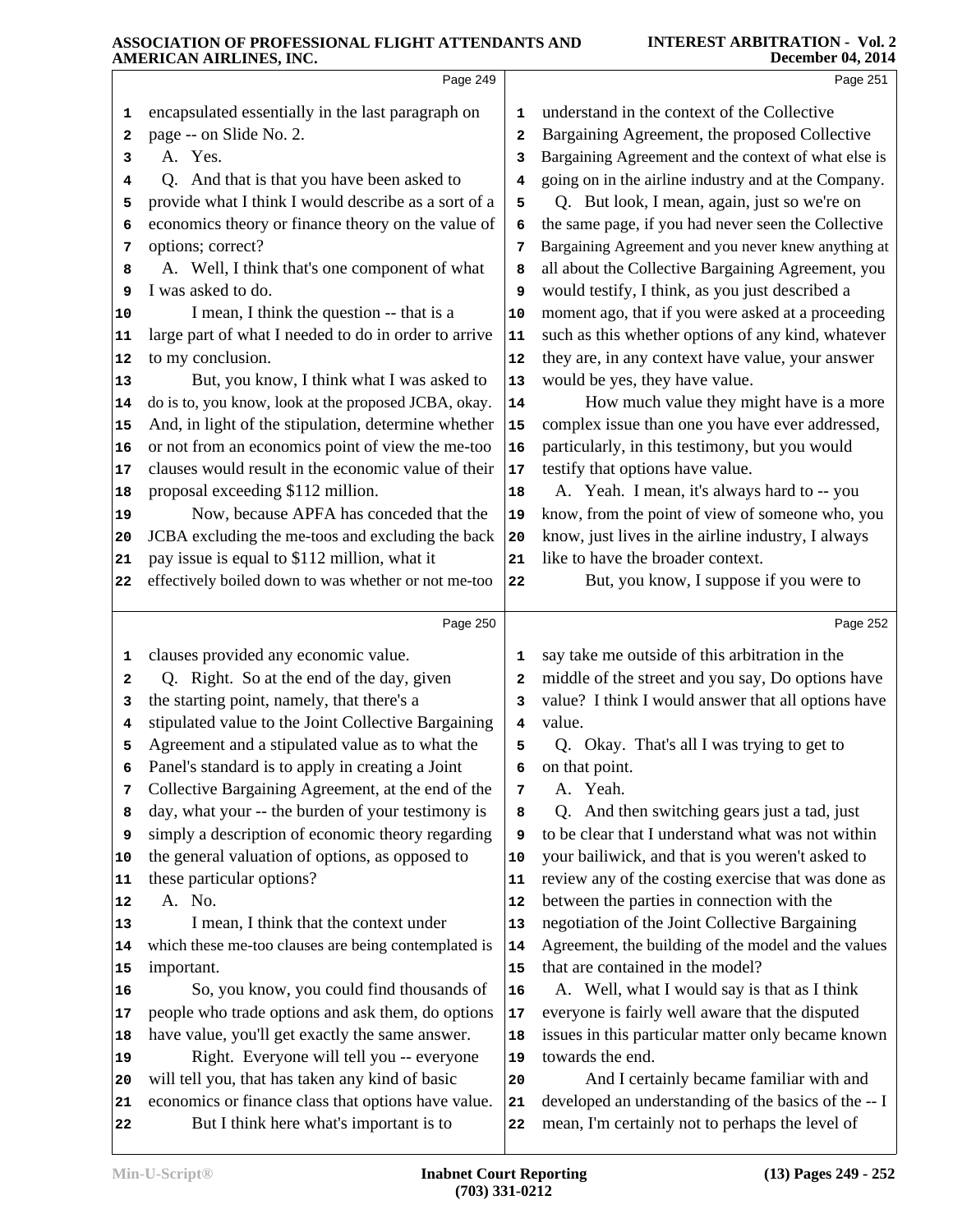Page 249

encapsulated essentially in the last paragraph on page -- on Slide No. 2.

A. Yes.

Q. And that is that you have been asked to provide what I think I would describe as a sort of a economics theory or finance theory on the value of options; correct?

A. Well, I think that's one component of what I was asked to do.

I mean, I think the question -- that is a large part of what I needed to do in order to arrive to my conclusion.

But, you know, I think what I was asked to do is to, you know, look at the proposed JCBA, okay. And, in light of the stipulation, determine whether or not from an economics point of view the me-too clauses would result in the economic value of their proposal exceeding $112 million.

Now, because APFA has conceded that the JCBA excluding the me-toos and excluding the back pay issue is equal to $112 million, what it effectively boiled down to was whether or not me-too

Page 250

clauses provided any economic value.

Q. Right. So at the end of the day, given the starting point, namely, that there's a stipulated value to the Joint Collective Bargaining Agreement and a stipulated value as to what the Panel's standard is to apply in creating a Joint Collective Bargaining Agreement, at the end of the day, what your -- the burden of your testimony is simply a description of economic theory regarding the general valuation of options, as opposed to these particular options?

A. No.

I mean, I think that the context under which these me-too clauses are being contemplated is important.

So, you know, you could find thousands of people who trade options and ask them, do options have value, you'll get exactly the same answer.

Right. Everyone will tell you -- everyone will tell you, that has taken any kind of basic economics or finance class that options have value.

But I think here what's important is to

Page 251

understand in the context of the Collective Bargaining Agreement, the proposed Collective Bargaining Agreement and the context of what else is going on in the airline industry and at the Company.

Q. But look, I mean, again, just so we're on the same page, if you had never seen the Collective Bargaining Agreement and you never knew anything at all about the Collective Bargaining Agreement, you would testify, I think, as you just described a moment ago, that if you were asked at a proceeding such as this whether options of any kind, whatever they are, in any context have value, your answer would be yes, they have value.

How much value they might have is a more complex issue than one you have ever addressed, particularly, in this testimony, but you would testify that options have value.

A. Yeah. I mean, it's always hard to -- you know, from the point of view of someone who, you know, just lives in the airline industry, I always like to have the broader context.

But, you know, I suppose if you were to

Page 252

say take me outside of this arbitration in the middle of the street and you say, Do options have value? I think I would answer that all options have value.

Q. Okay. That's all I was trying to get to on that point.

A. Yeah.

Q. And then switching gears just a tad, just to be clear that I understand what was not within your bailiwick, and that is you weren't asked to review any of the costing exercise that was done as between the parties in connection with the negotiation of the Joint Collective Bargaining Agreement, the building of the model and the values that are contained in the model?

A. Well, what I would say is that as I think everyone is fairly well aware that the disputed issues in this particular matter only became known towards the end.

And I certainly became familiar with and developed an understanding of the basics of the -- I mean, I'm certainly not to perhaps the level of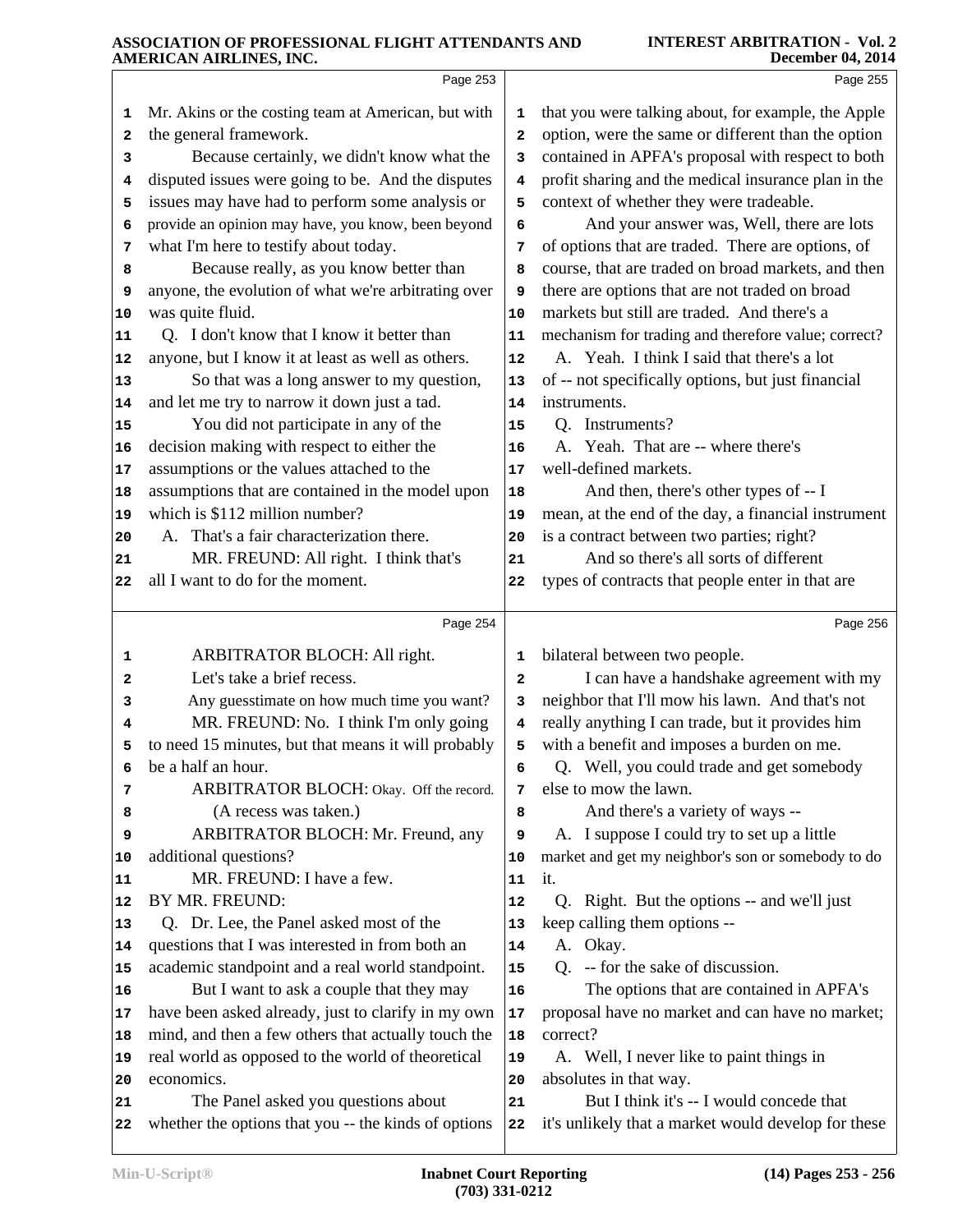Page 253

Mr. Akins or the costing team at American, but with the general framework.

Because certainly, we didn't know what the disputed issues were going to be. And the disputes issues may have had to perform some analysis or provide an opinion may have, you know, been beyond what I'm here to testify about today.

Because really, as you know better than anyone, the evolution of what we're arbitrating over was quite fluid.

Q. I don't know that I know it better than anyone, but I know it at least as well as others.

So that was a long answer to my question, and let me try to narrow it down just a tad.

You did not participate in any of the decision making with respect to either the assumptions or the values attached to the assumptions that are contained in the model upon which is $112 million number?

A. That's a fair characterization there.

MR. FREUND: All right. I think that's all I want to do for the moment.

Page 254

ARBITRATOR BLOCH: All right.

Let's take a brief recess.

Any guesstimate on how much time you want?

MR. FREUND: No. I think I'm only going to need 15 minutes, but that means it will probably be a half an hour.

ARBITRATOR BLOCH: Okay. Off the record.

(A recess was taken.)

ARBITRATOR BLOCH: Mr. Freund, any additional questions?

MR. FREUND: I have a few.

BY MR. FREUND:

Q. Dr. Lee, the Panel asked most of the questions that I was interested in from both an academic standpoint and a real world standpoint.

But I want to ask a couple that they may have been asked already, just to clarify in my own mind, and then a few others that actually touch the real world as opposed to the world of theoretical economics.

The Panel asked you questions about whether the options that you -- the kinds of options

Page 255

that you were talking about, for example, the Apple option, were the same or different than the option contained in APFA's proposal with respect to both profit sharing and the medical insurance plan in the context of whether they were tradeable.

And your answer was, Well, there are lots of options that are traded. There are options, of course, that are traded on broad markets, and then there are options that are not traded on broad markets but still are traded. And there's a mechanism for trading and therefore value; correct?

A. Yeah. I think I said that there's a lot of -- not specifically options, but just financial instruments.

Q. Instruments?

A. Yeah. That are -- where there's well-defined markets.

And then, there's other types of -- I mean, at the end of the day, a financial instrument is a contract between two parties; right?

And so there's all sorts of different types of contracts that people enter in that are

Page 256

bilateral between two people.

I can have a handshake agreement with my neighbor that I'll mow his lawn. And that's not really anything I can trade, but it provides him with a benefit and imposes a burden on me.

Q. Well, you could trade and get somebody else to mow the lawn.

And there's a variety of ways --

A. I suppose I could try to set up a little market and get my neighbor's son or somebody to do it.

Q. Right. But the options -- and we'll just keep calling them options --

A. Okay.

Q. -- for the sake of discussion.

The options that are contained in APFA's proposal have no market and can have no market; correct?

A. Well, I never like to paint things in absolutes in that way.

But I think it's -- I would concede that it's unlikely that a market would develop for these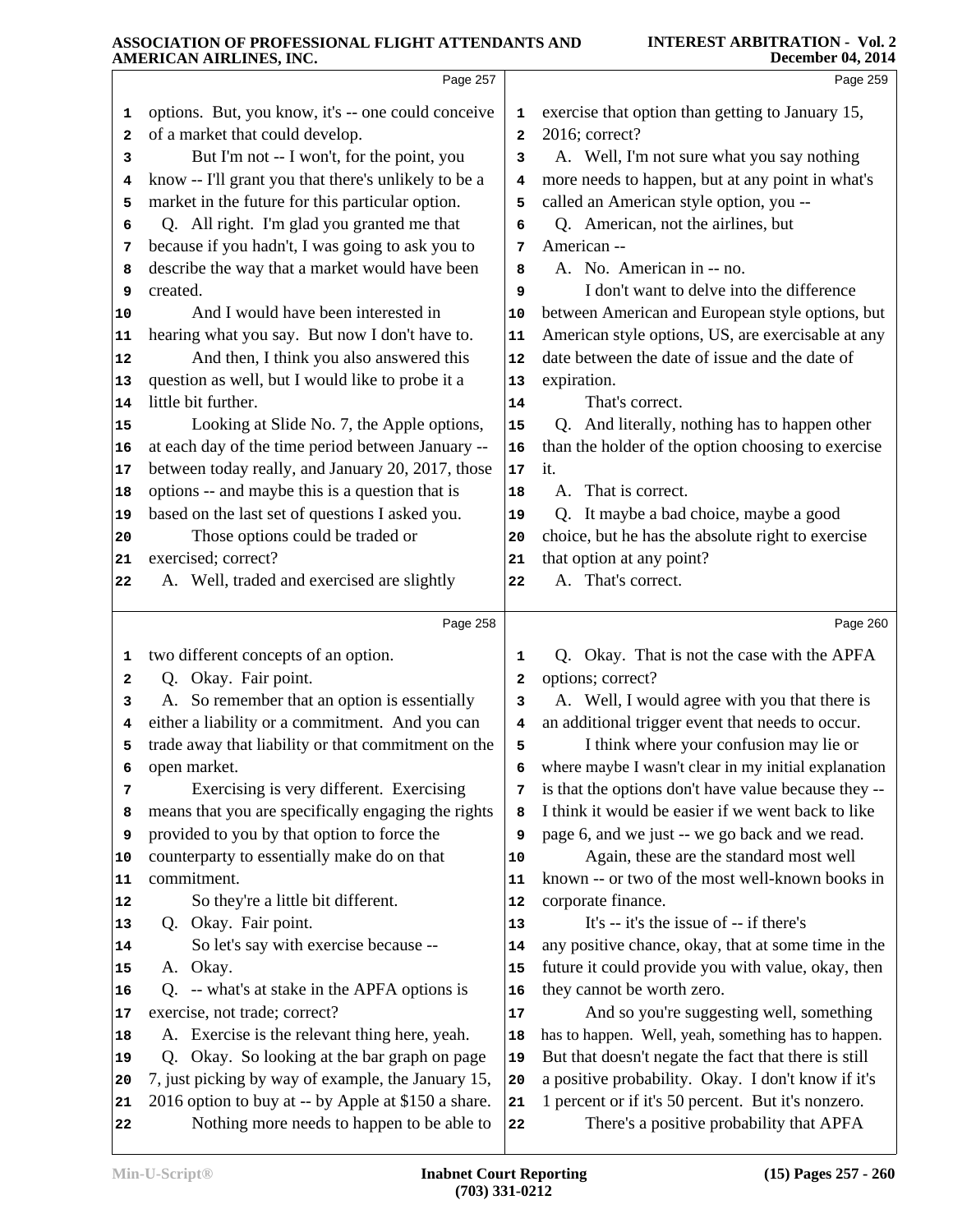Page 257

1 options. But, you know, it's -- one could conceive
2 of a market that could develop.
3 But I'm not -- I won't, for the point, you
4 know -- I'll grant you that there's unlikely to be a
5 market in the future for this particular option.
6 Q. All right. I'm glad you granted me that
7 because if you hadn't, I was going to ask you to
8 describe the way that a market would have been
9 created.
10 And I would have been interested in
11 hearing what you say. But now I don't have to.
12 And then, I think you also answered this
13 question as well, but I would like to probe it a
14 little bit further.
15 Looking at Slide No. 7, the Apple options,
16 at each day of the time period between January --
17 between today really, and January 20, 2017, those
18 options -- and maybe this is a question that is
19 based on the last set of questions I asked you.
20 Those options could be traded or
21 exercised; correct?
22 A. Well, traded and exercised are slightly

Page 258

1 two different concepts of an option.
2 Q. Okay. Fair point.
3 A. So remember that an option is essentially
4 either a liability or a commitment. And you can
5 trade away that liability or that commitment on the
6 open market.
7 Exercising is very different. Exercising
8 means that you are specifically engaging the rights
9 provided to you by that option to force the
10 counterparty to essentially make do on that
11 commitment.
12 So they're a little bit different.
13 Q. Okay. Fair point.
14 So let's say with exercise because --
15 A. Okay.
16 Q. -- what's at stake in the APFA options is
17 exercise, not trade; correct?
18 A. Exercise is the relevant thing here, yeah.
19 Q. Okay. So looking at the bar graph on page
20 7, just picking by way of example, the January 15,
21 2016 option to buy at -- by Apple at $150 a share.
22 Nothing more needs to happen to be able to

Page 259

1 exercise that option than getting to January 15,
2 2016; correct?
3 A. Well, I'm not sure what you say nothing
4 more needs to happen, but at any point in what's
5 called an American style option, you --
6 Q. American, not the airlines, but
7 American --
8 A. No. American in -- no.
9 I don't want to delve into the difference
10 between American and European style options, but
11 American style options, US, are exercisable at any
12 date between the date of issue and the date of
13 expiration.
14 That's correct.
15 Q. And literally, nothing has to happen other
16 than the holder of the option choosing to exercise
17 it.
18 A. That is correct.
19 Q. It maybe a bad choice, maybe a good
20 choice, but he has the absolute right to exercise
21 that option at any point?
22 A. That's correct.

Page 260

1 Q. Okay. That is not the case with the APFA
2 options; correct?
3 A. Well, I would agree with you that there is
4 an additional trigger event that needs to occur.
5 I think where your confusion may lie or
6 where maybe I wasn't clear in my initial explanation
7 is that the options don't have value because they --
8 I think it would be easier if we went back to like
9 page 6, and we just -- we go back and we read.
10 Again, these are the standard most well
11 known -- or two of the most well-known books in
12 corporate finance.
13 It's -- it's the issue of -- if there's
14 any positive chance, okay, that at some time in the
15 future it could provide you with value, okay, then
16 they cannot be worth zero.
17 And so you're suggesting well, something
18 has to happen. Well, yeah, something has to happen.
19 But that doesn't negate the fact that there is still
20 a positive probability. Okay. I don't know if it's
21 1 percent or if it's 50 percent. But it's nonzero.
22 There's a positive probability that APFA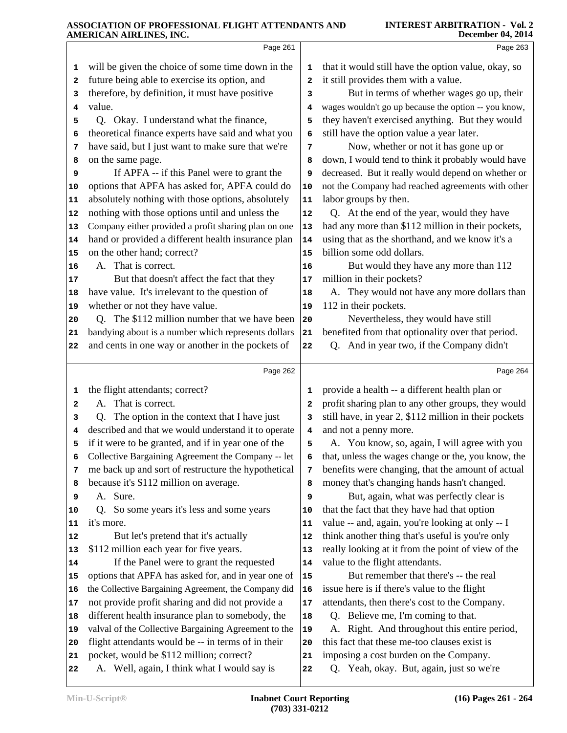Page 261

1 will be given the choice of some time down in the
2 future being able to exercise its option, and
3 therefore, by definition, it must have positive
4 value.
5 Q. Okay. I understand what the finance,
6 theoretical finance experts have said and what you
7 have said, but I just want to make sure that we're
8 on the same page.
9 If APFA -- if this Panel were to grant the
10 options that APFA has asked for, APFA could do
11 absolutely nothing with those options, absolutely
12 nothing with those options until and unless the
13 Company either provided a profit sharing plan on one
14 hand or provided a different health insurance plan
15 on the other hand; correct?
16 A. That is correct.
17 But that doesn't affect the fact that they
18 have value. It's irrelevant to the question of
19 whether or not they have value.
20 Q. The $112 million number that we have been
21 bandying about is a number which represents dollars
22 and cents in one way or another in the pockets of

Page 262

1 the flight attendants; correct?
2 A. That is correct.
3 Q. The option in the context that I have just
4 described and that we would understand it to operate
5 if it were to be granted, and if in year one of the
6 Collective Bargaining Agreement the Company -- let
7 me back up and sort of restructure the hypothetical
8 because it's $112 million on average.
9 A. Sure.
10 Q. So some years it's less and some years
11 it's more.
12 But let's pretend that it's actually
13 $112 million each year for five years.
14 If the Panel were to grant the requested
15 options that APFA has asked for, and in year one of
16 the Collective Bargaining Agreement, the Company did
17 not provide profit sharing and did not provide a
18 different health insurance plan to somebody, the
19 valval of the Collective Bargaining Agreement to the
20 flight attendants would be -- in terms of in their
21 pocket, would be $112 million; correct?
22 A. Well, again, I think what I would say is

Page 263

1 that it would still have the option value, okay, so
2 it still provides them with a value.
3 But in terms of whether wages go up, their
4 wages wouldn't go up because the option -- you know,
5 they haven't exercised anything. But they would
6 still have the option value a year later.
7 Now, whether or not it has gone up or
8 down, I would tend to think it probably would have
9 decreased. But it really would depend on whether or
10 not the Company had reached agreements with other
11 labor groups by then.
12 Q. At the end of the year, would they have
13 had any more than $112 million in their pockets,
14 using that as the shorthand, and we know it's a
15 billion some odd dollars.
16 But would they have any more than 112
17 million in their pockets?
18 A. They would not have any more dollars than
19 112 in their pockets.
20 Nevertheless, they would have still
21 benefited from that optionality over that period.
22 Q. And in year two, if the Company didn't

Page 264

1 provide a health -- a different health plan or
2 profit sharing plan to any other groups, they would
3 still have, in year 2, $112 million in their pockets
4 and not a penny more.
5 A. You know, so, again, I will agree with you
6 that, unless the wages change or the, you know, the
7 benefits were changing, that the amount of actual
8 money that's changing hands hasn't changed.
9 But, again, what was perfectly clear is
10 that the fact that they have had that option
11 value -- and, again, you're looking at only -- I
12 think another thing that's useful is you're only
13 really looking at it from the point of view of the
14 value to the flight attendants.
15 But remember that there's -- the real
16 issue here is if there's value to the flight
17 attendants, then there's cost to the Company.
18 Q. Believe me, I'm coming to that.
19 A. Right. And throughout this entire period,
20 this fact that these me-too clauses exist is
21 imposing a cost burden on the Company.
22 Q. Yeah, okay. But, again, just so we're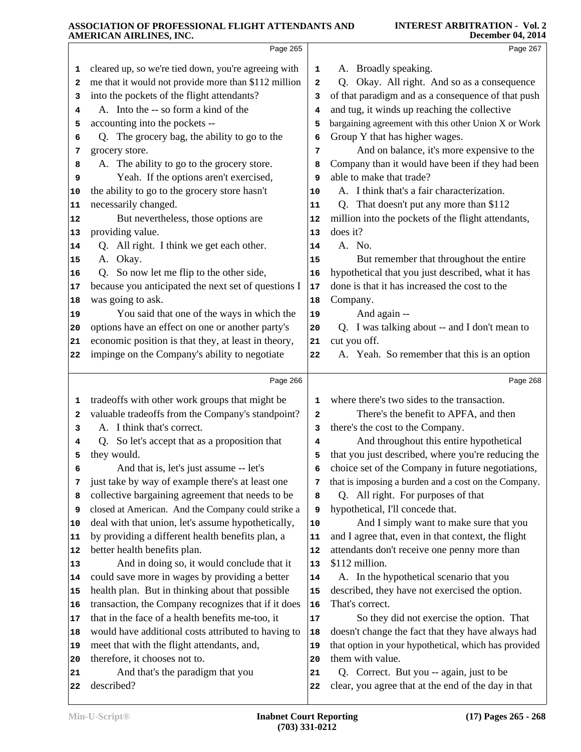Page 265

1 cleared up, so we're tied down, you're agreeing with
2 me that it would not provide more than $112 million
3 into the pockets of the flight attendants?
4 A. Into the -- so form a kind of the
5 accounting into the pockets --
6 Q. The grocery bag, the ability to go to the
7 grocery store.
8 A. The ability to go to the grocery store.
9 Yeah. If the options aren't exercised,
10 the ability to go to the grocery store hasn't
11 necessarily changed.
12 But nevertheless, those options are
13 providing value.
14 Q. All right. I think we get each other.
15 A. Okay.
16 Q. So now let me flip to the other side,
17 because you anticipated the next set of questions I
18 was going to ask.
19 You said that one of the ways in which the
20 options have an effect on one or another party's
21 economic position is that they, at least in theory,
22 impinge on the Company's ability to negotiate

Page 266

1 tradeoffs with other work groups that might be
2 valuable tradeoffs from the Company's standpoint?
3 A. I think that's correct.
4 Q. So let's accept that as a proposition that
5 they would.
6 And that is, let's just assume -- let's
7 just take by way of example there's at least one
8 collective bargaining agreement that needs to be
9 closed at American. And the Company could strike a
10 deal with that union, let's assume hypothetically,
11 by providing a different health benefits plan, a
12 better health benefits plan.
13 And in doing so, it would conclude that it
14 could save more in wages by providing a better
15 health plan. But in thinking about that possible
16 transaction, the Company recognizes that if it does
17 that in the face of a health benefits me-too, it
18 would have additional costs attributed to having to
19 meet that with the flight attendants, and,
20 therefore, it chooses not to.
21 And that's the paradigm that you
22 described?

Page 267

1 A. Broadly speaking.
2 Q. Okay. All right. And so as a consequence
3 of that paradigm and as a consequence of that push
4 and tug, it winds up reaching the collective
5 bargaining agreement with this other Union X or Work
6 Group Y that has higher wages.
7 And on balance, it's more expensive to the
8 Company than it would have been if they had been
9 able to make that trade?
10 A. I think that's a fair characterization.
11 Q. That doesn't put any more than $112
12 million into the pockets of the flight attendants,
13 does it?
14 A. No.
15 But remember that throughout the entire
16 hypothetical that you just described, what it has
17 done is that it has increased the cost to the
18 Company.
19 And again --
20 Q. I was talking about -- and I don't mean to
21 cut you off.
22 A. Yeah. So remember that this is an option

Page 268

1 where there's two sides to the transaction.
2 There's the benefit to APFA, and then
3 there's the cost to the Company.
4 And throughout this entire hypothetical
5 that you just described, where you're reducing the
6 choice set of the Company in future negotiations,
7 that is imposing a burden and a cost on the Company.
8 Q. All right. For purposes of that
9 hypothetical, I'll concede that.
10 And I simply want to make sure that you
11 and I agree that, even in that context, the flight
12 attendants don't receive one penny more than
13 $112 million.
14 A. In the hypothetical scenario that you
15 described, they have not exercised the option.
16 That's correct.
17 So they did not exercise the option. That
18 doesn't change the fact that they have always had
19 that option in your hypothetical, which has provided
20 them with value.
21 Q. Correct. But you -- again, just to be
22 clear, you agree that at the end of the day in that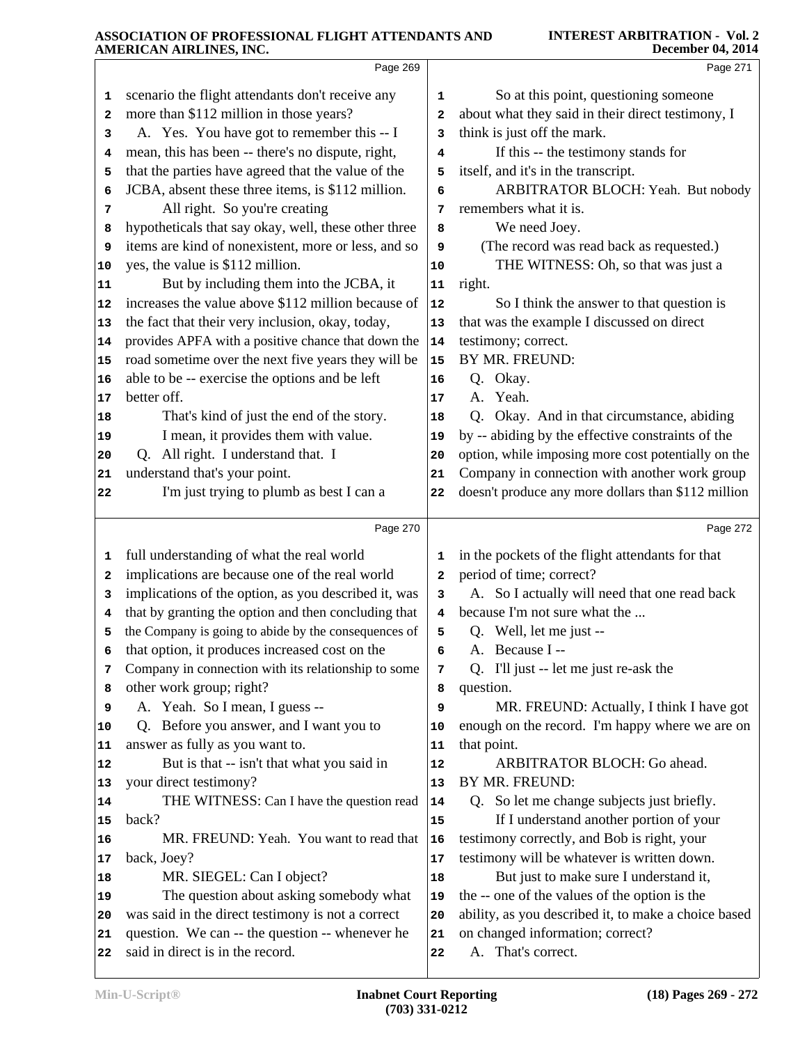Page 269

1 scenario the flight attendants don't receive any
2 more than $112 million in those years?
3 A. Yes. You have got to remember this -- I
4 mean, this has been -- there's no dispute, right,
5 that the parties have agreed that the value of the
6 JCBA, absent these three items, is $112 million.
7 All right. So you're creating
8 hypotheticals that say okay, well, these other three
9 items are kind of nonexistent, more or less, and so
10 yes, the value is $112 million.
11 But by including them into the JCBA, it
12 increases the value above $112 million because of
13 the fact that their very inclusion, okay, today,
14 provides APFA with a positive chance that down the
15 road sometime over the next five years they will be
16 able to be -- exercise the options and be left
17 better off.
18 That's kind of just the end of the story.
19 I mean, it provides them with value.
20 Q. All right. I understand that. I
21 understand that's your point.
22 I'm just trying to plumb as best I can a

Page 270

1 full understanding of what the real world
2 implications are because one of the real world
3 implications of the option, as you described it, was
4 that by granting the option and then concluding that
5 the Company is going to abide by the consequences of
6 that option, it produces increased cost on the
7 Company in connection with its relationship to some
8 other work group; right?
9 A. Yeah. So I mean, I guess --
10 Q. Before you answer, and I want you to
11 answer as fully as you want to.
12 But is that -- isn't that what you said in
13 your direct testimony?
14 THE WITNESS: Can I have the question read
15 back?
16 MR. FREUND: Yeah. You want to read that
17 back, Joey?
18 MR. SIEGEL: Can I object?
19 The question about asking somebody what
20 was said in the direct testimony is not a correct
21 question. We can -- the question -- whenever he
22 said in direct is in the record.

Page 271

1 So at this point, questioning someone
2 about what they said in their direct testimony, I
3 think is just off the mark.
4 If this -- the testimony stands for
5 itself, and it's in the transcript.
6 ARBITRATOR BLOCH: Yeah. But nobody
7 remembers what it is.
8 We need Joey.
9 (The record was read back as requested.)
10 THE WITNESS: Oh, so that was just a
11 right.
12 So I think the answer to that question is
13 that was the example I discussed on direct
14 testimony; correct.
15 BY MR. FREUND:
16 Q. Okay.
17 A. Yeah.
18 Q. Okay. And in that circumstance, abiding
19 by -- abiding by the effective constraints of the
20 option, while imposing more cost potentially on the
21 Company in connection with another work group
22 doesn't produce any more dollars than $112 million

Page 272

1 in the pockets of the flight attendants for that
2 period of time; correct?
3 A. So I actually will need that one read back
4 because I'm not sure what the ...
5 Q. Well, let me just --
6 A. Because I --
7 Q. I'll just -- let me just re-ask the
8 question.
9 MR. FREUND: Actually, I think I have got
10 enough on the record. I'm happy where we are on
11 that point.
12 ARBITRATOR BLOCH: Go ahead.
13 BY MR. FREUND:
14 Q. So let me change subjects just briefly.
15 If I understand another portion of your
16 testimony correctly, and Bob is right, your
17 testimony will be whatever is written down.
18 But just to make sure I understand it,
19 the -- one of the values of the option is the
20 ability, as you described it, to make a choice based
21 on changed information; correct?
22 A. That's correct.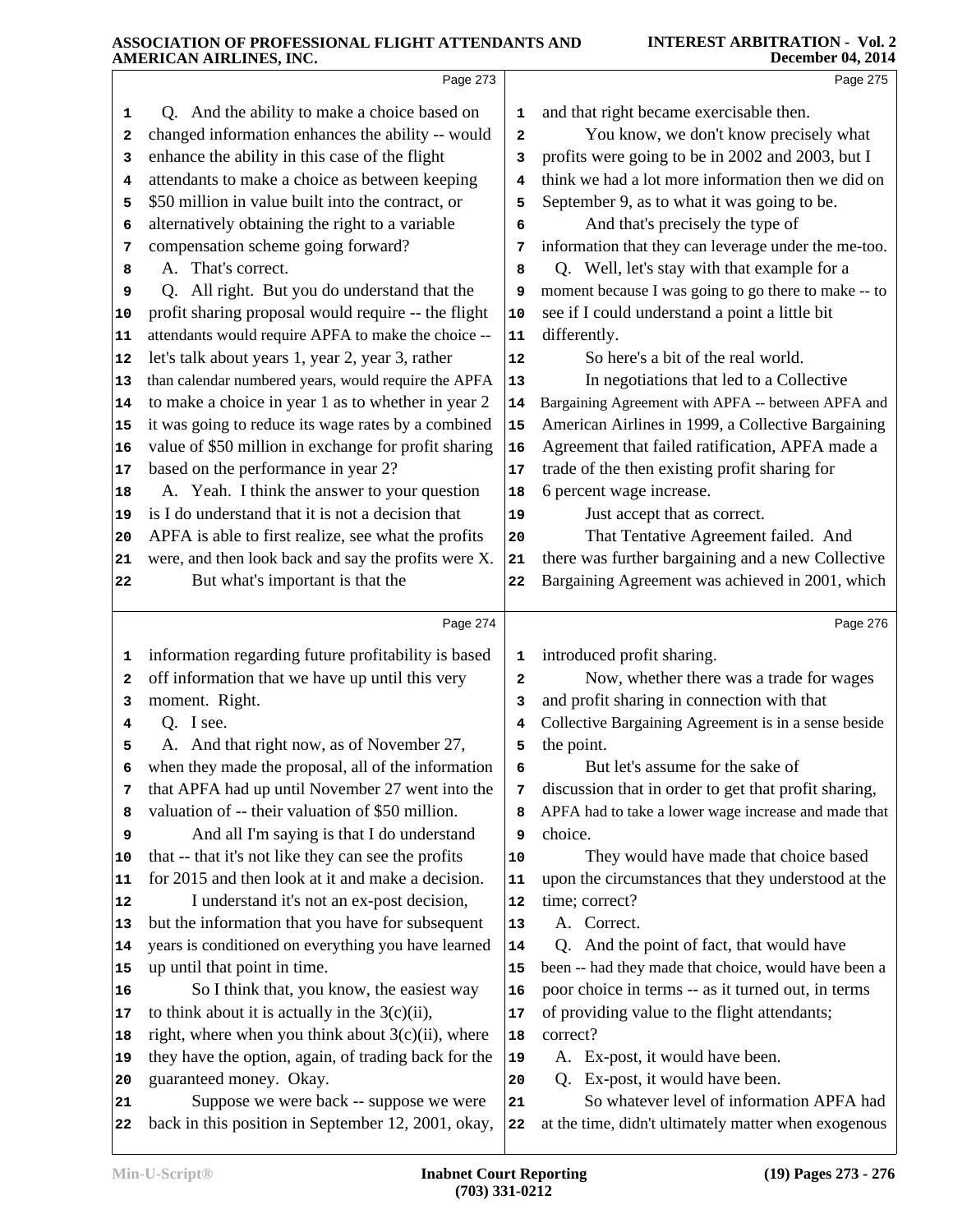Page 273

1 Q. And the ability to make a choice based on
2 changed information enhances the ability -- would
3 enhance the ability in this case of the flight
4 attendants to make a choice as between keeping
5 $50 million in value built into the contract, or
6 alternatively obtaining the right to a variable
7 compensation scheme going forward?
8 A. That's correct.
9 Q. All right. But you do understand that the
10 profit sharing proposal would require -- the flight
11 attendants would require APFA to make the choice --
12 let's talk about years 1, year 2, year 3, rather
13 than calendar numbered years, would require the APFA
14 to make a choice in year 1 as to whether in year 2
15 it was going to reduce its wage rates by a combined
16 value of $50 million in exchange for profit sharing
17 based on the performance in year 2?
18 A. Yeah. I think the answer to your question
19 is I do understand that it is not a decision that
20 APFA is able to first realize, see what the profits
21 were, and then look back and say the profits were X.
22 But what's important is that the

Page 274

1 information regarding future profitability is based
2 off information that we have up until this very
3 moment. Right.
4 Q. I see.
5 A. And that right now, as of November 27,
6 when they made the proposal, all of the information
7 that APFA had up until November 27 went into the
8 valuation of -- their valuation of $50 million.
9 And all I'm saying is that I do understand
10 that -- that it's not like they can see the profits
11 for 2015 and then look at it and make a decision.
12 I understand it's not an ex-post decision,
13 but the information that you have for subsequent
14 years is conditioned on everything you have learned
15 up until that point in time.
16 So I think that, you know, the easiest way
17 to think about it is actually in the 3(c)(ii),
18 right, where when you think about 3(c)(ii), where
19 they have the option, again, of trading back for the
20 guaranteed money. Okay.
21 Suppose we were back -- suppose we were
22 back in this position in September 12, 2001, okay,

Page 275

1 and that right became exercisable then.
2 You know, we don't know precisely what
3 profits were going to be in 2002 and 2003, but I
4 think we had a lot more information then we did on
5 September 9, as to what it was going to be.
6 And that's precisely the type of
7 information that they can leverage under the me-too.
8 Q. Well, let's stay with that example for a
9 moment because I was going to go there to make -- to
10 see if I could understand a point a little bit
11 differently.
12 So here's a bit of the real world.
13 In negotiations that led to a Collective
14 Bargaining Agreement with APFA -- between APFA and
15 American Airlines in 1999, a Collective Bargaining
16 Agreement that failed ratification, APFA made a
17 trade of the then existing profit sharing for
18 6 percent wage increase.
19 Just accept that as correct.
20 That Tentative Agreement failed. And
21 there was further bargaining and a new Collective
22 Bargaining Agreement was achieved in 2001, which

Page 276

1 introduced profit sharing.
2 Now, whether there was a trade for wages
3 and profit sharing in connection with that
4 Collective Bargaining Agreement is in a sense beside
5 the point.
6 But let's assume for the sake of
7 discussion that in order to get that profit sharing,
8 APFA had to take a lower wage increase and made that
9 choice.
10 They would have made that choice based
11 upon the circumstances that they understood at the
12 time; correct?
13 A. Correct.
14 Q. And the point of fact, that would have
15 been -- had they made that choice, would have been a
16 poor choice in terms -- as it turned out, in terms
17 of providing value to the flight attendants;
18 correct?
19 A. Ex-post, it would have been.
20 Q. Ex-post, it would have been.
21 So whatever level of information APFA had
22 at the time, didn't ultimately matter when exogenous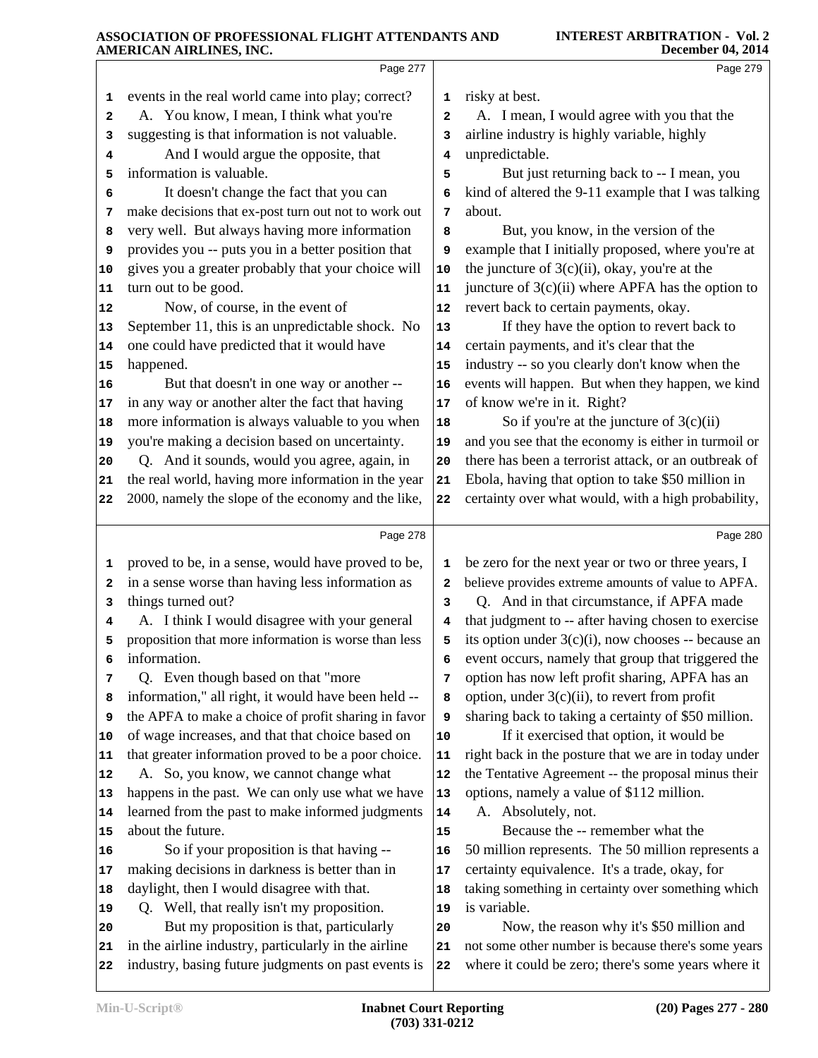Page 277

events in the real world came into play; correct?

A. You know, I mean, I think what you're suggesting is that information is not valuable.

And I would argue the opposite, that information is valuable.

It doesn't change the fact that you can make decisions that ex-post turn out not to work out very well. But always having more information provides you -- puts you in a better position that gives you a greater probably that your choice will turn out to be good.

Now, of course, in the event of September 11, this is an unpredictable shock. No one could have predicted that it would have happened.

But that doesn't in one way or another -- in any way or another alter the fact that having more information is always valuable to you when you're making a decision based on uncertainty.

Q. And it sounds, would you agree, again, in the real world, having more information in the year 2000, namely the slope of the economy and the like,

Page 278

proved to be, in a sense, would have proved to be, in a sense worse than having less information as things turned out?

A. I think I would disagree with your general proposition that more information is worse than less information.

Q. Even though based on that "more information," all right, it would have been held -- the APFA to make a choice of profit sharing in favor of wage increases, and that that choice based on that greater information proved to be a poor choice.

A. So, you know, we cannot change what happens in the past. We can only use what we have learned from the past to make informed judgments about the future.

So if your proposition is that having -- making decisions in darkness is better than in daylight, then I would disagree with that.

Q. Well, that really isn't my proposition.

But my proposition is that, particularly in the airline industry, particularly in the airline industry, basing future judgments on past events is

Page 279

risky at best.

A. I mean, I would agree with you that the airline industry is highly variable, highly unpredictable.

But just returning back to -- I mean, you kind of altered the 9-11 example that I was talking about.

But, you know, in the version of the example that I initially proposed, where you're at the juncture of 3(c)(ii), okay, you're at the juncture of 3(c)(ii) where APFA has the option to revert back to certain payments, okay.

If they have the option to revert back to certain payments, and it's clear that the industry -- so you clearly don't know when the events will happen. But when they happen, we kind of know we're in it. Right?

So if you're at the juncture of 3(c)(ii) and you see that the economy is either in turmoil or there has been a terrorist attack, or an outbreak of Ebola, having that option to take $50 million in certainty over what would, with a high probability,

Page 280

be zero for the next year or two or three years, I believe provides extreme amounts of value to APFA.

Q. And in that circumstance, if APFA made that judgment to -- after having chosen to exercise its option under 3(c)(i), now chooses -- because an event occurs, namely that group that triggered the option has now left profit sharing, APFA has an option, under 3(c)(ii), to revert from profit sharing back to taking a certainty of $50 million.

If it exercised that option, it would be right back in the posture that we are in today under the Tentative Agreement -- the proposal minus their options, namely a value of $112 million.

A. Absolutely, not.

Because the -- remember what the 50 million represents. The 50 million represents a certainty equivalence. It's a trade, okay, for taking something in certainty over something which is variable.

Now, the reason why it's $50 million and not some other number is because there's some years where it could be zero; there's some years where it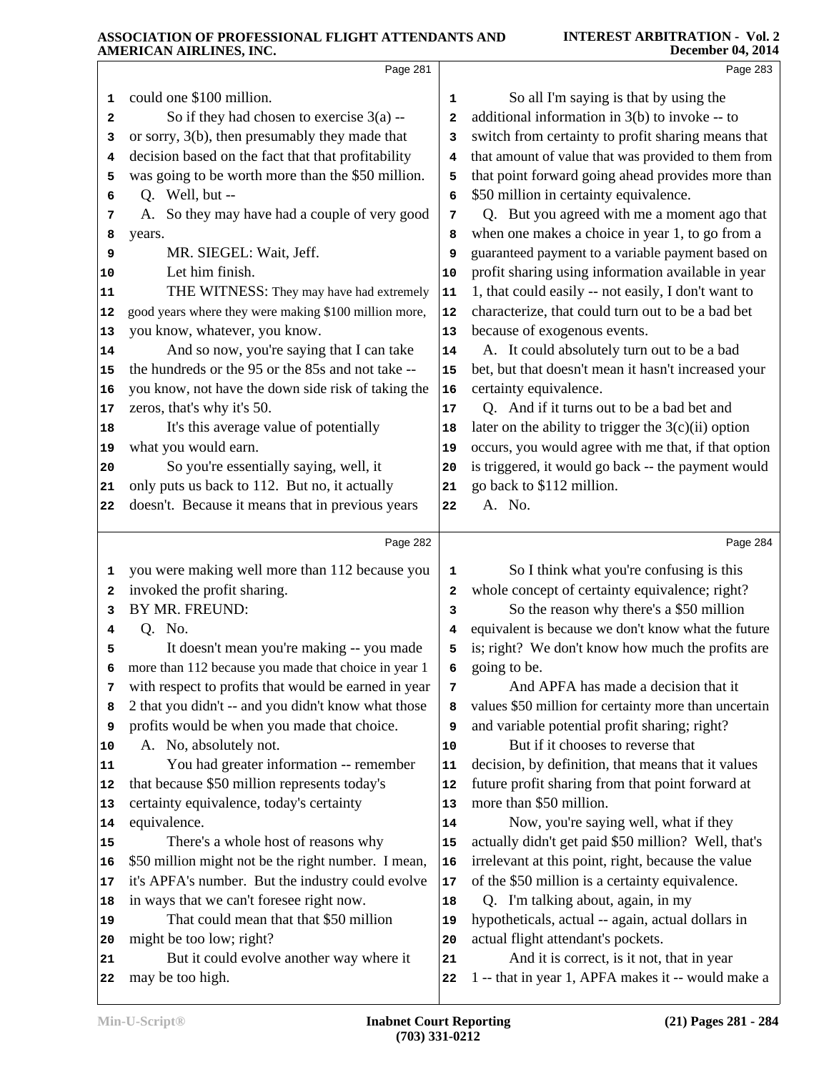Page 281

could one $100 million.

So if they had chosen to exercise 3(a) -- or sorry, 3(b), then presumably they made that decision based on the fact that that profitability was going to be worth more than the $50 million.

Q. Well, but --

A. So they may have had a couple of very good years.

MR. SIEGEL: Wait, Jeff.

Let him finish.

THE WITNESS: They may have had extremely good years where they were making $100 million more, you know, whatever, you know.

And so now, you're saying that I can take the hundreds or the 95 or the 85s and not take -- you know, not have the down side risk of taking the zeros, that's why it's 50.

It's this average value of potentially what you would earn.

So you're essentially saying, well, it only puts us back to 112. But no, it actually doesn't. Because it means that in previous years

Page 282

you were making well more than 112 because you invoked the profit sharing.

BY MR. FREUND:

Q. No.

It doesn't mean you're making -- you made more than 112 because you made that choice in year 1 with respect to profits that would be earned in year 2 that you didn't -- and you didn't know what those profits would be when you made that choice.

A. No, absolutely not.

You had greater information -- remember that because $50 million represents today's certainty equivalence, today's certainty equivalence.

There's a whole host of reasons why $50 million might not be the right number. I mean, it's APFA's number. But the industry could evolve in ways that we can't foresee right now.

That could mean that that $50 million might be too low; right?

But it could evolve another way where it may be too high.

Page 283

So all I'm saying is that by using the additional information in 3(b) to invoke -- to switch from certainty to profit sharing means that that amount of value that was provided to them from that point forward going ahead provides more than $50 million in certainty equivalence.

Q. But you agreed with me a moment ago that when one makes a choice in year 1, to go from a guaranteed payment to a variable payment based on profit sharing using information available in year 1, that could easily -- not easily, I don't want to characterize, that could turn out to be a bad bet because of exogenous events.

A. It could absolutely turn out to be a bad bet, but that doesn't mean it hasn't increased your certainty equivalence.

Q. And if it turns out to be a bad bet and later on the ability to trigger the 3(c)(ii) option occurs, you would agree with me that, if that option is triggered, it would go back -- the payment would go back to $112 million.

A. No.

Page 284

So I think what you're confusing is this whole concept of certainty equivalence; right?

So the reason why there's a $50 million equivalent is because we don't know what the future is; right? We don't know how much the profits are going to be.

And APFA has made a decision that it values $50 million for certainty more than uncertain and variable potential profit sharing; right?

But if it chooses to reverse that decision, by definition, that means that it values future profit sharing from that point forward at more than $50 million.

Now, you're saying well, what if they actually didn't get paid $50 million? Well, that's irrelevant at this point, right, because the value of the $50 million is a certainty equivalence.

Q. I'm talking about, again, in my hypotheticals, actual -- again, actual dollars in actual flight attendant's pockets.

And it is correct, is it not, that in year 1 -- that in year 1, APFA makes it -- would make a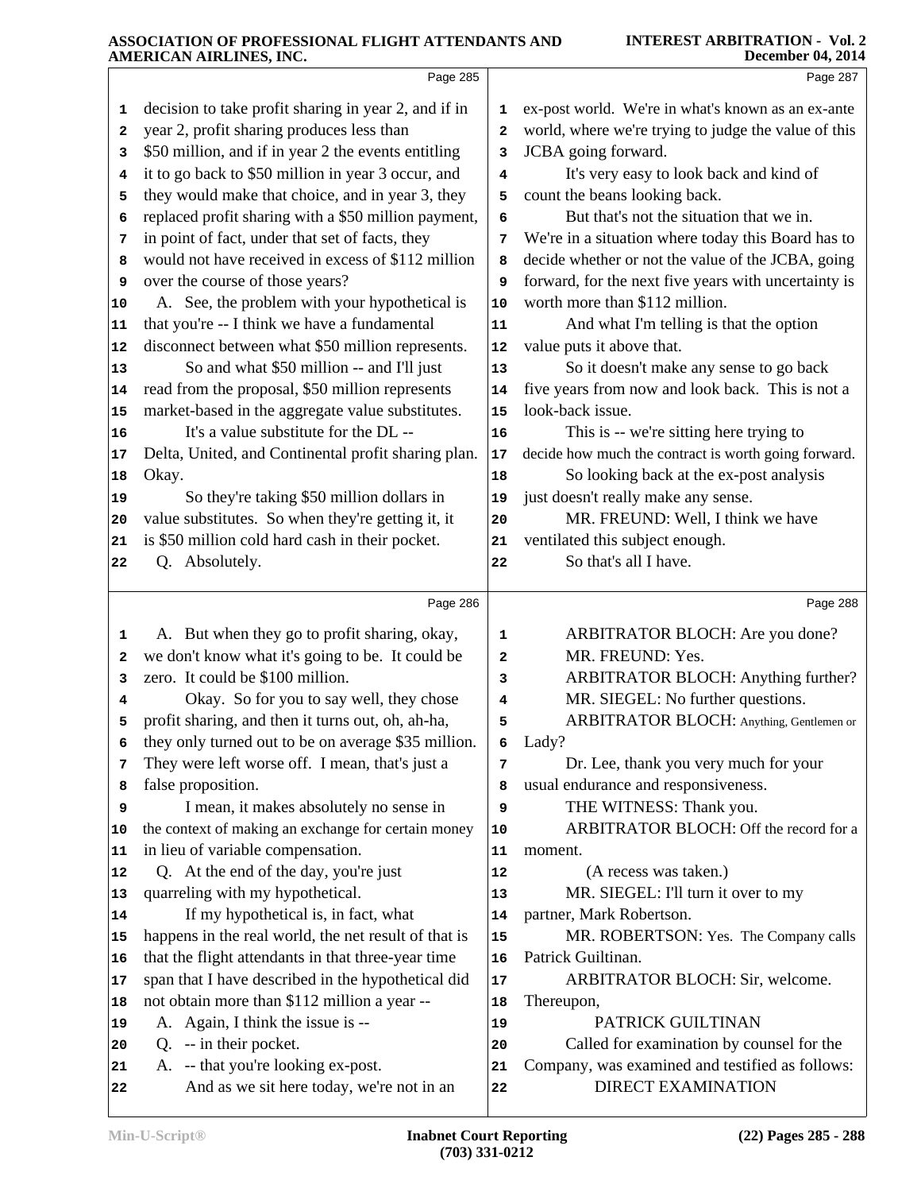Page 285

1 decision to take profit sharing in year 2, and if in
2 year 2, profit sharing produces less than
3 $50 million, and if in year 2 the events entitling
4 it to go back to $50 million in year 3 occur, and
5 they would make that choice, and in year 3, they
6 replaced profit sharing with a $50 million payment,
7 in point of fact, under that set of facts, they
8 would not have received in excess of $112 million
9 over the course of those years?
10 A. See, the problem with your hypothetical is
11 that you're -- I think we have a fundamental
12 disconnect between what $50 million represents.
13 So and what $50 million -- and I'll just
14 read from the proposal, $50 million represents
15 market-based in the aggregate value substitutes.
16 It's a value substitute for the DL --
17 Delta, United, and Continental profit sharing plan.
18 Okay.
19 So they're taking $50 million dollars in
20 value substitutes. So when they're getting it, it
21 is $50 million cold hard cash in their pocket.
22 Q. Absolutely.

Page 286

1 A. But when they go to profit sharing, okay,
2 we don't know what it's going to be. It could be
3 zero. It could be $100 million.
4 Okay. So for you to say well, they chose
5 profit sharing, and then it turns out, oh, ah-ha,
6 they only turned out to be on average $35 million.
7 They were left worse off. I mean, that's just a
8 false proposition.
9 I mean, it makes absolutely no sense in
10 the context of making an exchange for certain money
11 in lieu of variable compensation.
12 Q. At the end of the day, you're just
13 quarreling with my hypothetical.
14 If my hypothetical is, in fact, what
15 happens in the real world, the net result of that is
16 that the flight attendants in that three-year time
17 span that I have described in the hypothetical did
18 not obtain more than $112 million a year --
19 A. Again, I think the issue is --
20 Q. -- in their pocket.
21 A. -- that you're looking ex-post.
22 And as we sit here today, we're not in an

Page 287

1 ex-post world. We're in what's known as an ex-ante
2 world, where we're trying to judge the value of this
3 JCBA going forward.
4 It's very easy to look back and kind of
5 count the beans looking back.
6 But that's not the situation that we in.
7 We're in a situation where today this Board has to
8 decide whether or not the value of the JCBA, going
9 forward, for the next five years with uncertainty is
10 worth more than $112 million.
11 And what I'm telling is that the option
12 value puts it above that.
13 So it doesn't make any sense to go back
14 five years from now and look back. This is not a
15 look-back issue.
16 This is -- we're sitting here trying to
17 decide how much the contract is worth going forward.
18 So looking back at the ex-post analysis
19 just doesn't really make any sense.
20 MR. FREUND: Well, I think we have
21 ventilated this subject enough.
22 So that's all I have.

Page 288

1 ARBITRATOR BLOCH: Are you done?
2 MR. FREUND: Yes.
3 ARBITRATOR BLOCH: Anything further?
4 MR. SIEGEL: No further questions.
5 ARBITRATOR BLOCH: Anything, Gentlemen or
6 Lady?
7 Dr. Lee, thank you very much for your
8 usual endurance and responsiveness.
9 THE WITNESS: Thank you.
10 ARBITRATOR BLOCH: Off the record for a
11 moment.
12 (A recess was taken.)
13 MR. SIEGEL: I'll turn it over to my
14 partner, Mark Robertson.
15 MR. ROBERTSON: Yes. The Company calls
16 Patrick Guiltinan.
17 ARBITRATOR BLOCH: Sir, welcome.
18 Thereupon,
19 PATRICK GUILTINAN
20 Called for examination by counsel for the
21 Company, was examined and testified as follows:
22 DIRECT EXAMINATION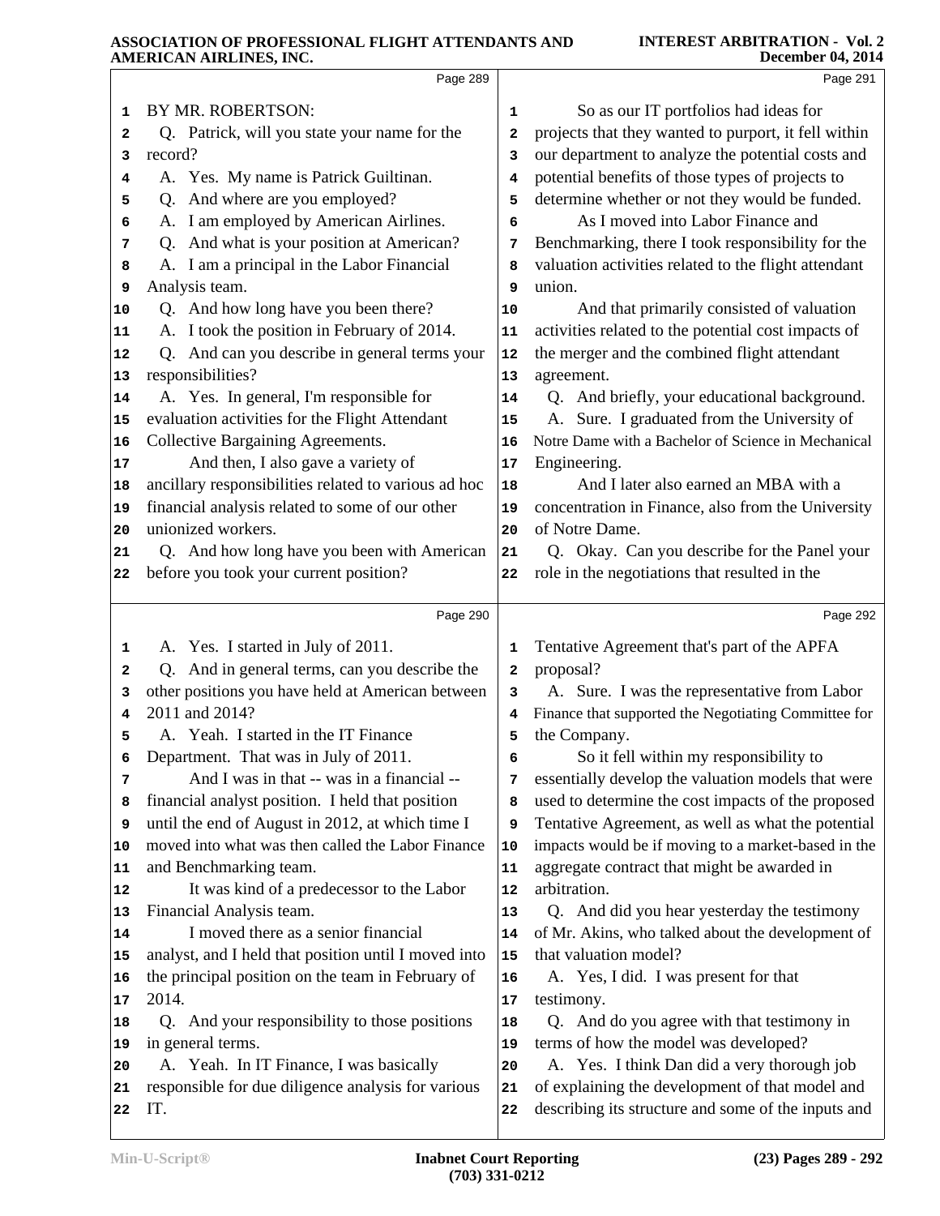BY MR. ROBERTSON:

Q. Patrick, will you state your name for the record?

A. Yes. My name is Patrick Guiltinan.

Q. And where are you employed?

A. I am employed by American Airlines.

Q. And what is your position at American?

A. I am a principal in the Labor Financial Analysis team.

Q. And how long have you been there?

A. I took the position in February of 2014.

Q. And can you describe in general terms your responsibilities?

A. Yes. In general, I'm responsible for evaluation activities for the Flight Attendant Collective Bargaining Agreements.

And then, I also gave a variety of ancillary responsibilities related to various ad hoc financial analysis related to some of our other unionized workers.

Q. And how long have you been with American before you took your current position?

A. Yes. I started in July of 2011.

Q. And in general terms, can you describe the other positions you have held at American between 2011 and 2014?

A. Yeah. I started in the IT Finance Department. That was in July of 2011.

And I was in that -- was in a financial -- financial analyst position. I held that position until the end of August in 2012, at which time I moved into what was then called the Labor Finance and Benchmarking team.

It was kind of a predecessor to the Labor Financial Analysis team.

I moved there as a senior financial analyst, and I held that position until I moved into the principal position on the team in February of 2014.

Q. And your responsibility to those positions in general terms.

A. Yeah. In IT Finance, I was basically responsible for due diligence analysis for various IT.

So as our IT portfolios had ideas for projects that they wanted to purport, it fell within our department to analyze the potential costs and potential benefits of those types of projects to determine whether or not they would be funded.

As I moved into Labor Finance and Benchmarking, there I took responsibility for the valuation activities related to the flight attendant union.

And that primarily consisted of valuation activities related to the potential cost impacts of the merger and the combined flight attendant agreement.

Q. And briefly, your educational background.

A. Sure. I graduated from the University of Notre Dame with a Bachelor of Science in Mechanical Engineering.

And I later also earned an MBA with a concentration in Finance, also from the University of Notre Dame.

Q. Okay. Can you describe for the Panel your role in the negotiations that resulted in the Tentative Agreement that's part of the APFA proposal?

A. Sure. I was the representative from Labor Finance that supported the Negotiating Committee for the Company.

So it fell within my responsibility to essentially develop the valuation models that were used to determine the cost impacts of the proposed Tentative Agreement, as well as what the potential impacts would be if moving to a market-based in the aggregate contract that might be awarded in arbitration.

Q. And did you hear yesterday the testimony of Mr. Akins, who talked about the development of that valuation model?

A. Yes, I did. I was present for that testimony.

Q. And do you agree with that testimony in terms of how the model was developed?

A. Yes. I think Dan did a very thorough job of explaining the development of that model and describing its structure and some of the inputs and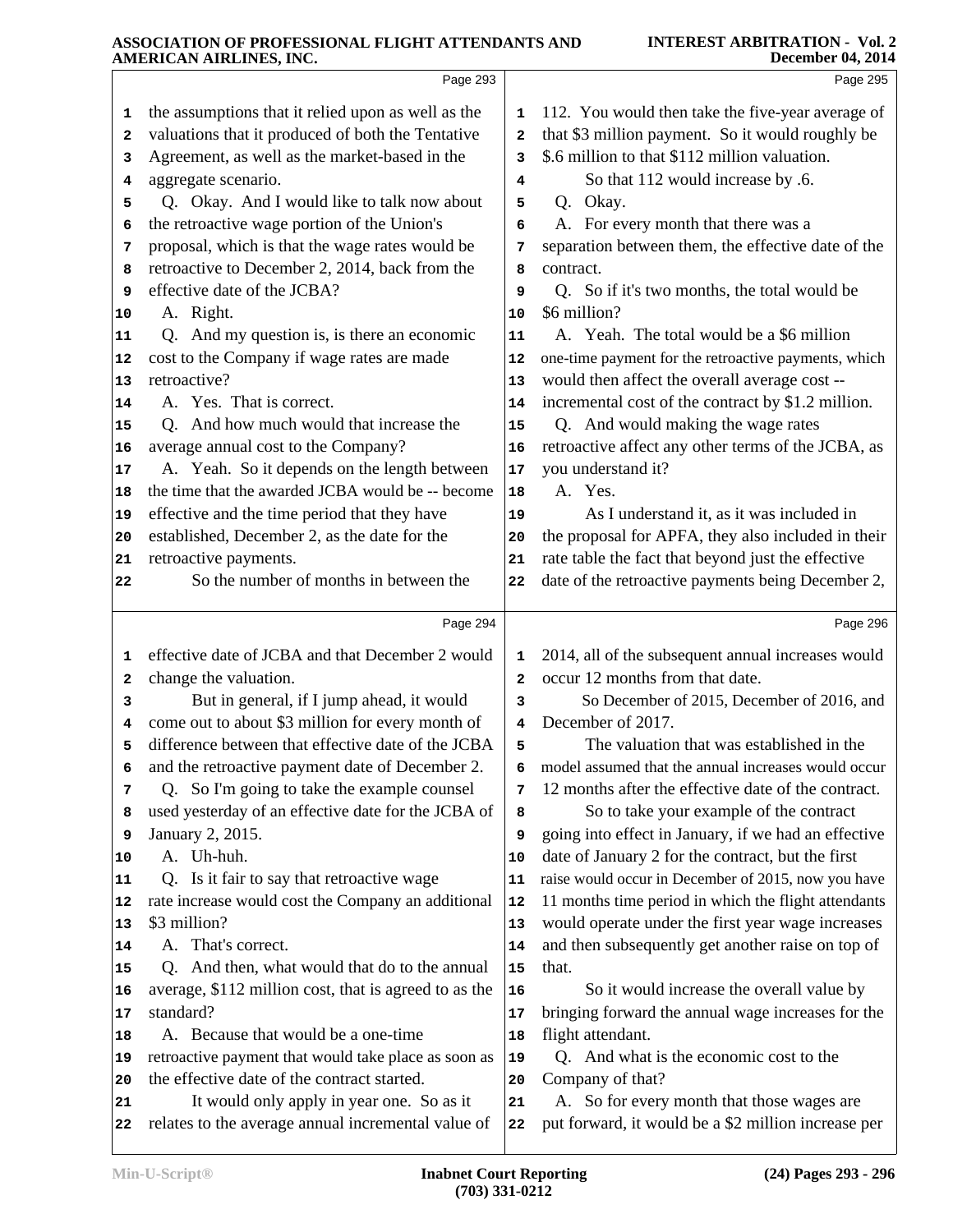Page 293

1 the assumptions that it relied upon as well as the
2 valuations that it produced of both the Tentative
3 Agreement, as well as the market-based in the
4 aggregate scenario.
5 Q. Okay. And I would like to talk now about
6 the retroactive wage portion of the Union's
7 proposal, which is that the wage rates would be
8 retroactive to December 2, 2014, back from the
9 effective date of the JCBA?
10 A. Right.
11 Q. And my question is, is there an economic
12 cost to the Company if wage rates are made
13 retroactive?
14 A. Yes. That is correct.
15 Q. And how much would that increase the
16 average annual cost to the Company?
17 A. Yeah. So it depends on the length between
18 the time that the awarded JCBA would be -- become
19 effective and the time period that they have
20 established, December 2, as the date for the
21 retroactive payments.
22 So the number of months in between the

Page 294

1 effective date of JCBA and that December 2 would
2 change the valuation.
3 But in general, if I jump ahead, it would
4 come out to about $3 million for every month of
5 difference between that effective date of the JCBA
6 and the retroactive payment date of December 2.
7 Q. So I'm going to take the example counsel
8 used yesterday of an effective date for the JCBA of
9 January 2, 2015.
10 A. Uh-huh.
11 Q. Is it fair to say that retroactive wage
12 rate increase would cost the Company an additional
13 $3 million?
14 A. That's correct.
15 Q. And then, what would that do to the annual
16 average, $112 million cost, that is agreed to as the
17 standard?
18 A. Because that would be a one-time
19 retroactive payment that would take place as soon as
20 the effective date of the contract started.
21 It would only apply in year one. So as it
22 relates to the average annual incremental value of

Page 295

1 112. You would then take the five-year average of
2 that $3 million payment. So it would roughly be
3 $.6 million to that $112 million valuation.
4 So that 112 would increase by .6.
5 Q. Okay.
6 A. For every month that there was a
7 separation between them, the effective date of the
8 contract.
9 Q. So if it's two months, the total would be
10 $6 million?
11 A. Yeah. The total would be a $6 million
12 one-time payment for the retroactive payments, which
13 would then affect the overall average cost --
14 incremental cost of the contract by $1.2 million.
15 Q. And would making the wage rates
16 retroactive affect any other terms of the JCBA, as
17 you understand it?
18 A. Yes.
19 As I understand it, as it was included in
20 the proposal for APFA, they also included in their
21 rate table the fact that beyond just the effective
22 date of the retroactive payments being December 2,

Page 296

1 2014, all of the subsequent annual increases would
2 occur 12 months from that date.
3 So December of 2015, December of 2016, and
4 December of 2017.
5 The valuation that was established in the
6 model assumed that the annual increases would occur
7 12 months after the effective date of the contract.
8 So to take your example of the contract
9 going into effect in January, if we had an effective
10 date of January 2 for the contract, but the first
11 raise would occur in December of 2015, now you have
12 11 months time period in which the flight attendants
13 would operate under the first year wage increases
14 and then subsequently get another raise on top of
15 that.
16 So it would increase the overall value by
17 bringing forward the annual wage increases for the
18 flight attendant.
19 Q. And what is the economic cost to the
20 Company of that?
21 A. So for every month that those wages are
22 put forward, it would be a $2 million increase per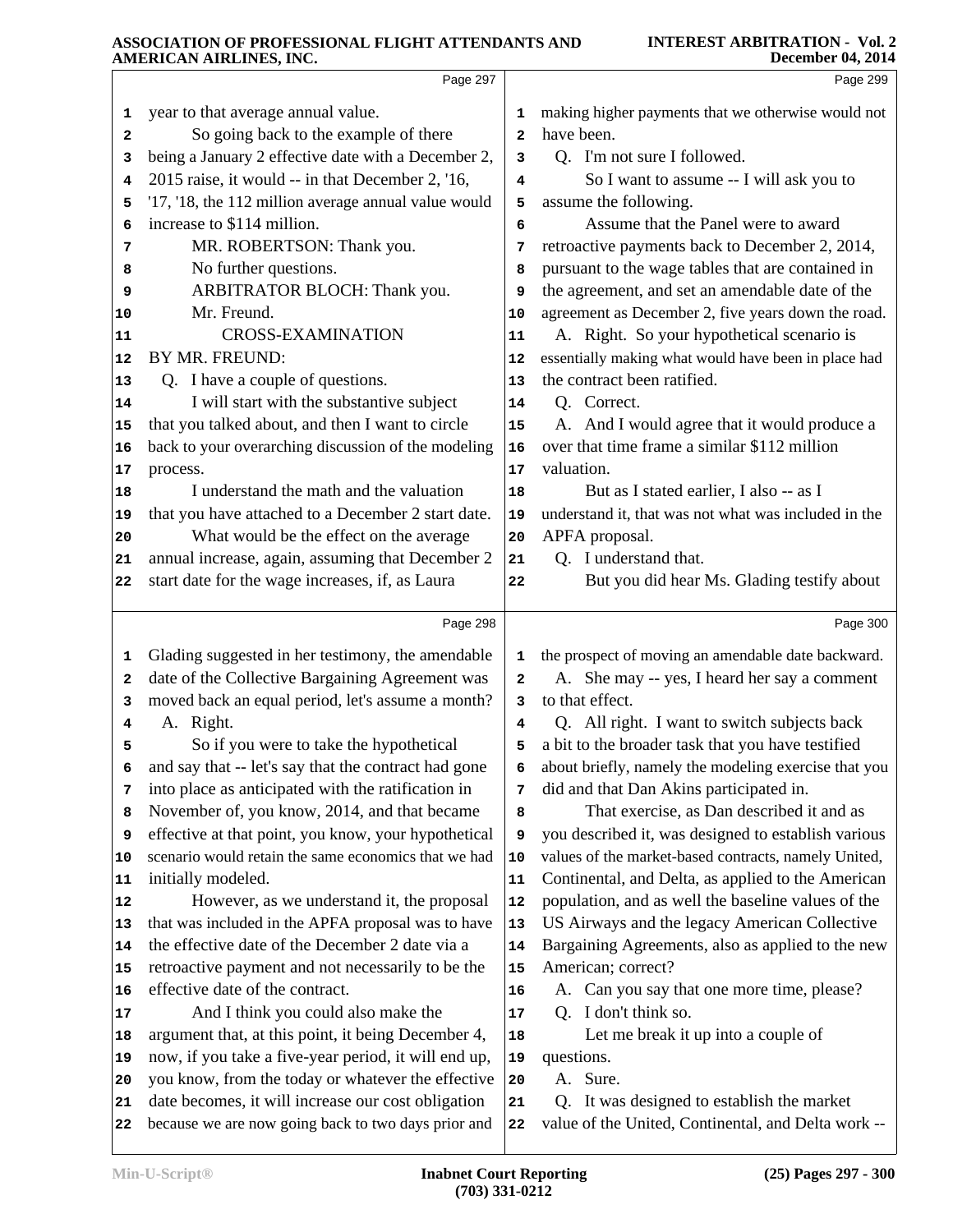Page 297

1 year to that average annual value.
2 So going back to the example of there
3 being a January 2 effective date with a December 2,
4 2015 raise, it would -- in that December 2, '16,
5 '17, '18, the 112 million average annual value would
6 increase to $114 million.
7 MR. ROBERTSON: Thank you.
8 No further questions.
9 ARBITRATOR BLOCH: Thank you.
10 Mr. Freund.
11 CROSS-EXAMINATION
12 BY MR. FREUND:
13 Q. I have a couple of questions.
14 I will start with the substantive subject
15 that you talked about, and then I want to circle
16 back to your overarching discussion of the modeling
17 process.
18 I understand the math and the valuation
19 that you have attached to a December 2 start date.
20 What would be the effect on the average
21 annual increase, again, assuming that December 2
22 start date for the wage increases, if, as Laura

Page 298

1 Glading suggested in her testimony, the amendable
2 date of the Collective Bargaining Agreement was
3 moved back an equal period, let's assume a month?
4 A. Right.
5 So if you were to take the hypothetical
6 and say that -- let's say that the contract had gone
7 into place as anticipated with the ratification in
8 November of, you know, 2014, and that became
9 effective at that point, you know, your hypothetical
10 scenario would retain the same economics that we had
11 initially modeled.
12 However, as we understand it, the proposal
13 that was included in the APFA proposal was to have
14 the effective date of the December 2 date via a
15 retroactive payment and not necessarily to be the
16 effective date of the contract.
17 And I think you could also make the
18 argument that, at this point, it being December 4,
19 now, if you take a five-year period, it will end up,
20 you know, from the today or whatever the effective
21 date becomes, it will increase our cost obligation
22 because we are now going back to two days prior and

Page 299

1 making higher payments that we otherwise would not
2 have been.
3 Q. I'm not sure I followed.
4 So I want to assume -- I will ask you to
5 assume the following.
6 Assume that the Panel were to award
7 retroactive payments back to December 2, 2014,
8 pursuant to the wage tables that are contained in
9 the agreement, and set an amendable date of the
10 agreement as December 2, five years down the road.
11 A. Right. So your hypothetical scenario is
12 essentially making what would have been in place had
13 the contract been ratified.
14 Q. Correct.
15 A. And I would agree that it would produce a
16 over that time frame a similar $112 million
17 valuation.
18 But as I stated earlier, I also -- as I
19 understand it, that was not what was included in the
20 APFA proposal.
21 Q. I understand that.
22 But you did hear Ms. Glading testify about

Page 300

1 the prospect of moving an amendable date backward.
2 A. She may -- yes, I heard her say a comment
3 to that effect.
4 Q. All right. I want to switch subjects back
5 a bit to the broader task that you have testified
6 about briefly, namely the modeling exercise that you
7 did and that Dan Akins participated in.
8 That exercise, as Dan described it and as
9 you described it, was designed to establish various
10 values of the market-based contracts, namely United,
11 Continental, and Delta, as applied to the American
12 population, and as well the baseline values of the
13 US Airways and the legacy American Collective
14 Bargaining Agreements, also as applied to the new
15 American; correct?
16 A. Can you say that one more time, please?
17 Q. I don't think so.
18 Let me break it up into a couple of
19 questions.
20 A. Sure.
21 Q. It was designed to establish the market
22 value of the United, Continental, and Delta work --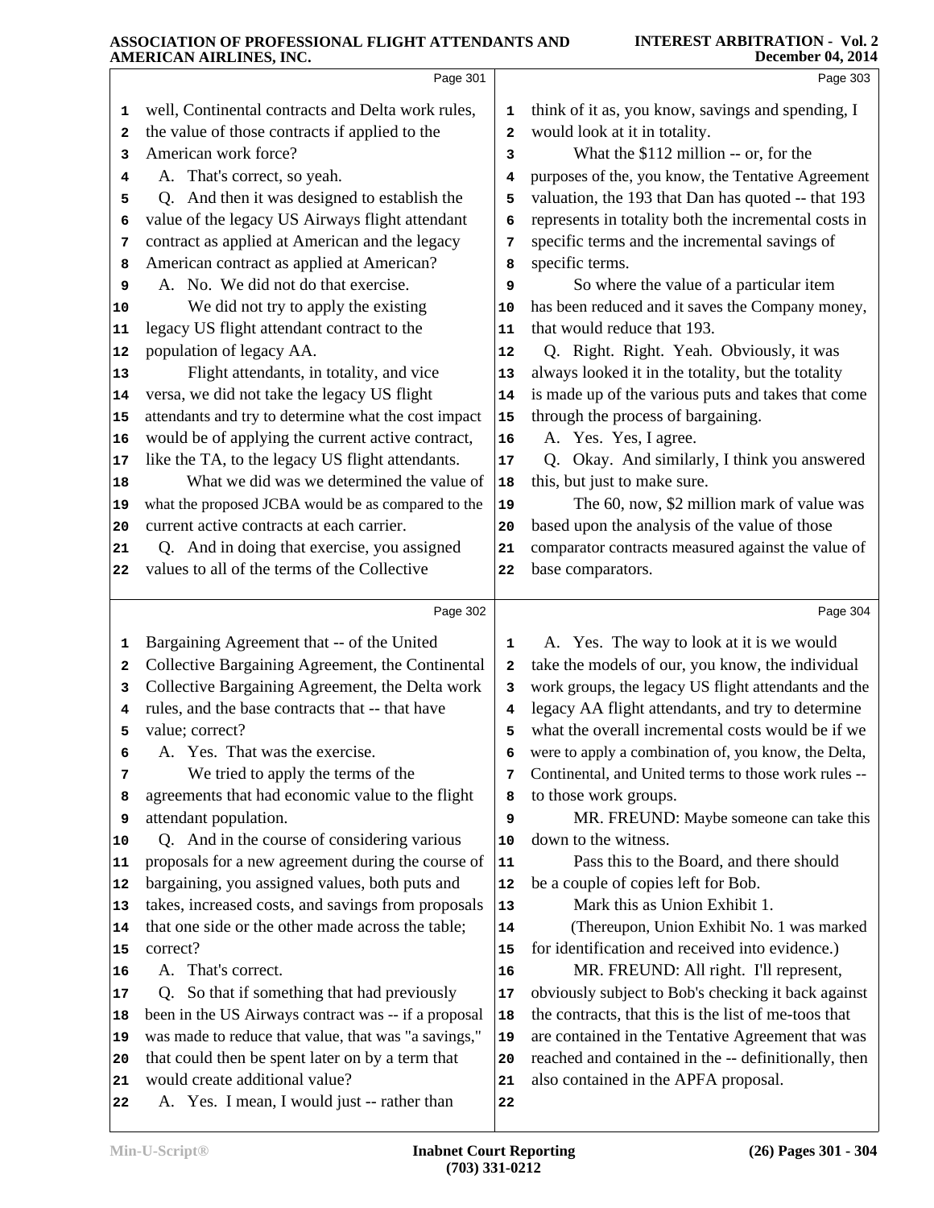Page 301

well, Continental contracts and Delta work rules, the value of those contracts if applied to the American work force?

A. That's correct, so yeah.

Q. And then it was designed to establish the value of the legacy US Airways flight attendant contract as applied at American and the legacy American contract as applied at American?

A. No. We did not do that exercise.

We did not try to apply the existing legacy US flight attendant contract to the population of legacy AA.

Flight attendants, in totality, and vice versa, we did not take the legacy US flight attendants and try to determine what the cost impact would be of applying the current active contract, like the TA, to the legacy US flight attendants.

What we did was we determined the value of what the proposed JCBA would be as compared to the current active contracts at each carrier.

Q. And in doing that exercise, you assigned values to all of the terms of the Collective

Page 302

Bargaining Agreement that -- of the United Collective Bargaining Agreement, the Continental Collective Bargaining Agreement, the Delta work rules, and the base contracts that -- that have value; correct?

A. Yes. That was the exercise.

We tried to apply the terms of the agreements that had economic value to the flight attendant population.

Q. And in the course of considering various proposals for a new agreement during the course of bargaining, you assigned values, both puts and takes, increased costs, and savings from proposals that one side or the other made across the table; correct?

A. That's correct.

Q. So that if something that had previously been in the US Airways contract was -- if a proposal was made to reduce that value, that was "a savings," that could then be spent later on by a term that would create additional value?

A. Yes. I mean, I would just -- rather than

Page 303

think of it as, you know, savings and spending, I would look at it in totality.

What the $112 million -- or, for the purposes of the, you know, the Tentative Agreement valuation, the 193 that Dan has quoted -- that 193 represents in totality both the incremental costs in specific terms and the incremental savings of specific terms.

So where the value of a particular item has been reduced and it saves the Company money, that would reduce that 193.

Q. Right. Right. Yeah. Obviously, it was always looked it in the totality, but the totality is made up of the various puts and takes that come through the process of bargaining.

A. Yes. Yes, I agree.

Q. Okay. And similarly, I think you answered this, but just to make sure.

The 60, now, $2 million mark of value was based upon the analysis of the value of those comparator contracts measured against the value of base comparators.

Page 304

A. Yes. The way to look at it is we would take the models of our, you know, the individual work groups, the legacy US flight attendants and the legacy AA flight attendants, and try to determine what the overall incremental costs would be if we were to apply a combination of, you know, the Delta, Continental, and United terms to those work rules -- to those work groups.

MR. FREUND: Maybe someone can take this down to the witness.

Pass this to the Board, and there should be a couple of copies left for Bob.

Mark this as Union Exhibit 1.

(Thereupon, Union Exhibit No. 1 was marked for identification and received into evidence.)

MR. FREUND: All right. I'll represent, obviously subject to Bob's checking it back against the contracts, that this is the list of me-toos that are contained in the Tentative Agreement that was reached and contained in the -- definitionally, then also contained in the APFA proposal.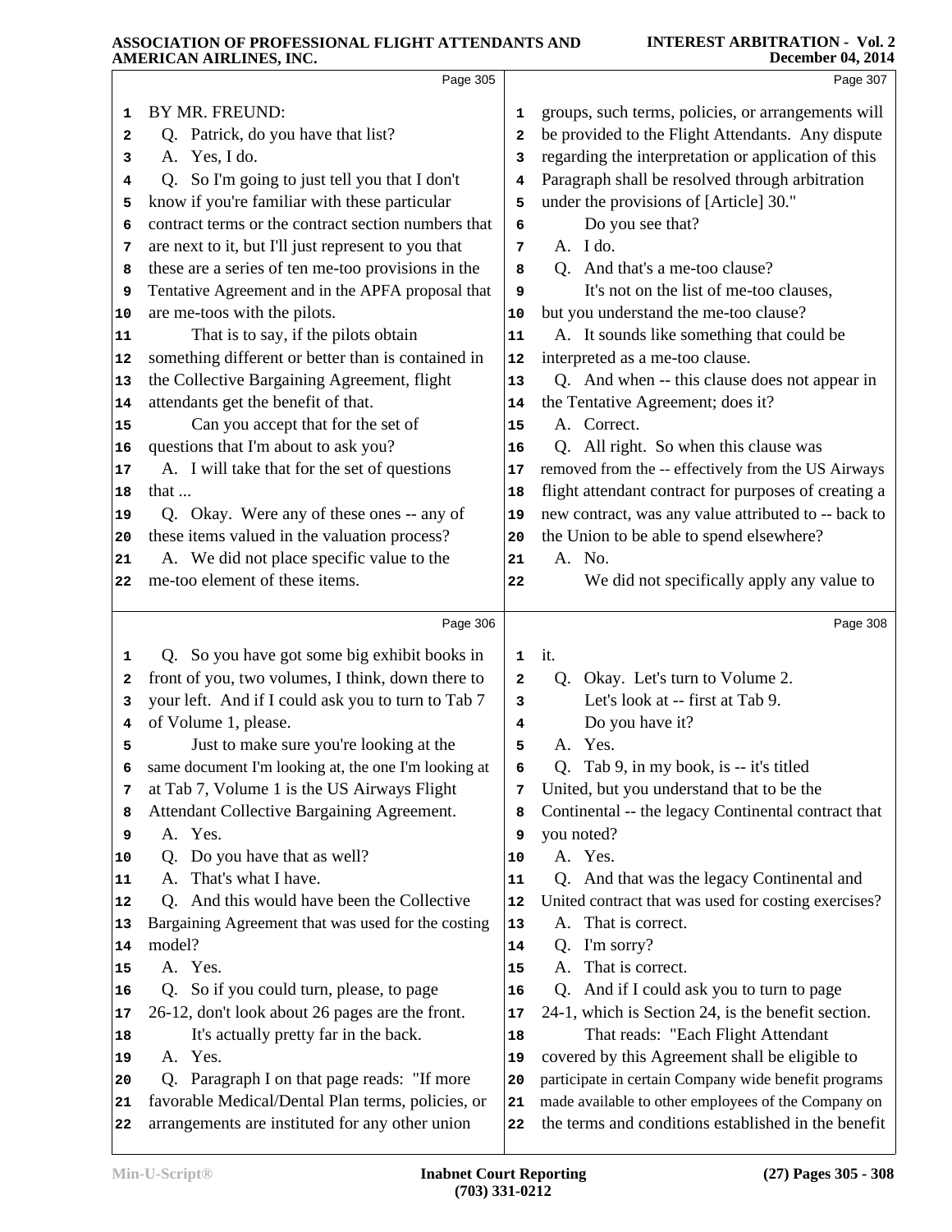**Page 305**

1 BY MR. FREUND:
2 Q. Patrick, do you have that list?
3 A. Yes, I do.
4 Q. So I'm going to just tell you that I don't
5 know if you're familiar with these particular
6 contract terms or the contract section numbers that
7 are next to it, but I'll just represent to you that
8 these are a series of ten me-too provisions in the
9 Tentative Agreement and in the APFA proposal that
10 are me-toos with the pilots.
11 That is to say, if the pilots obtain
12 something different or better than is contained in
13 the Collective Bargaining Agreement, flight
14 attendants get the benefit of that.
15 Can you accept that for the set of
16 questions that I'm about to ask you?
17 A. I will take that for the set of questions
18 that ...
19 Q. Okay. Were any of these ones -- any of
20 these items valued in the valuation process?
21 A. We did not place specific value to the
22 me-too element of these items.

**Page 306**

1 Q. So you have got some big exhibit books in
2 front of you, two volumes, I think, down there to
3 your left. And if I could ask you to turn to Tab 7
4 of Volume 1, please.
5 Just to make sure you're looking at the
6 same document I'm looking at, the one I'm looking at
7 at Tab 7, Volume 1 is the US Airways Flight
8 Attendant Collective Bargaining Agreement.
9 A. Yes.
10 Q. Do you have that as well?
11 A. That's what I have.
12 Q. And this would have been the Collective
13 Bargaining Agreement that was used for the costing
14 model?
15 A. Yes.
16 Q. So if you could turn, please, to page
17 26-12, don't look about 26 pages are the front.
18 It's actually pretty far in the back.
19 A. Yes.
20 Q. Paragraph I on that page reads: "If more
21 favorable Medical/Dental Plan terms, policies, or
22 arrangements are instituted for any other union

**Page 307**

1 groups, such terms, policies, or arrangements will
2 be provided to the Flight Attendants. Any dispute
3 regarding the interpretation or application of this
4 Paragraph shall be resolved through arbitration
5 under the provisions of [Article] 30."
6 Do you see that?
7 A. I do.
8 Q. And that's a me-too clause?
9 It's not on the list of me-too clauses,
10 but you understand the me-too clause?
11 A. It sounds like something that could be
12 interpreted as a me-too clause.
13 Q. And when -- this clause does not appear in
14 the Tentative Agreement; does it?
15 A. Correct.
16 Q. All right. So when this clause was
17 removed from the -- effectively from the US Airways
18 flight attendant contract for purposes of creating a
19 new contract, was any value attributed to -- back to
20 the Union to be able to spend elsewhere?
21 A. No.
22 We did not specifically apply any value to

**Page 308**

1 it.
2 Q. Okay. Let's turn to Volume 2.
3 Let's look at -- first at Tab 9.
4 Do you have it?
5 A. Yes.
6 Q. Tab 9, in my book, is -- it's titled
7 United, but you understand that to be the
8 Continental -- the legacy Continental contract that
9 you noted?
10 A. Yes.
11 Q. And that was the legacy Continental and
12 United contract that was used for costing exercises?
13 A. That is correct.
14 Q. I'm sorry?
15 A. That is correct.
16 Q. And if I could ask you to turn to page
17 24-1, which is Section 24, is the benefit section.
18 That reads: "Each Flight Attendant
19 covered by this Agreement shall be eligible to
20 participate in certain Company wide benefit programs
21 made available to other employees of the Company on
22 the terms and conditions established in the benefit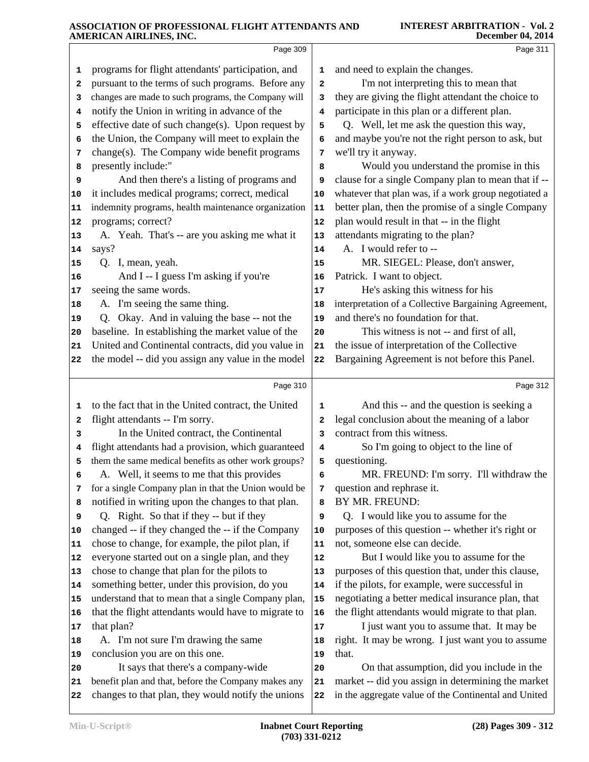Page 309

programs for flight attendants' participation, and pursuant to the terms of such programs. Before any changes are made to such programs, the Company will notify the Union in writing in advance of the effective date of such change(s). Upon request by the Union, the Company will meet to explain the change(s). The Company wide benefit programs presently include:"

And then there's a listing of programs and it includes medical programs; correct, medical indemnity programs, health maintenance organization programs; correct?

A. Yeah. That's -- are you asking me what it says?

Q. I, mean, yeah.

And I -- I guess I'm asking if you're seeing the same words.

A. I'm seeing the same thing.

Q. Okay. And in valuing the base -- not the baseline. In establishing the market value of the United and Continental contracts, did you value in the model -- did you assign any value in the model

Page 310

to the fact that in the United contract, the United flight attendants -- I'm sorry.

In the United contract, the Continental flight attendants had a provision, which guaranteed them the same medical benefits as other work groups?

A. Well, it seems to me that this provides for a single Company plan in that the Union would be notified in writing upon the changes to that plan.

Q. Right. So that if they -- but if they changed -- if they changed the -- if the Company chose to change, for example, the pilot plan, if everyone started out on a single plan, and they chose to change that plan for the pilots to something better, under this provision, do you understand that to mean that a single Company plan, that the flight attendants would have to migrate to that plan?

A. I'm not sure I'm drawing the same conclusion you are on this one.

It says that there's a company-wide benefit plan and that, before the Company makes any changes to that plan, they would notify the unions

Page 311

and need to explain the changes.

I'm not interpreting this to mean that they are giving the flight attendant the choice to participate in this plan or a different plan.

Q. Well, let me ask the question this way, and maybe you're not the right person to ask, but we'll try it anyway.

Would you understand the promise in this clause for a single Company plan to mean that if -- whatever that plan was, if a work group negotiated a better plan, then the promise of a single Company plan would result in that -- in the flight attendants migrating to the plan?

A. I would refer to --

MR. SIEGEL: Please, don't answer, Patrick. I want to object.

He's asking this witness for his interpretation of a Collective Bargaining Agreement, and there's no foundation for that.

This witness is not -- and first of all, the issue of interpretation of the Collective Bargaining Agreement is not before this Panel.

Page 312

And this -- and the question is seeking a legal conclusion about the meaning of a labor contract from this witness.

So I'm going to object to the line of questioning.

MR. FREUND: I'm sorry. I'll withdraw the question and rephrase it.

BY MR. FREUND:

Q. I would like you to assume for the purposes of this question -- whether it's right or not, someone else can decide.

But I would like you to assume for the purposes of this question that, under this clause, if the pilots, for example, were successful in negotiating a better medical insurance plan, that the flight attendants would migrate to that plan.

I just want you to assume that. It may be right. It may be wrong. I just want you to assume that.

On that assumption, did you include in the market -- did you assign in determining the market in the aggregate value of the Continental and United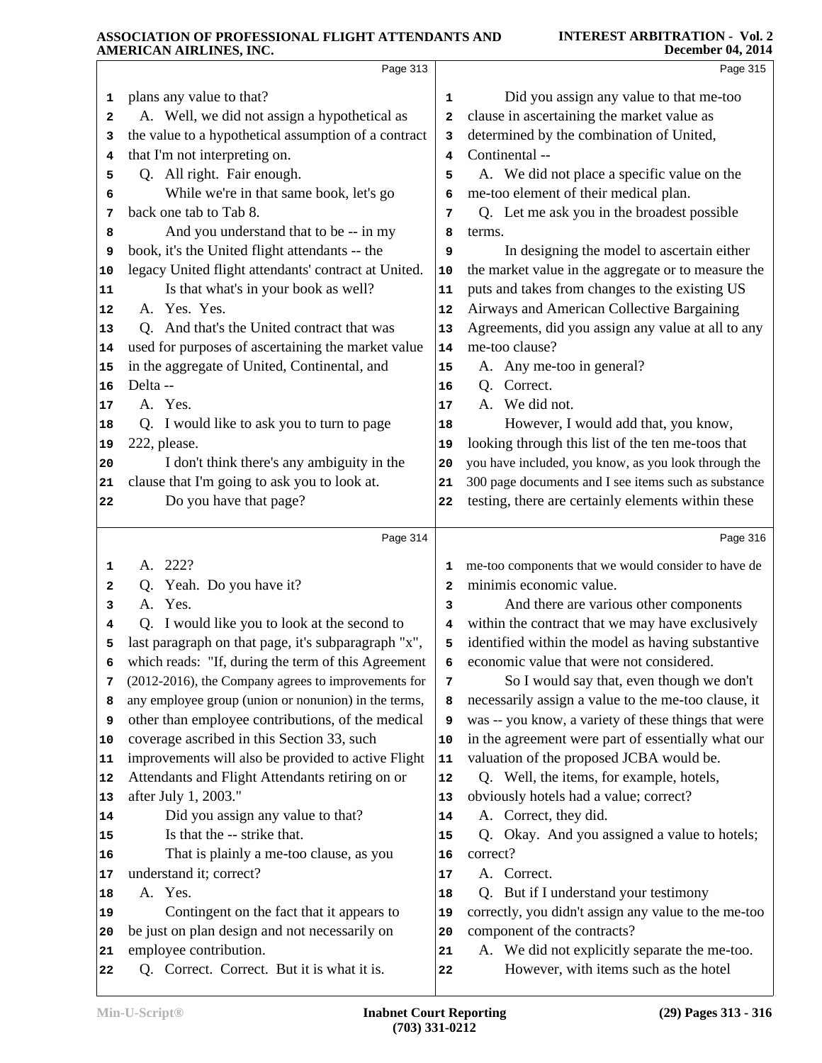Page 313

1 plans any value to that?
2 A. Well, we did not assign a hypothetical as
3 the value to a hypothetical assumption of a contract
4 that I'm not interpreting on.
5 Q. All right. Fair enough.
6 While we're in that same book, let's go
7 back one tab to Tab 8.
8 And you understand that to be -- in my
9 book, it's the United flight attendants -- the
10 legacy United flight attendants' contract at United.
11 Is that what's in your book as well?
12 A. Yes. Yes.
13 Q. And that's the United contract that was
14 used for purposes of ascertaining the market value
15 in the aggregate of United, Continental, and
16 Delta --
17 A. Yes.
18 Q. I would like to ask you to turn to page
19 222, please.
20 I don't think there's any ambiguity in the
21 clause that I'm going to ask you to look at.
22 Do you have that page?

Page 314

1 A. 222?
2 Q. Yeah. Do you have it?
3 A. Yes.
4 Q. I would like you to look at the second to
5 last paragraph on that page, it's subparagraph "x",
6 which reads: "If, during the term of this Agreement
7 (2012-2016), the Company agrees to improvements for
8 any employee group (union or nonunion) in the terms,
9 other than employee contributions, of the medical
10 coverage ascribed in this Section 33, such
11 improvements will also be provided to active Flight
12 Attendants and Flight Attendants retiring on or
13 after July 1, 2003."
14 Did you assign any value to that?
15 Is that the -- strike that.
16 That is plainly a me-too clause, as you
17 understand it; correct?
18 A. Yes.
19 Contingent on the fact that it appears to
20 be just on plan design and not necessarily on
21 employee contribution.
22 Q. Correct. Correct. But it is what it is.

Page 315

1 Did you assign any value to that me-too
2 clause in ascertaining the market value as
3 determined by the combination of United,
4 Continental --
5 A. We did not place a specific value on the
6 me-too element of their medical plan.
7 Q. Let me ask you in the broadest possible
8 terms.
9 In designing the model to ascertain either
10 the market value in the aggregate or to measure the
11 puts and takes from changes to the existing US
12 Airways and American Collective Bargaining
13 Agreements, did you assign any value at all to any
14 me-too clause?
15 A. Any me-too in general?
16 Q. Correct.
17 A. We did not.
18 However, I would add that, you know,
19 looking through this list of the ten me-toos that
20 you have included, you know, as you look through the
21 300 page documents and I see items such as substance
22 testing, there are certainly elements within these

Page 316

1 me-too components that we would consider to have de
2 minimis economic value.
3 And there are various other components
4 within the contract that we may have exclusively
5 identified within the model as having substantive
6 economic value that were not considered.
7 So I would say that, even though we don't
8 necessarily assign a value to the me-too clause, it
9 was -- you know, a variety of these things that were
10 in the agreement were part of essentially what our
11 valuation of the proposed JCBA would be.
12 Q. Well, the items, for example, hotels,
13 obviously hotels had a value; correct?
14 A. Correct, they did.
15 Q. Okay. And you assigned a value to hotels;
16 correct?
17 A. Correct.
18 Q. But if I understand your testimony
19 correctly, you didn't assign any value to the me-too
20 component of the contracts?
21 A. We did not explicitly separate the me-too.
22 However, with items such as the hotel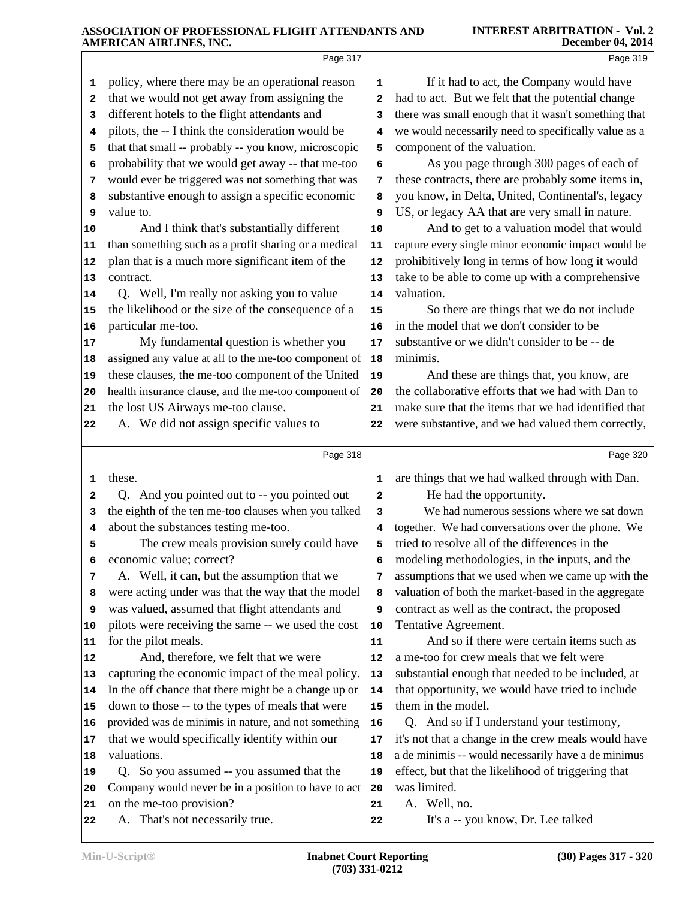Page 317

1 policy, where there may be an operational reason
2 that we would not get away from assigning the
3 different hotels to the flight attendants and
4 pilots, the -- I think the consideration would be
5 that that small -- probably -- you know, microscopic
6 probability that we would get away -- that me-too
7 would ever be triggered was not something that was
8 substantive enough to assign a specific economic
9 value to.
10 And I think that's substantially different
11 than something such as a profit sharing or a medical
12 plan that is a much more significant item of the
13 contract.
14 Q. Well, I'm really not asking you to value
15 the likelihood or the size of the consequence of a
16 particular me-too.
17 My fundamental question is whether you
18 assigned any value at all to the me-too component of
19 these clauses, the me-too component of the United
20 health insurance clause, and the me-too component of
21 the lost US Airways me-too clause.
22 A. We did not assign specific values to

Page 318

1 these.
2 Q. And you pointed out to -- you pointed out
3 the eighth of the ten me-too clauses when you talked
4 about the substances testing me-too.
5 The crew meals provision surely could have
6 economic value; correct?
7 A. Well, it can, but the assumption that we
8 were acting under was that the way that the model
9 was valued, assumed that flight attendants and
10 pilots were receiving the same -- we used the cost
11 for the pilot meals.
12 And, therefore, we felt that we were
13 capturing the economic impact of the meal policy.
14 In the off chance that there might be a change up or
15 down to those -- to the types of meals that were
16 provided was de minimis in nature, and not something
17 that we would specifically identify within our
18 valuations.
19 Q. So you assumed -- you assumed that the
20 Company would never be in a position to have to act
21 on the me-too provision?
22 A. That's not necessarily true.

Page 319

1 If it had to act, the Company would have
2 had to act. But we felt that the potential change
3 there was small enough that it wasn't something that
4 we would necessarily need to specifically value as a
5 component of the valuation.
6 As you page through 300 pages of each of
7 these contracts, there are probably some items in,
8 you know, in Delta, United, Continental's, legacy
9 US, or legacy AA that are very small in nature.
10 And to get to a valuation model that would
11 capture every single minor economic impact would be
12 prohibitively long in terms of how long it would
13 take to be able to come up with a comprehensive
14 valuation.
15 So there are things that we do not include
16 in the model that we don't consider to be
17 substantive or we didn't consider to be -- de
18 minimis.
19 And these are things that, you know, are
20 the collaborative efforts that we had with Dan to
21 make sure that the items that we had identified that
22 were substantive, and we had valued them correctly,

Page 320

1 are things that we had walked through with Dan.
2 He had the opportunity.
3 We had numerous sessions where we sat down
4 together. We had conversations over the phone. We
5 tried to resolve all of the differences in the
6 modeling methodologies, in the inputs, and the
7 assumptions that we used when we came up with the
8 valuation of both the market-based in the aggregate
9 contract as well as the contract, the proposed
10 Tentative Agreement.
11 And so if there were certain items such as
12 a me-too for crew meals that we felt were
13 substantial enough that needed to be included, at
14 that opportunity, we would have tried to include
15 them in the model.
16 Q. And so if I understand your testimony,
17 it's not that a change in the crew meals would have
18 a de minimis -- would necessarily have a de minimus
19 effect, but that the likelihood of triggering that
20 was limited.
21 A. Well, no.
22 It's a -- you know, Dr. Lee talked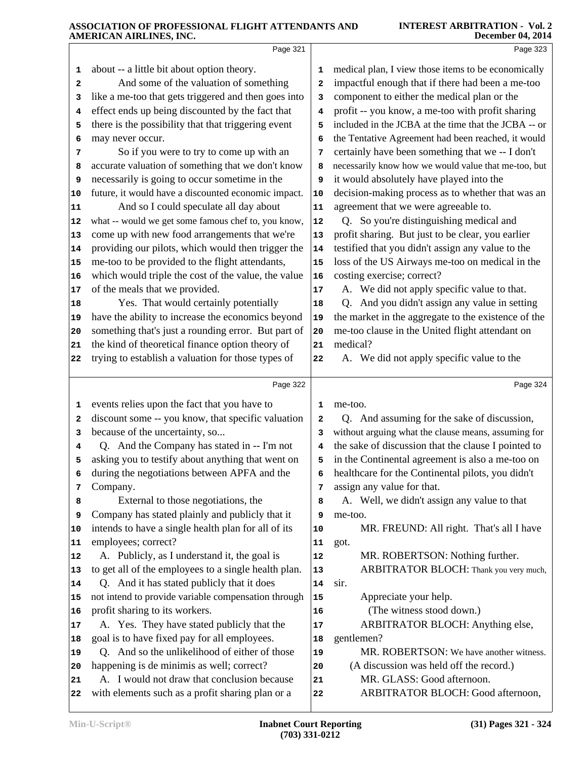Page 321

1 about -- a little bit about option theory.
2 And some of the valuation of something
3 like a me-too that gets triggered and then goes into
4 effect ends up being discounted by the fact that
5 there is the possibility that that triggering event
6 may never occur.
7 So if you were to try to come up with an
8 accurate valuation of something that we don't know
9 necessarily is going to occur sometime in the
10 future, it would have a discounted economic impact.
11 And so I could speculate all day about
12 what -- would we get some famous chef to, you know,
13 come up with new food arrangements that we're
14 providing our pilots, which would then trigger the
15 me-too to be provided to the flight attendants,
16 which would triple the cost of the value, the value
17 of the meals that we provided.
18 Yes. That would certainly potentially
19 have the ability to increase the economics beyond
20 something that's just a rounding error. But part of
21 the kind of theoretical finance option theory of
22 trying to establish a valuation for those types of

Page 322

1 events relies upon the fact that you have to
2 discount some -- you know, that specific valuation
3 because of the uncertainty, so...
4 Q. And the Company has stated in -- I'm not
5 asking you to testify about anything that went on
6 during the negotiations between APFA and the
7 Company.
8 External to those negotiations, the
9 Company has stated plainly and publicly that it
10 intends to have a single health plan for all of its
11 employees; correct?
12 A. Publicly, as I understand it, the goal is
13 to get all of the employees to a single health plan.
14 Q. And it has stated publicly that it does
15 not intend to provide variable compensation through
16 profit sharing to its workers.
17 A. Yes. They have stated publicly that the
18 goal is to have fixed pay for all employees.
19 Q. And so the unlikelihood of either of those
20 happening is de minimis as well; correct?
21 A. I would not draw that conclusion because
22 with elements such as a profit sharing plan or a

Page 323

1 medical plan, I view those items to be economically
2 impactful enough that if there had been a me-too
3 component to either the medical plan or the
4 profit -- you know, a me-too with profit sharing
5 included in the JCBA at the time that the JCBA -- or
6 the Tentative Agreement had been reached, it would
7 certainly have been something that we -- I don't
8 necessarily know how we would value that me-too, but
9 it would absolutely have played into the
10 decision-making process as to whether that was an
11 agreement that we were agreeable to.
12 Q. So you're distinguishing medical and
13 profit sharing. But just to be clear, you earlier
14 testified that you didn't assign any value to the
15 loss of the US Airways me-too on medical in the
16 costing exercise; correct?
17 A. We did not apply specific value to that.
18 Q. And you didn't assign any value in setting
19 the market in the aggregate to the existence of the
20 me-too clause in the United flight attendant on
21 medical?
22 A. We did not apply specific value to the

Page 324

1 me-too.
2 Q. And assuming for the sake of discussion,
3 without arguing what the clause means, assuming for
4 the sake of discussion that the clause I pointed to
5 in the Continental agreement is also a me-too on
6 healthcare for the Continental pilots, you didn't
7 assign any value for that.
8 A. Well, we didn't assign any value to that
9 me-too.
10 MR. FREUND: All right. That's all I have
11 got.
12 MR. ROBERTSON: Nothing further.
13 ARBITRATOR BLOCH: Thank you very much,
14 sir.
15 Appreciate your help.
16 (The witness stood down.)
17 ARBITRATOR BLOCH: Anything else,
18 gentlemen?
19 MR. ROBERTSON: We have another witness.
20 (A discussion was held off the record.)
21 MR. GLASS: Good afternoon.
22 ARBITRATOR BLOCH: Good afternoon,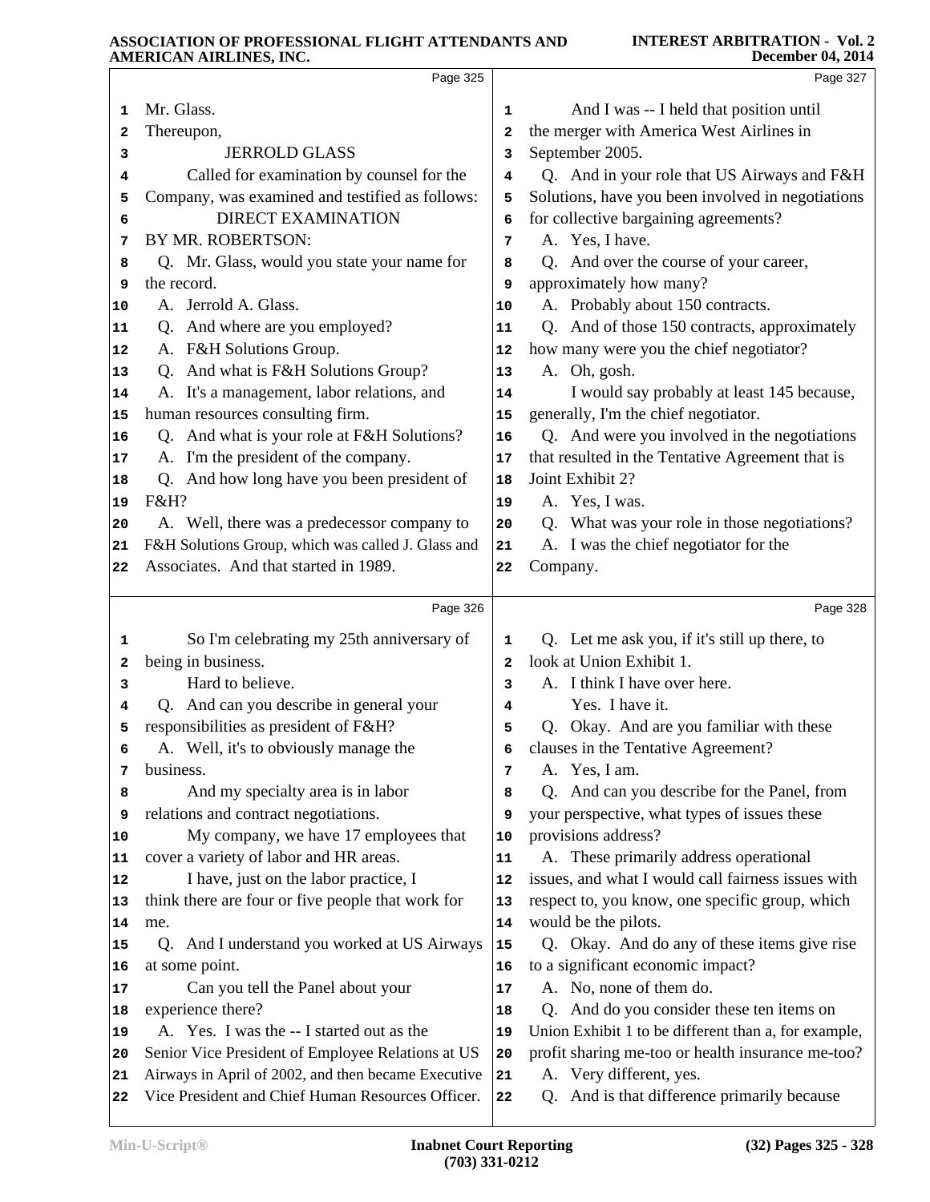Mr. Glass.

Thereupon,

JERROLD GLASS

Called for examination by counsel for the Company, was examined and testified as follows:

DIRECT EXAMINATION

BY MR. ROBERTSON:

Q. Mr. Glass, would you state your name for the record.

A. Jerrold A. Glass.

Q. And where are you employed?

A. F&H Solutions Group.

Q. And what is F&H Solutions Group?

A. It's a management, labor relations, and human resources consulting firm.

Q. And what is your role at F&H Solutions?

A. I'm the president of the company.

Q. And how long have you been president of F&H?

A. Well, there was a predecessor company to F&H Solutions Group, which was called J. Glass and Associates. And that started in 1989.

So I'm celebrating my 25th anniversary of being in business.

Hard to believe.

Q. And can you describe in general your responsibilities as president of F&H?

A. Well, it's to obviously manage the business.

And my specialty area is in labor relations and contract negotiations.

My company, we have 17 employees that cover a variety of labor and HR areas.

I have, just on the labor practice, I think there are four or five people that work for me.

Q. And I understand you worked at US Airways at some point.

Can you tell the Panel about your experience there?

A. Yes. I was the -- I started out as the Senior Vice President of Employee Relations at US Airways in April of 2002, and then became Executive Vice President and Chief Human Resources Officer.

And I was -- I held that position until the merger with America West Airlines in September 2005.

Q. And in your role that US Airways and F&H Solutions, have you been involved in negotiations for collective bargaining agreements?

A. Yes, I have.

Q. And over the course of your career, approximately how many?

A. Probably about 150 contracts.

Q. And of those 150 contracts, approximately how many were you the chief negotiator?

A. Oh, gosh.

I would say probably at least 145 because, generally, I'm the chief negotiator.

Q. And were you involved in the negotiations that resulted in the Tentative Agreement that is Joint Exhibit 2?

A. Yes, I was.

Q. What was your role in those negotiations?

A. I was the chief negotiator for the Company.

Q. Let me ask you, if it's still up there, to look at Union Exhibit 1.

A. I think I have over here.

Yes. I have it.

Q. Okay. And are you familiar with these clauses in the Tentative Agreement?

A. Yes, I am.

Q. And can you describe for the Panel, from your perspective, what types of issues these provisions address?

A. These primarily address operational issues, and what I would call fairness issues with respect to, you know, one specific group, which would be the pilots.

Q. Okay. And do any of these items give rise to a significant economic impact?

A. No, none of them do.

Q. And do you consider these ten items on Union Exhibit 1 to be different than a, for example, profit sharing me-too or health insurance me-too?

A. Very different, yes.

Q. And is that difference primarily because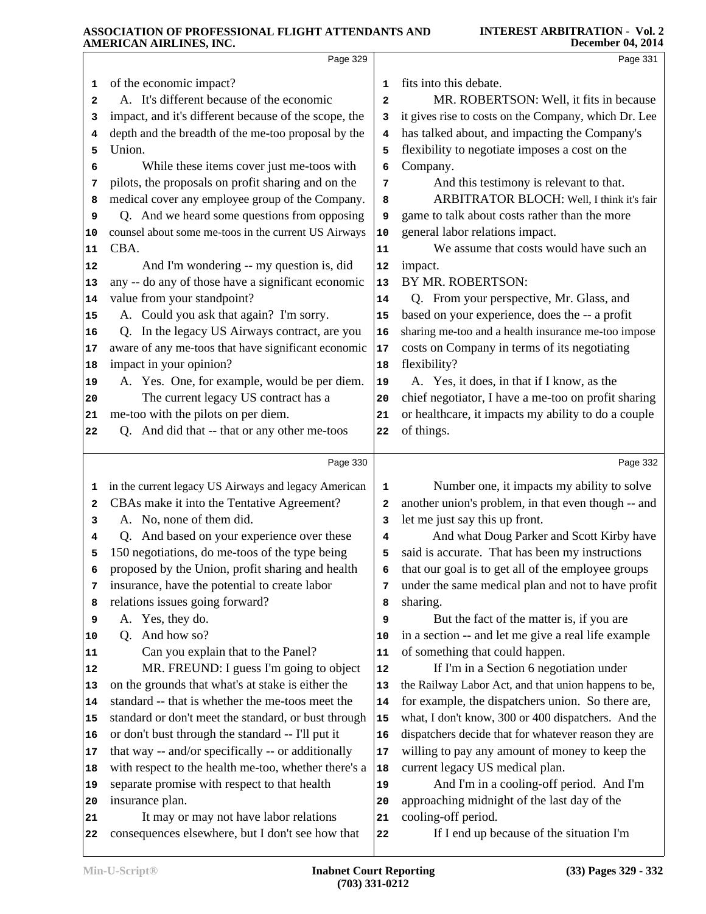Page 329

1 of the economic impact?
2 A. It's different because of the economic
3 impact, and it's different because of the scope, the
4 depth and the breadth of the me-too proposal by the
5 Union.
6 While these items cover just me-toos with
7 pilots, the proposals on profit sharing and on the
8 medical cover any employee group of the Company.
9 Q. And we heard some questions from opposing
10 counsel about some me-toos in the current US Airways
11 CBA.
12 And I'm wondering -- my question is, did
13 any -- do any of those have a significant economic
14 value from your standpoint?
15 A. Could you ask that again? I'm sorry.
16 Q. In the legacy US Airways contract, are you
17 aware of any me-toos that have significant economic
18 impact in your opinion?
19 A. Yes. One, for example, would be per diem.
20 The current legacy US contract has a
21 me-too with the pilots on per diem.
22 Q. And did that -- that or any other me-toos

Page 330

1 in the current legacy US Airways and legacy American
2 CBAs make it into the Tentative Agreement?
3 A. No, none of them did.
4 Q. And based on your experience over these
5 150 negotiations, do me-toos of the type being
6 proposed by the Union, profit sharing and health
7 insurance, have the potential to create labor
8 relations issues going forward?
9 A. Yes, they do.
10 Q. And how so?
11 Can you explain that to the Panel?
12 MR. FREUND: I guess I'm going to object
13 on the grounds that what's at stake is either the
14 standard -- that is whether the me-toos meet the
15 standard or don't meet the standard, or bust through
16 or don't bust through the standard -- I'll put it
17 that way -- and/or specifically -- or additionally
18 with respect to the health me-too, whether there's a
19 separate promise with respect to that health
20 insurance plan.
21 It may or may not have labor relations
22 consequences elsewhere, but I don't see how that

Page 331

1 fits into this debate.
2 MR. ROBERTSON: Well, it fits in because
3 it gives rise to costs on the Company, which Dr. Lee
4 has talked about, and impacting the Company's
5 flexibility to negotiate imposes a cost on the
6 Company.
7 And this testimony is relevant to that.
8 ARBITRATOR BLOCH: Well, I think it's fair
9 game to talk about costs rather than the more
10 general labor relations impact.
11 We assume that costs would have such an
12 impact.
13 BY MR. ROBERTSON:
14 Q. From your perspective, Mr. Glass, and
15 based on your experience, does the -- a profit
16 sharing me-too and a health insurance me-too impose
17 costs on Company in terms of its negotiating
18 flexibility?
19 A. Yes, it does, in that if I know, as the
20 chief negotiator, I have a me-too on profit sharing
21 or healthcare, it impacts my ability to do a couple
22 of things.

Page 332

1 Number one, it impacts my ability to solve
2 another union's problem, in that even though -- and
3 let me just say this up front.
4 And what Doug Parker and Scott Kirby have
5 said is accurate. That has been my instructions
6 that our goal is to get all of the employee groups
7 under the same medical plan and not to have profit
8 sharing.
9 But the fact of the matter is, if you are
10 in a section -- and let me give a real life example
11 of something that could happen.
12 If I'm in a Section 6 negotiation under
13 the Railway Labor Act, and that union happens to be,
14 for example, the dispatchers union. So there are,
15 what, I don't know, 300 or 400 dispatchers. And the
16 dispatchers decide that for whatever reason they are
17 willing to pay any amount of money to keep the
18 current legacy US medical plan.
19 And I'm in a cooling-off period. And I'm
20 approaching midnight of the last day of the
21 cooling-off period.
22 If I end up because of the situation I'm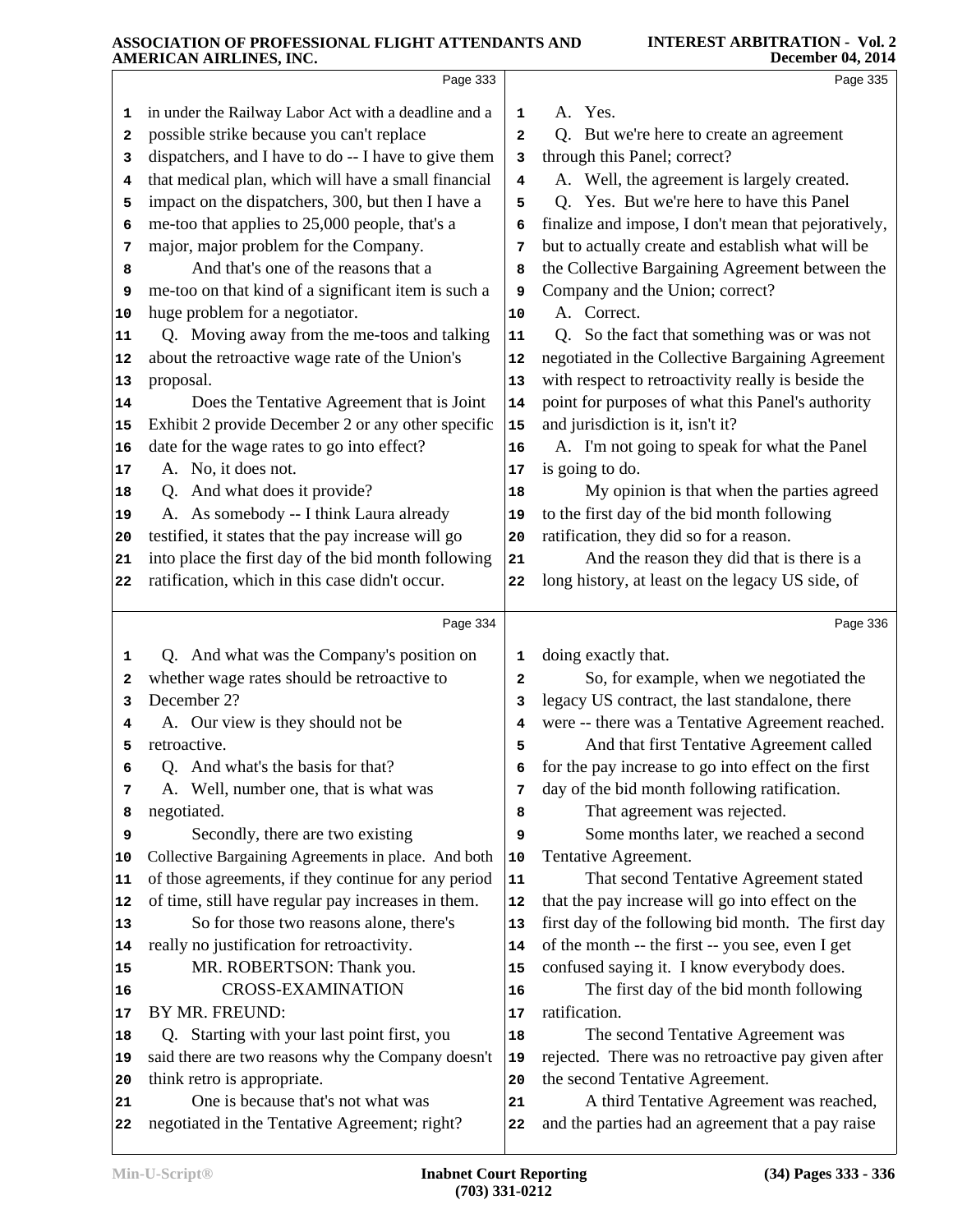in under the Railway Labor Act with a deadline and a possible strike because you can't replace dispatchers, and I have to do -- I have to give them that medical plan, which will have a small financial impact on the dispatchers, 300, but then I have a me-too that applies to 25,000 people, that's a major, major problem for the Company.

And that's one of the reasons that a me-too on that kind of a significant item is such a huge problem for a negotiator.

Q. Moving away from the me-toos and talking about the retroactive wage rate of the Union's proposal.

Does the Tentative Agreement that is Joint Exhibit 2 provide December 2 or any other specific date for the wage rates to go into effect?

A. No, it does not.

Q. And what does it provide?

A. As somebody -- I think Laura already testified, it states that the pay increase will go into place the first day of the bid month following ratification, which in this case didn't occur.

Q. And what was the Company's position on whether wage rates should be retroactive to December 2?

A. Our view is they should not be retroactive.

Q. And what's the basis for that?

A. Well, number one, that is what was negotiated.

Secondly, there are two existing Collective Bargaining Agreements in place. And both of those agreements, if they continue for any period of time, still have regular pay increases in them.

So for those two reasons alone, there's really no justification for retroactivity.

MR. ROBERTSON: Thank you.

CROSS-EXAMINATION

BY MR. FREUND:

Q. Starting with your last point first, you said there are two reasons why the Company doesn't think retro is appropriate.

One is because that's not what was negotiated in the Tentative Agreement; right?

A. Yes.

Q. But we're here to create an agreement through this Panel; correct?

A. Well, the agreement is largely created.

Q. Yes. But we're here to have this Panel finalize and impose, I don't mean that pejoratively, but to actually create and establish what will be the Collective Bargaining Agreement between the Company and the Union; correct?

A. Correct.

Q. So the fact that something was or was not negotiated in the Collective Bargaining Agreement with respect to retroactivity really is beside the point for purposes of what this Panel's authority and jurisdiction is it, isn't it?

A. I'm not going to speak for what the Panel is going to do.

My opinion is that when the parties agreed to the first day of the bid month following ratification, they did so for a reason.

And the reason they did that is there is a long history, at least on the legacy US side, of doing exactly that.

So, for example, when we negotiated the legacy US contract, the last standalone, there were -- there was a Tentative Agreement reached.

And that first Tentative Agreement called for the pay increase to go into effect on the first day of the bid month following ratification.

That agreement was rejected.

Some months later, we reached a second Tentative Agreement.

That second Tentative Agreement stated that the pay increase will go into effect on the first day of the following bid month. The first day of the month -- the first -- you see, even I get confused saying it. I know everybody does.

The first day of the bid month following ratification.

The second Tentative Agreement was rejected. There was no retroactive pay given after the second Tentative Agreement.

A third Tentative Agreement was reached, and the parties had an agreement that a pay raise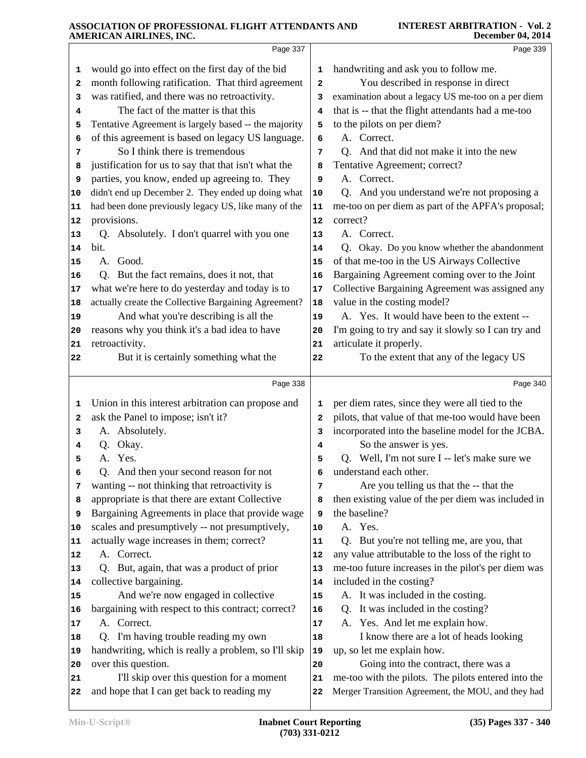Page 337

1 would go into effect on the first day of the bid
2 month following ratification. That third agreement
3 was ratified, and there was no retroactivity.
4 The fact of the matter is that this
5 Tentative Agreement is largely based -- the majority
6 of this agreement is based on legacy US language.
7 So I think there is tremendous
8 justification for us to say that that isn't what the
9 parties, you know, ended up agreeing to. They
10 didn't end up December 2. They ended up doing what
11 had been done previously legacy US, like many of the
12 provisions.
13 Q. Absolutely. I don't quarrel with you one
14 bit.
15 A. Good.
16 Q. But the fact remains, does it not, that
17 what we're here to do yesterday and today is to
18 actually create the Collective Bargaining Agreement?
19 And what you're describing is all the
20 reasons why you think it's a bad idea to have
21 retroactivity.
22 But it is certainly something what the

Page 338

1 Union in this interest arbitration can propose and
2 ask the Panel to impose; isn't it?
3 A. Absolutely.
4 Q. Okay.
5 A. Yes.
6 Q. And then your second reason for not
7 wanting -- not thinking that retroactivity is
8 appropriate is that there are extant Collective
9 Bargaining Agreements in place that provide wage
10 scales and presumptively -- not presumptively,
11 actually wage increases in them; correct?
12 A. Correct.
13 Q. But, again, that was a product of prior
14 collective bargaining.
15 And we're now engaged in collective
16 bargaining with respect to this contract; correct?
17 A. Correct.
18 Q. I'm having trouble reading my own
19 handwriting, which is really a problem, so I'll skip
20 over this question.
21 I'll skip over this question for a moment
22 and hope that I can get back to reading my

Page 339

1 handwriting and ask you to follow me.
2 You described in response in direct
3 examination about a legacy US me-too on a per diem
4 that is -- that the flight attendants had a me-too
5 to the pilots on per diem?
6 A. Correct.
7 Q. And that did not make it into the new
8 Tentative Agreement; correct?
9 A. Correct.
10 Q. And you understand we're not proposing a
11 me-too on per diem as part of the APFA's proposal;
12 correct?
13 A. Correct.
14 Q. Okay. Do you know whether the abandonment
15 of that me-too in the US Airways Collective
16 Bargaining Agreement coming over to the Joint
17 Collective Bargaining Agreement was assigned any
18 value in the costing model?
19 A. Yes. It would have been to the extent --
20 I'm going to try and say it slowly so I can try and
21 articulate it properly.
22 To the extent that any of the legacy US

Page 340

1 per diem rates, since they were all tied to the
2 pilots, that value of that me-too would have been
3 incorporated into the baseline model for the JCBA.
4 So the answer is yes.
5 Q. Well, I'm not sure I -- let's make sure we
6 understand each other.
7 Are you telling us that the -- that the
8 then existing value of the per diem was included in
9 the baseline?
10 A. Yes.
11 Q. But you're not telling me, are you, that
12 any value attributable to the loss of the right to
13 me-too future increases in the pilot's per diem was
14 included in the costing?
15 A. It was included in the costing.
16 Q. It was included in the costing?
17 A. Yes. And let me explain how.
18 I know there are a lot of heads looking
19 up, so let me explain how.
20 Going into the contract, there was a
21 me-too with the pilots. The pilots entered into the
22 Merger Transition Agreement, the MOU, and they had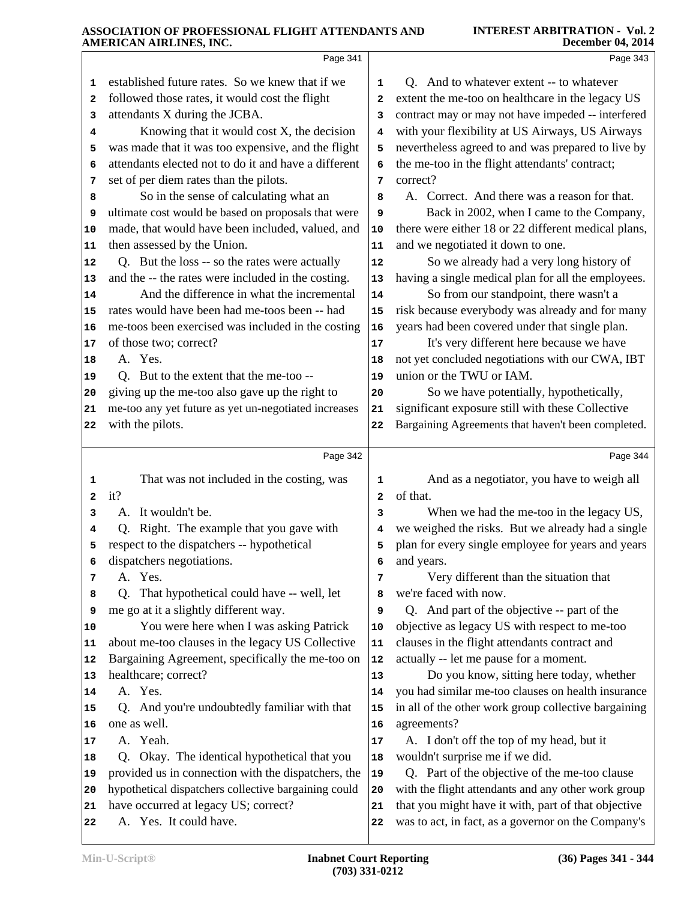Page 341

1 established future rates. So we knew that if we
2 followed those rates, it would cost the flight
3 attendants X during the JCBA.
4 Knowing that it would cost X, the decision
5 was made that it was too expensive, and the flight
6 attendants elected not to do it and have a different
7 set of per diem rates than the pilots.
8 So in the sense of calculating what an
9 ultimate cost would be based on proposals that were
10 made, that would have been included, valued, and
11 then assessed by the Union.
12 Q. But the loss -- so the rates were actually
13 and the -- the rates were included in the costing.
14 And the difference in what the incremental
15 rates would have been had me-toos been -- had
16 me-toos been exercised was included in the costing
17 of those two; correct?
18 A. Yes.
19 Q. But to the extent that the me-too --
20 giving up the me-too also gave up the right to
21 me-too any yet future as yet un-negotiated increases
22 with the pilots.

Page 342

1 That was not included in the costing, was
2 it?
3 A. It wouldn't be.
4 Q. Right. The example that you gave with
5 respect to the dispatchers -- hypothetical
6 dispatchers negotiations.
7 A. Yes.
8 Q. That hypothetical could have -- well, let
9 me go at it a slightly different way.
10 You were here when I was asking Patrick
11 about me-too clauses in the legacy US Collective
12 Bargaining Agreement, specifically the me-too on
13 healthcare; correct?
14 A. Yes.
15 Q. And you're undoubtedly familiar with that
16 one as well.
17 A. Yeah.
18 Q. Okay. The identical hypothetical that you
19 provided us in connection with the dispatchers, the
20 hypothetical dispatchers collective bargaining could
21 have occurred at legacy US; correct?
22 A. Yes. It could have.

Page 343

1 Q. And to whatever extent -- to whatever
2 extent the me-too on healthcare in the legacy US
3 contract may or may not have impeded -- interfered
4 with your flexibility at US Airways, US Airways
5 nevertheless agreed to and was prepared to live by
6 the me-too in the flight attendants' contract;
7 correct?
8 A. Correct. And there was a reason for that.
9 Back in 2002, when I came to the Company,
10 there were either 18 or 22 different medical plans,
11 and we negotiated it down to one.
12 So we already had a very long history of
13 having a single medical plan for all the employees.
14 So from our standpoint, there wasn't a
15 risk because everybody was already and for many
16 years had been covered under that single plan.
17 It's very different here because we have
18 not yet concluded negotiations with our CWA, IBT
19 union or the TWU or IAM.
20 So we have potentially, hypothetically,
21 significant exposure still with these Collective
22 Bargaining Agreements that haven't been completed.

Page 344

1 And as a negotiator, you have to weigh all
2 of that.
3 When we had the me-too in the legacy US,
4 we weighed the risks. But we already had a single
5 plan for every single employee for years and years
6 and years.
7 Very different than the situation that
8 we're faced with now.
9 Q. And part of the objective -- part of the
10 objective as legacy US with respect to me-too
11 clauses in the flight attendants contract and
12 actually -- let me pause for a moment.
13 Do you know, sitting here today, whether
14 you had similar me-too clauses on health insurance
15 in all of the other work group collective bargaining
16 agreements?
17 A. I don't off the top of my head, but it
18 wouldn't surprise me if we did.
19 Q. Part of the objective of the me-too clause
20 with the flight attendants and any other work group
21 that you might have it with, part of that objective
22 was to act, in fact, as a governor on the Company's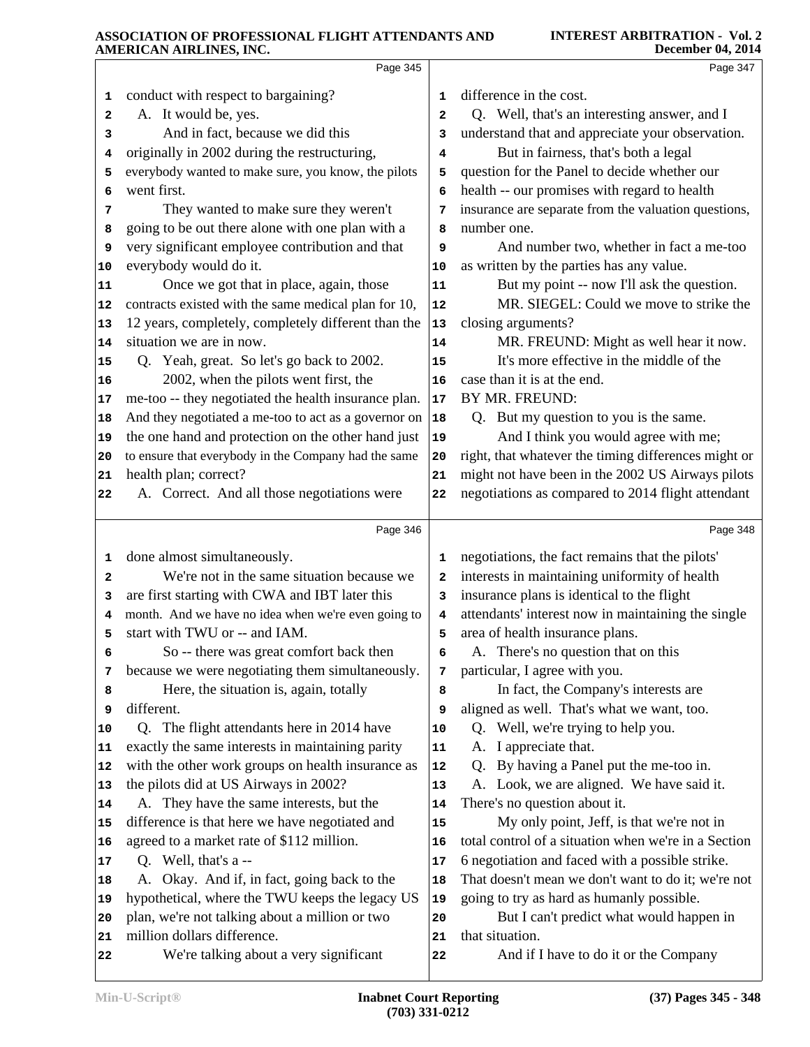Page 345

1 conduct with respect to bargaining?
2 A. It would be, yes.
3 And in fact, because we did this
4 originally in 2002 during the restructuring,
5 everybody wanted to make sure, you know, the pilots
6 went first.
7 They wanted to make sure they weren't
8 going to be out there alone with one plan with a
9 very significant employee contribution and that
10 everybody would do it.
11 Once we got that in place, again, those
12 contracts existed with the same medical plan for 10,
13 12 years, completely, completely different than the
14 situation we are in now.
15 Q. Yeah, great. So let's go back to 2002.
16 2002, when the pilots went first, the
17 me-too -- they negotiated the health insurance plan.
18 And they negotiated a me-too to act as a governor on
19 the one hand and protection on the other hand just
20 to ensure that everybody in the Company had the same
21 health plan; correct?
22 A. Correct. And all those negotiations were

Page 346

1 done almost simultaneously.
2 We're not in the same situation because we
3 are first starting with CWA and IBT later this
4 month. And we have no idea when we're even going to
5 start with TWU or -- and IAM.
6 So -- there was great comfort back then
7 because we were negotiating them simultaneously.
8 Here, the situation is, again, totally
9 different.
10 Q. The flight attendants here in 2014 have
11 exactly the same interests in maintaining parity
12 with the other work groups on health insurance as
13 the pilots did at US Airways in 2002?
14 A. They have the same interests, but the
15 difference is that here we have negotiated and
16 agreed to a market rate of $112 million.
17 Q. Well, that's a --
18 A. Okay. And if, in fact, going back to the
19 hypothetical, where the TWU keeps the legacy US
20 plan, we're not talking about a million or two
21 million dollars difference.
22 We're talking about a very significant

Page 347

1 difference in the cost.
2 Q. Well, that's an interesting answer, and I
3 understand that and appreciate your observation.
4 But in fairness, that's both a legal
5 question for the Panel to decide whether our
6 health -- our promises with regard to health
7 insurance are separate from the valuation questions,
8 number one.
9 And number two, whether in fact a me-too
10 as written by the parties has any value.
11 But my point -- now I'll ask the question.
12 MR. SIEGEL: Could we move to strike the
13 closing arguments?
14 MR. FREUND: Might as well hear it now.
15 It's more effective in the middle of the
16 case than it is at the end.
17 BY MR. FREUND:
18 Q. But my question to you is the same.
19 And I think you would agree with me;
20 right, that whatever the timing differences might or
21 might not have been in the 2002 US Airways pilots
22 negotiations as compared to 2014 flight attendant

Page 348

1 negotiations, the fact remains that the pilots'
2 interests in maintaining uniformity of health
3 insurance plans is identical to the flight
4 attendants' interest now in maintaining the single
5 area of health insurance plans.
6 A. There's no question that on this
7 particular, I agree with you.
8 In fact, the Company's interests are
9 aligned as well. That's what we want, too.
10 Q. Well, we're trying to help you.
11 A. I appreciate that.
12 Q. By having a Panel put the me-too in.
13 A. Look, we are aligned. We have said it.
14 There's no question about it.
15 My only point, Jeff, is that we're not in
16 total control of a situation when we're in a Section
17 6 negotiation and faced with a possible strike.
18 That doesn't mean we don't want to do it; we're not
19 going to try as hard as humanly possible.
20 But I can't predict what would happen in
21 that situation.
22 And if I have to do it or the Company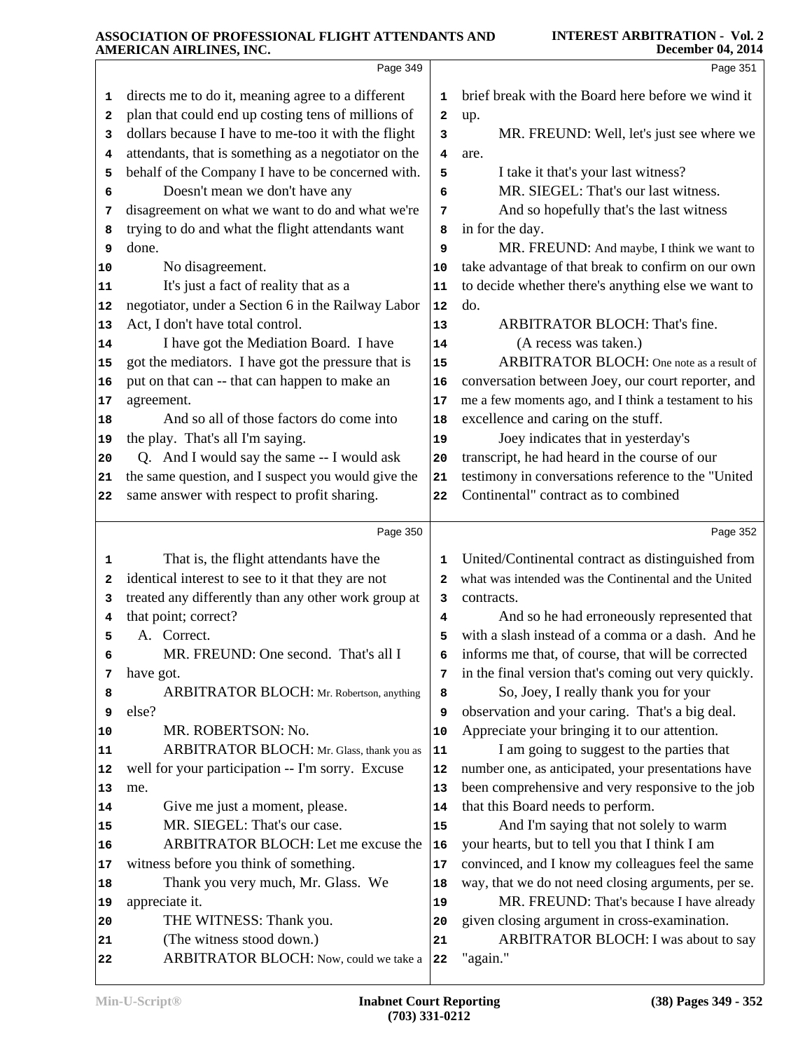Page 349

directs me to do it, meaning agree to a different plan that could end up costing tens of millions of dollars because I have to me-too it with the flight attendants, that is something as a negotiator on the behalf of the Company I have to be concerned with.

Doesn't mean we don't have any disagreement on what we want to do and what we're trying to do and what the flight attendants want done.

No disagreement.

It's just a fact of reality that as a negotiator, under a Section 6 in the Railway Labor Act, I don't have total control.

I have got the Mediation Board. I have got the mediators. I have got the pressure that is put on that can -- that can happen to make an agreement.

And so all of those factors do come into the play. That's all I'm saying.

Q. And I would say the same -- I would ask the same question, and I suspect you would give the same answer with respect to profit sharing.

Page 350

That is, the flight attendants have the identical interest to see to it that they are not treated any differently than any other work group at that point; correct?

A. Correct.

MR. FREUND: One second. That's all I have got.

ARBITRATOR BLOCH: Mr. Robertson, anything else?

MR. ROBERTSON: No.

ARBITRATOR BLOCH: Mr. Glass, thank you as well for your participation -- I'm sorry. Excuse me.

Give me just a moment, please.

MR. SIEGEL: That's our case.

ARBITRATOR BLOCH: Let me excuse the witness before you think of something.

Thank you very much, Mr. Glass. We appreciate it.

THE WITNESS: Thank you.

(The witness stood down.)

ARBITRATOR BLOCH: Now, could we take a brief break with the Board here before we wind it up.

Page 351

MR. FREUND: Well, let's just see where we are.

I take it that's your last witness?

MR. SIEGEL: That's our last witness.

And so hopefully that's the last witness in for the day.

MR. FREUND: And maybe, I think we want to take advantage of that break to confirm on our own to decide whether there's anything else we want to do.

ARBITRATOR BLOCH: That's fine.

(A recess was taken.)

ARBITRATOR BLOCH: One note as a result of conversation between Joey, our court reporter, and me a few moments ago, and I think a testament to his excellence and caring on the stuff.

Joey indicates that in yesterday's transcript, he had heard in the course of our testimony in conversations reference to the "United Continental" contract as to combined United/Continental contract as distinguished from what was intended was the Continental and the United contracts.

Page 352

And so he had erroneously represented that with a slash instead of a comma or a dash. And he informs me that, of course, that will be corrected in the final version that's coming out very quickly.

So, Joey, I really thank you for your observation and your caring. That's a big deal. Appreciate your bringing it to our attention.

I am going to suggest to the parties that number one, as anticipated, your presentations have been comprehensive and very responsive to the job that this Board needs to perform.

And I'm saying that not solely to warm your hearts, but to tell you that I think I am convinced, and I know my colleagues feel the same way, that we do not need closing arguments, per se.

MR. FREUND: That's because I have already given closing argument in cross-examination.

ARBITRATOR BLOCH: I was about to say "again."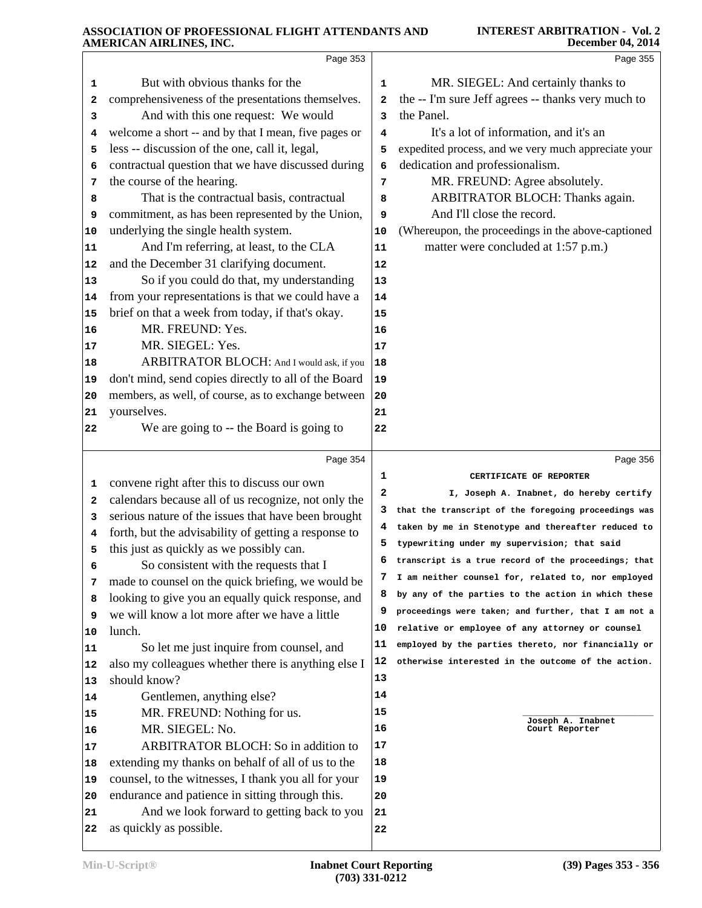Page 353

But with obvious thanks for the comprehensiveness of the presentations themselves.

And with this one request: We would welcome a short -- and by that I mean, five pages or less -- discussion of the one, call it, legal, contractual question that we have discussed during the course of the hearing.

That is the contractual basis, contractual commitment, as has been represented by the Union, underlying the single health system.

And I'm referring, at least, to the CLA and the December 31 clarifying document.

So if you could do that, my understanding from your representations is that we could have a brief on that a week from today, if that's okay.

MR. FREUND: Yes.

MR. SIEGEL: Yes.

ARBITRATOR BLOCH: And I would ask, if you don't mind, send copies directly to all of the Board members, as well, of course, as to exchange between yourselves.

We are going to -- the Board is going to

Page 354

convene right after this to discuss our own calendars because all of us recognize, not only the serious nature of the issues that have been brought forth, but the advisability of getting a response to this just as quickly as we possibly can.

So consistent with the requests that I made to counsel on the quick briefing, we would be looking to give you an equally quick response, and we will know a lot more after we have a little lunch.

So let me just inquire from counsel, and also my colleagues whether there is anything else I should know?

Gentlemen, anything else?

MR. FREUND: Nothing for us.

MR. SIEGEL: No.

ARBITRATOR BLOCH: So in addition to extending my thanks on behalf of all of us to the counsel, to the witnesses, I thank you all for your endurance and patience in sitting through this.

And we look forward to getting back to you as quickly as possible.

Page 355

MR. SIEGEL: And certainly thanks to the -- I'm sure Jeff agrees -- thanks very much to the Panel.

It's a lot of information, and it's an expedited process, and we very much appreciate your dedication and professionalism.

MR. FREUND: Agree absolutely.

ARBITRATOR BLOCH: Thanks again.

And I'll close the record.

(Whereupon, the proceedings in the above-captioned matter were concluded at 1:57 p.m.)

Page 356

**CERTIFICATE OF REPORTER**

I, Joseph A. Inabnet, do hereby certify that the transcript of the foregoing proceedings was taken by me in Stenotype and thereafter reduced to typewriting under my supervision; that said transcript is a true record of the proceedings; that I am neither counsel for, related to, nor employed by any of the parties to the action in which these proceedings were taken; and further, that I am not a relative or employee of any attorney or counsel employed by the parties thereto, nor financially or otherwise interested in the outcome of the action.

Joseph A. Inabnet
Court Reporter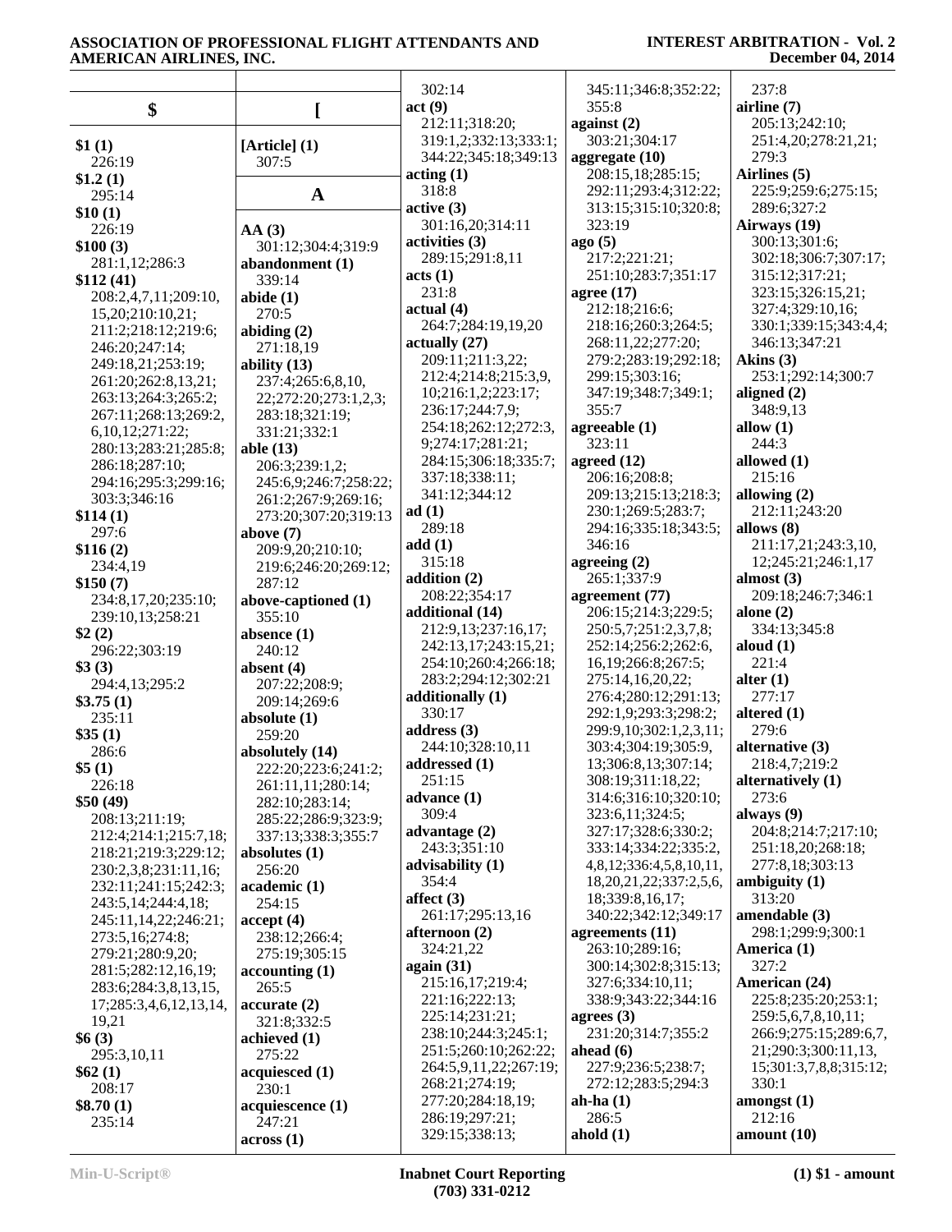## $

**$1 (1)**
226:19
**$1.2 (1)**
295:14
**$10 (1)**
226:19
**$100 (3)**
281:1,12;286:3
**$112 (41)**
208:2,4,7,11;209:10,15,20;210:10,21;211:2;218:12;219:6;246:20;247:14;249:18,21;253:19;261:20;262:8,13,21;263:13;264:3;265:2;267:11;268:13;269:2,6,10,12;271:22;280:13;283:21;285:8;286:18;287:10;294:16;295:3;299:16;303:3;346:16
**$114 (1)**
297:6
**$116 (2)**
234:4,19
**$150 (7)**
234:8,17,20;235:10;239:10,13;258:21
**$2 (2)**
296:22;303:19
**$3 (3)**
294:4,13;295:2
**$3.75 (1)**
235:11
**$35 (1)**
286:6
**$5 (1)**
226:18
**$50 (49)**
208:13;211:19;212:4;214:1;215:7,18;218:21;219:3;229:12;230:2,3,8;231:11,16;232:11;241:15;242:3;243:5,14;244:4,18;245:11,14,22;246:21;273:5,16;274:8;279:21;280:9,20;281:5;282:12,16,19;283:6;284:3,8,13,15,17;285:3,4,6,12,13,14,19,21
**$6 (3)**
295:3,10,11
**$62 (1)**
208:17
**$8.70 (1)**
235:14

## [

**[Article] (1)**
307:5

## A

**AA (3)**
301:12;304:4;319:9
**abandonment (1)**
339:14
**abide (1)**
270:5
**abiding (2)**
271:18,19
**ability (13)**
237:4;265:6,8,10,22;272:20;273:1,2,3;283:18;321:19;331:21;332:1
**able (13)**
206:3;239:1,2;245:6,9;246:7;258:22;261:2;267:9;269:16;273:20;307:20;319:13
**above (7)**
209:9,20;210:10;219:6;246:20;269:12;287:12
**above-captioned (1)**
355:10
**absence (1)**
240:12
**absent (4)**
207:22;208:9;209:14;269:6
**absolute (1)**
259:20
**absolutely (14)**
222:20;223:6;241:2;261:11,11;280:14;282:10;283:14;285:22;286:9;323:9;337:13;338:3;355:7
**absolutes (1)**
256:20
**academic (1)**
254:15
**accept (4)**
238:12;266:4;275:19;305:15
**accounting (1)**
265:5
**accurate (2)**
321:8;332:5
**achieved (1)**
275:22
**acquiesced (1)**
230:1
**acquiescence (1)**
247:21
**across (1)**
302:14
**act (9)**
212:11;318:20;319:1,2;332:13;333:1;344:22;345:18;349:13
**acting (1)**
318:8
**active (3)**
301:16,20;314:11
**activities (3)**
289:15;291:8,11
**acts (1)**
231:8
**actual (4)**
264:7;284:19,19,20
**actually (27)**
209:11;211:3,22;212:4;214:8;215:3,9,10;216:1,2;223:17;236:17;244:7,9;254:18;262:12;272:3,9;274:17;281:21;284:15;306:18;335:7;337:18;338:11;341:12;344:12
**ad (1)**
289:18
**add (1)**
315:18
**addition (2)**
208:22;354:17
**additional (14)**
212:9,13;237:16,17;242:13,17;243:15,21;254:10;260:4;266:18;283:2;294:12;302:21
**additionally (1)**
330:17
**address (3)**
244:10;328:10,11
**addressed (1)**
251:15
**advance (1)**
309:4
**advantage (2)**
243:3;351:10
**advisability (1)**
354:4
**affect (3)**
261:17;295:13,16
**afternoon (2)**
324:21,22
**again (31)**
215:16,17;219:4;221:16;222:13;225:14;231:21;238:10;244:3;245:1;251:5;260:10;262:22;264:5,9,11,22;267:19;268:21;274:19;277:20;284:18,19;286:19;297:21;329:15;338:13;345:11;346:8;352:22;355:8
**against (2)**
303:21;304:17
**aggregate (10)**
208:15,18;285:15;292:11;293:4;312:22;313:15;315:10;320:8;323:19
**ago (5)**
217:2;221:21;251:10;283:7;351:17
**agree (17)**
212:18;216:6;218:16;260:3;264:5;268:11,22;277:20;279:2;283:19;292:18;299:15;303:16;347:19;348:7;349:1;355:7
**agreeable (1)**
323:11
**agreed (12)**
206:16;208:8;209:13;215:13;218:3;230:1;269:5;283:7;294:16;335:18;343:5;346:16
**agreeing (2)**
265:1;337:9
**agreement (77)**
206:15;214:3;229:5;250:5,7;251:2,3,7,8;252:14;256:2;262:6,16,19;266:8;267:5;275:14,16,20,22;276:4;280:12;291:13;292:1,9;293:3;298:2;299:9,10;302:1,2,3,11;303:4;304:19;305:9,13;306:8,13;307:14;308:19;311:18,22;314:6;316:10;320:10;323:6,11;324:5;327:17;328:6;330:2;333:14;334:22;335:2,4,8,12;336:4,5,8,10,11,18,20,21,22;337:2,5,6,18;339:8,16,17;340:22;342:12;349:17
**agreements (11)**
263:10;289:16;300:14;302:8;315:13;327:6;334:10,11;338:9;343:22;344:16
**agrees (3)**
231:20;314:7;355:2
**ahead (6)**
227:9;236:5;238:7;272:12;283:5;294:3
**ah-ha (1)**
286:5
**ahold (1)**
237:8
**airline (7)**
205:13;242:10;251:4,20;278:21,21;279:3
**Airlines (5)**
225:9;259:6;275:15;289:6;327:2
**Airways (19)**
300:13;301:6;302:18;306:7;307:17;315:12;317:21;323:15;326:15,21;327:4;329:10,16;330:1;339:15;343:4,4;346:13;347:21
**Akins (3)**
253:1;292:14;300:7
**aligned (2)**
348:9,13
**allow (1)**
244:3
**allowed (1)**
215:16
**allowing (2)**
212:11;243:20
**allows (8)**
211:17,21;243:3,10,12;245:21;246:1,17
**almost (3)**
209:18;246:7;346:1
**alone (2)**
334:13;345:8
**aloud (1)**
221:4
**alter (1)**
277:17
**altered (1)**
279:6
**alternative (3)**
218:4,7;219:2
**alternatively (1)**
273:6
**always (9)**
204:8;214:7;217:10;251:18,20;268:18;277:8,18;303:13
**ambiguity (1)**
313:20
**amendable (3)**
298:1;299:9;300:1
**America (1)**
327:2
**American (24)**
225:8;235:20;253:1;259:5,6,7,8,10,11;266:9;275:15;289:6,7,21;290:3;300:11,13,15;301:3,7,8,8,8;315:12;330:1
**amongst (1)**
212:16
**amount (10)**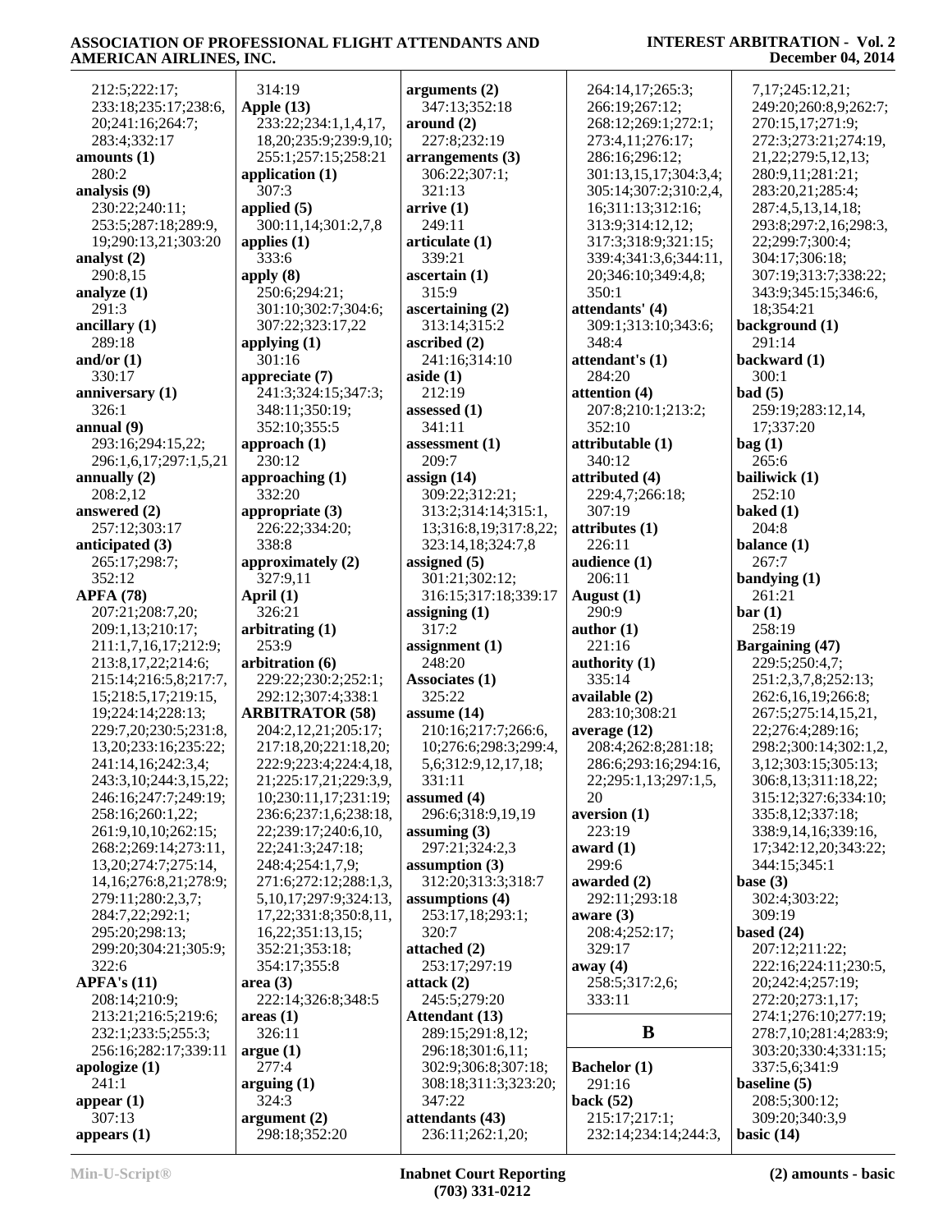212:5;222:17;
233:18;235:17;238:6,
20;241:16;264:7;
283:4;332:17

**amounts (1)**
280:2

**analysis (9)**
230:22;240:11;
253:5;287:18;289:9,
19;290:13,21;303:20

**analyst (2)**
290:8,15

**analyze (1)**
291:3

**ancillary (1)**
289:18

**and/or (1)**
330:17

**anniversary (1)**
326:1

**annual (9)**
293:16;294:15,22;
296:1,6,17;297:1,5,21

**annually (2)**
208:2,12

**answered (2)**
257:12;303:17

**anticipated (3)**
265:17;298:7;
352:12

**APFA (78)**
207:21;208:7,20;
209:1,13;210:17;
211:1,7,16,17;212:9;
213:8,17,22;214:6;
215:14;216:5,8;217:7,
15;218:5,17;219:15,
19;224:14;228:13;
229:7,20;230:5,231:8,
13,20;233:16;235:22;
241:14,16;242:3,4;
243:3,10;244:3,15,22;
246:16;247:7;249:19;
258:16;260:1,22;
261:9,10,10;262:15;
268:2;269:14;273:11,
13,20;274:7;275:14,
14,16;276:8,21;278:9;
279:11;280:2,3,7;
284:7,22;292:1;
295:20;298:13;
299:20;304:21;305:9;
322:6

**APFA's (11)**
208:14;210:9;
213:21;216:5;219:6;
232:1;233:5;255:3;
256:16;282:17;339:11

**apologize (1)**
241:1

**appear (1)**
307:13

**appears (1)**
314:19

**Apple (13)**
233:22;234:1,1,4,17,
18,20;235:9;239:9,10;
255:1;257:15;258:21

**application (1)**
307:3

**applied (5)**
300:11,14;301:2,7,8

**applies (1)**
333:6

**apply (8)**
250:6;294:21;
301:10;302:7;304:6;
307:22;323:17,22

**applying (1)**
301:16

**appreciate (7)**
241:3;324:15;347:3;
348:11;350:19;
352:10;355:5

**approach (1)**
230:12

**approaching (1)**
332:20

**appropriate (3)**
226:22;334:20;
338:8

**approximately (2)**
327:9,11

**April (1)**
326:21

**arbitrating (1)**
253:9

**arbitration (6)**
229:22;230:2;252:1;
292:12;307:4;338:1

**ARBITRATOR (58)**
204:2,12,21;205:17;
217:18,20;221:18,20;
222:9;223:4;224:4,18,
21;225:17,21;229:3,9,
10;230:11,17;231:19;
236:6;237:1,6;238:18,
22;239:17;240:6,10,
22;241:3;247:18;
248:4;254:1,7,9;
271:6;272:12;288:1,3,
5,10,17;297:9;324:13,
17,22;331:8;350:8,11,
16,22;351:13,15;
352:21;353:18;
354:17;355:8

**area (3)**
222:14;326:8;348:5

**areas (1)**
326:11

**argue (1)**
277:4

**arguing (1)**
324:3

**argument (2)**
298:18;352:20

**arguments (2)**
347:13;352:18

**around (2)**
227:8;232:19

**arrangements (3)**
306:22;307:1;
321:13

**arrive (1)**
249:11

**articulate (1)**
339:21

**ascertain (1)**
315:9

**ascertaining (2)**
313:14;315:2

**ascribed (2)**
241:16;314:10

**aside (1)**
212:19

**assessed (1)**
341:11

**assessment (1)**
209:7

**assign (14)**
309:22;312:21;
313:2;314:14;315:1,
13;316:8,19;317:8,22;
323:14,18;324:7,8

**assigned (5)**
301:21;302:12;
316:15;317:18;339:17

**assigning (1)**
317:2

**assignment (1)**
248:20

**Associates (1)**
325:22

**assume (14)**
210:16;217:7;266:6,
10;276:6;298:3;299:4,
5,6;312:9,12,17,18;
331:11

**assumed (4)**
296:6;318:9,19,19

**assuming (3)**
297:21;324:2,3

**assumption (3)**
312:20;313:3;318:7

**assumptions (4)**
253:17,18;293:1;
320:7

**attached (2)**
253:17;297:19

**attack (2)**
245:5;279:20

**Attendant (13)**
289:15;291:8,12;
296:18;301:6,11;
302:9;306:8;307:18;
308:18;311:3;323:20;
347:22

**attendants (43)**
236:11;262:1,20;
264:14,17;265:3;
266:19;267:12;
268:12;269:1;272:1;
273:4,11;276:17;
286:16;296:12;
301:13,15,17;304:3,4;
305:14;307:2;310:2,4,
16;311:13;312:16;
313:9;314:12,12;
317:3;318:9;321:15;
339:4;341:3,6;344:11,
20;346:10;349:4,8;
350:1

**attendants' (4)**
309:1;313:10;343:6;
348:4

**attendant's (1)**
284:20

**attention (4)**
207:8;210:1;213:2;
352:10

**attributable (1)**
340:12

**attributed (4)**
229:4,7;266:18;
307:19

**attributes (1)**
226:11

**audience (1)**
206:11

**August (1)**
290:9

**author (1)**
221:16

**authority (1)**
335:14

**available (2)**
283:10;308:21

**average (12)**
208:4;262:8;281:18;
286:6;293:16;294:16,
22;295:1,13;297:1,5,
20

**aversion (1)**
223:19

**award (1)**
299:6

**awarded (2)**
292:11;293:18

**aware (3)**
208:4;252:17;
329:17

**away (4)**
258:5;317:2,6;
333:11

## B

**Bachelor (1)**
291:16

**back (52)**
215:17;217:1;
232:14;234:14;244:3,
7,17;245:12,21;
249:20;260:8,9;262:7;
270:15,17;271:9;
272:3;273:21;274:19,
21,22;279:5,12,13;
280:9,11;281:21;
283:20,21;285:4;
287:4,5,13,14,18;
293:8;297:2,16;298:3,
22;299:7;300:4;
304:17;306:18;
307:19;313:7;338:22;
343:9;345:15;346:6,
18;354:21

**background (1)**
291:14

**backward (1)**
300:1

**bad (5)**
259:19;283:12,14,
17;337:20

**bag (1)**
265:6

**bailiwick (1)**
252:10

**baked (1)**
204:8

**balance (1)**
267:7

**bandying (1)**
261:21

**bar (1)**
258:19

**Bargaining (47)**
229:5;250:4,7;
251:2,3,7,8;252:13;
262:6,16,19;266:8;
267:5;275:14,15,21,
22;276:4;289:16;
298:2;300:14;302:1,2,
3,12;303:15;305:13;
306:8,13;311:18,22;
315:12;327:6;334:10;
335:8,12;337:18;
338:9,14,16;339:16,
17;342:12,20;343:22;
344:15;345:1

**base (3)**
302:4;303:22;
309:19

**based (24)**
207:12;211:22;
222:16;224:11;230:5,
20;242:4;257:19;
272:20;273:1,17;
274:1;276:10;277:19;
278:7,10;281:4;283:9;
303:20;330:4;331:15;
337:5,6;341:9

**baseline (5)**
208:5;300:12;
309:20;340:3,9

**basic (14)**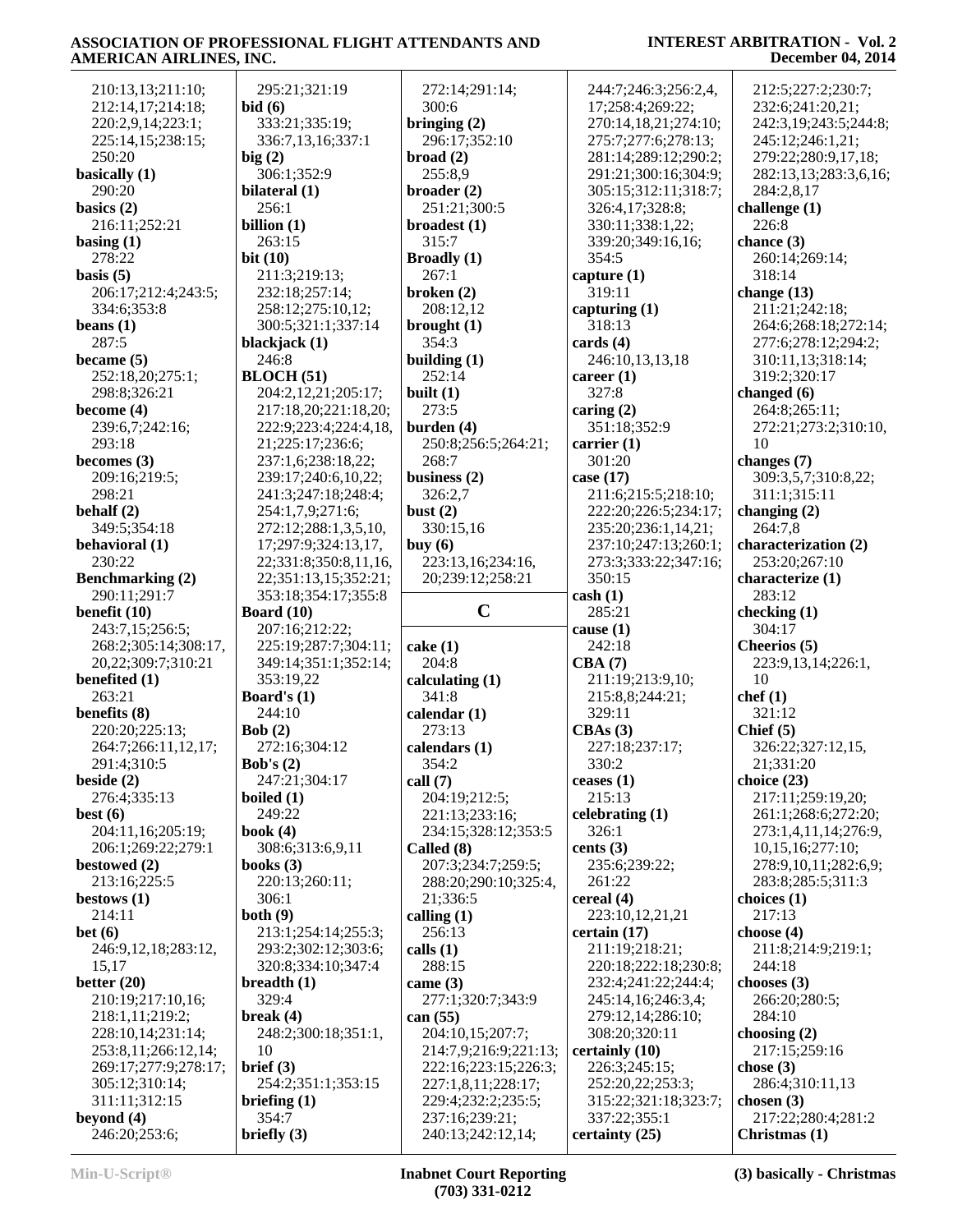210:13,13;211:10;
212:14,17;214:18;
220:2,9,14;223:1;
225:14,15;238:15;
250:20

**basically (1)**
290:20

**basics (2)**
216:11;252:21

**basing (1)**
278:22

**basis (5)**
206:17;212:4;243:5;
334:6;353:8

**beans (1)**
287:5

**became (5)**
252:18,20;275:1;
298:8;326:21

**become (4)**
239:6,7;242:16;
293:18

**becomes (3)**
209:16;219:5;
298:21

**behalf (2)**
349:5;354:18

**behavioral (1)**
230:22

**Benchmarking (2)**
290:11;291:7

**benefit (10)**
243:7,15;256:5;
268:2;305:14;308:17,
20,22;309:7;310:21

**benefited (1)**
263:21

**benefits (8)**
220:20;225:13;
264:7;266:11,12,17;
291:4;310:5

**beside (2)**
276:4;335:13

**best (6)**
204:11,16;205:19;
206:1;269:22;279:1

**bestowed (2)**
213:16;225:5

**bestows (1)**
214:11

**bet (6)**
246:9,12,18;283:12,
15,17

**better (20)**
210:19;217:10,16;
218:1,11;219:2;
228:10,14;231:14;
253:8,11;266:12,14;
269:17;277:9;278:17;
305:12;310:14;
311:11;312:15

**beyond (4)**
246:20;253:6;
295:21;321:19

**bid (6)**
333:21;335:19;
336:7,13,16;337:1

**big (2)**
306:1;352:9

**bilateral (1)**
256:1

**billion (1)**
263:15

**bit (10)**
211:3;219:13;
232:18;257:14;
258:12;275:10,12;
300:5;321:1;337:14

**blackjack (1)**
246:8

**BLOCH (51)**
204:2,12,21;205:17;
217:18,20;221:18,20;
222:9;223:4;224:4,18,
21;225:17;236:6;
237:1,6;238:18,22;
239:17;240:6,10,22;
241:3;247:18;248:4;
254:1,7,9;271:6;
272:12;288:1,3,5,10,
17;297:9;324:13,17,
22;331:8;350:8,11,16,
22;351:13,15;352:21;
353:18;354:17;355:8

**Board (10)**
207:16;212:22;
225:19;287:7;304:11;
349:14;351:1;352:14;
353:19,22

**Board's (1)**
244:10

**Bob (2)**
272:16;304:12

**Bob's (2)**
247:21;304:17

**boiled (1)**
249:22

**book (4)**
308:6;313:6,9,11

**books (3)**
220:13;260:11;
306:1

**both (9)**
213:1;254:14;255:3;
293:2;302:12;303:6;
320:8;334:10;347:4

**breadth (1)**
329:4

**break (4)**
248:2;300:18;351:1,
10

**brief (3)**
254:2;351:1;353:15

**briefing (1)**
354:7

**briefly (3)**
272:14;291:14;
300:6

**bringing (2)**
296:17;352:10

**broad (2)**
255:8,9

**broader (2)**
251:21;300:5

**broadest (1)**
315:7

**Broadly (1)**
267:1

**broken (2)**
208:12,12

**brought (1)**
354:3

**building (1)**
252:14

**built (1)**
273:5

**burden (4)**
250:8;256:5;264:21;
268:7

**business (2)**
326:2,7

**bust (2)**
330:15,16

**buy (6)**
223:13,16;234:16,
20;239:12;258:21

## C

**cake (1)**
204:8

**calculating (1)**
341:8

**calendar (1)**
273:13

**calendars (1)**
354:2

**call (7)**
204:19;212:5;
221:13;233:16;
234:15;328:12;353:5

**Called (8)**
207:3;234:7;259:5;
288:20;290:10;325:4,
21;336:5

**calling (1)**
256:13

**calls (1)**
288:15

**came (3)**
277:1;320:7;343:9

**can (55)**
204:10,15;207:7;
214:7,9;216:9;221:13;
222:16;223:15;226:3;
227:1,8,11;228:17;
229:4;232:2;235:5;
237:16;239:21;
240:13;242:12,14;
244:7;246:3;256:2,4,
17;258:4;269:22;
270:14,18,21;274:10;
275:7;277:6;278:13;
281:14;289:12;290:2;
291:21;300:16;304:9;
305:15;312:11;318:7;
326:4,17;328:8;
330:11;338:1,22;
339:20;349:16,16;
354:5

**capture (1)**
319:11

**capturing (1)**
318:13

**cards (4)**
246:10,13,13,18

**career (1)**
327:8

**caring (2)**
351:18;352:9

**carrier (1)**
301:20

**case (17)**
211:6;215:5;218:10;
222:20;226:5;234:17;
235:20;236:1,14,21;
237:10;247:13;260:1;
273:3;333:22;347:16;
350:15

**cash (1)**
285:21

**cause (1)**
242:18

**CBA (7)**
211:19;213:9,10;
215:8,8;244:21;
329:11

**CBAs (3)**
227:18;237:17;
330:2

**ceases (1)**
215:13

**celebrating (1)**
326:1

**cents (3)**
235:6;239:22;
261:22

**cereal (4)**
223:10,12,21,21

**certain (17)**
211:19;218:21;
220:18;222:18;230:8;
232:4;241:22;244:4;
245:14,16;246:3,4;
279:12,14;286:10;
308:20;320:11

**certainly (10)**
226:3;245:15;
252:20,22;253:3;
315:22;321:18;323:7;
337:22;355:1

**certainty (25)**
212:5;227:2;230:7;
232:6;241:20,21;
242:3,19;243:5;244:8;
245:12;246:1,21;
279:22;280:9,17,18;
282:13,13;283:3,6,16;
284:2,8,17

**challenge (1)**
226:8

**chance (3)**
260:14;269:14;
318:14

**change (13)**
211:21;242:18;
264:6;268:18;272:14;
277:6;278:12;294:2;
310:11,13;318:14;
319:2;320:17

**changed (6)**
264:8;265:11;
272:21;273:2;310:10,
10

**changes (7)**
309:3,5,7;310:8,22;
311:1;315:11

**changing (2)**
264:7,8

**characterization (2)**
253:20;267:10

**characterize (1)**
283:12

**checking (1)**
304:17

**Cheerios (5)**
223:9,13,14;226:1,
10

**chef (1)**
321:12

**Chief (5)**
326:22;327:12,15,
21;331:20

**choice (23)**
217:11;259:19,20;
261:1;268:6;272:20;
273:1,4,11,14;276:9,
10,15,16;277:10;
278:9,10,11;282:6,9;
283:8;285:5;311:3

**choices (1)**
217:13

**choose (4)**
211:8;214:9;219:1;
244:18

**chooses (3)**
266:20;280:5;
284:10

**choosing (2)**
217:15;259:16

**chose (3)**
286:4;310:11,13

**chosen (3)**
217:22;280:4;281:2

**Christmas (1)**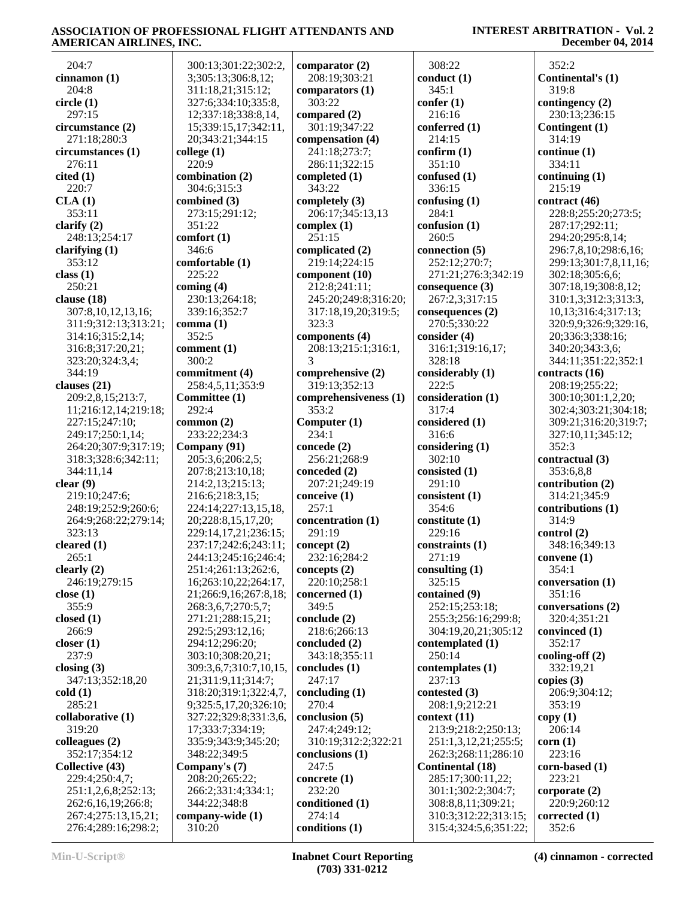204:7
**cinnamon (1)**
204:8
**circle (1)**
297:15
**circumstance (2)**
271:18;280:3
**circumstances (1)**
276:11
**cited (1)**
220:7
**CLA (1)**
353:11
**clarify (2)**
248:13;254:17
**clarifying (1)**
353:12
**class (1)**
250:21
**clause (18)**
307:8,10,12,13,16;
311:9;312:13;313:21;
314:16;315:2,14;
316:8;317:20,21;
323:20;324:3,4;
344:19
**clauses (21)**
209:2,8,15;213:7,
11;216:12,14;219:18;
227:15;247:10;
249:17;250:1,14;
264:20;307:9;317:19;
318:3;328:6;342:11;
344:11,14
**clear (9)**
219:10;247:6;
248:19;252:9;260:6;
264:9;268:22;279:14;
323:13
**cleared (1)**
265:1
**clearly (2)**
246:19;279:15
**close (1)**
355:9
**closed (1)**
266:9
**closer (1)**
237:9
**closing (3)**
347:13;352:18,20
**cold (1)**
285:21
**collaborative (1)**
319:20
**colleagues (2)**
352:17;354:12
**Collective (43)**
229:4;250:4,7;
251:1,2,6,8;252:13;
262:6,16,19;266:8;
267:4;275:13,15,21;
276:4;289:16;298:2;
300:13;301:22;302:2,
3;305:13;306:8,12;
311:18,21;315:12;
327:6;334:10;335:8,
12;337:18;338:8,14,
15;339:15,17;342:11,
20;343:21;344:15
**college (1)**
220:9
**combination (2)**
304:6;315:3
**combined (3)**
273:15;291:12;
351:22
**comfort (1)**
346:6
**comfortable (1)**
225:22
**coming (4)**
230:13;264:18;
339:16;352:7
**comma (1)**
352:5
**comment (1)**
300:2
**commitment (4)**
258:4,5,11;353:9
**Committee (1)**
292:4
**common (2)**
233:22;234:3
**Company (91)**
205:3,6;206:2,5;
207:8;213:10,18;
214:2,13;215:13;
216:6;218:3,15;
224:14;227:13,15,18,
20;228:8,15,17,20;
229:14,17,21;236:15;
237:17;242:6;243:11;
244:13;245:16;246:4;
251:4;261:13;262:6,
16;263:10,22;264:17,
21;266:9,16;267:8,18;
268:3,6,7;270:5,7;
271:21;288:15,21;
292:5;293:12,16;
294:12;296:20;
303:10;308:20,21;
309:3,6,7;310:7,10,15,
21;311:9,11;314:7;
318:20;319:1;322:4,7,
9;325:5,17,20;326:10;
327:22;329:8;331:3,6,
17;333:7;334:19;
335:9;343:9;345:20;
348:22;349:5
**Company's (7)**
208:20;265:22;
266:2;331:4;334:1;
344:22;348:8
**company-wide (1)**
310:20
**comparator (2)**
208:19;303:21
**comparators (1)**
303:22
**compared (2)**
301:19;347:22
**compensation (4)**
241:18;273:7;
286:11;322:15
**completed (1)**
343:22
**completely (3)**
206:17;345:13,13
**complex (1)**
251:15
**complicated (2)**
219:14;224:15
**component (10)**
212:8;241:11;
245:20;249:8;316:20;
317:18,19,20;319:5;
323:3
**components (4)**
208:13;215:1;316:1,
3
**comprehensive (2)**
319:13;352:13
**comprehensiveness (1)**
353:2
**Computer (1)**
234:1
**concede (2)**
256:21;268:9
**conceded (2)**
207:21;249:19
**conceive (1)**
257:1
**concentration (1)**
291:19
**concept (2)**
232:16;284:2
**concepts (2)**
220:10;258:1
**concerned (1)**
349:5
**conclude (2)**
218:6;266:13
**concluded (2)**
343:18;355:11
**concludes (1)**
247:17
**concluding (1)**
270:4
**conclusion (5)**
247:4;249:12;
310:19;312:2;322:21
**conclusions (1)**
247:5
**concrete (1)**
232:20
**conditioned (1)**
274:14
**conditions (1)**
308:22
**conduct (1)**
345:1
**confer (1)**
216:16
**conferred (1)**
214:15
**confirm (1)**
351:10
**confused (1)**
336:15
**confusing (1)**
284:1
**confusion (1)**
260:5
**connection (5)**
252:12;270:7;
271:21;276:3;342:19
**consequence (3)**
267:2,3;317:15
**consequences (2)**
270:5;330:22
**consider (4)**
316:1;319:16,17;
328:18
**considerably (1)**
222:5
**consideration (1)**
317:4
**considered (1)**
316:6
**considering (1)**
302:10
**consisted (1)**
291:10
**consistent (1)**
354:6
**constitute (1)**
229:16
**constraints (1)**
271:19
**consulting (1)**
325:15
**contained (9)**
252:15;253:18;
255:3;256:16;299:8;
304:19,20,21;305:12
**contemplated (1)**
250:14
**contemplates (1)**
237:13
**contested (3)**
208:1,9;212:21
**context (11)**
213:9;218:2;250:13;
251:1,3,12,21;255:5;
262:3;268:11;286:10
**Continental (18)**
285:17;300:11,22;
301:1;302:2;304:7;
308:8,8,11;309:21;
310:3;312:22;313:15;
315:4;324:5,6;351:22;
352:2
**Continental's (1)**
319:8
**contingency (2)**
230:13;236:15
**Contingent (1)**
314:19
**continue (1)**
334:11
**continuing (1)**
215:19
**contract (46)**
228:8;255:20;273:5;
287:17;292:11;
294:20;295:8,14;
296:7,8,10;298:6,16;
299:13;301:7,8,11,16;
302:18;305:6,6;
307:18,19;308:8,12;
310:1,3;312:3;313:3,
10,13;316:4;317:13;
320:9,9;326:9;329:16,
20;336:3;338:16;
340:20;343:3,6;
344:11;351:22;352:1
**contracts (16)**
208:19;255:22;
300:10;301:1,2,20;
302:4;303:21;304:18;
309:21;316:20;319:7;
327:10,11;345:12;
352:3
**contractual (3)**
353:6,8,8
**contribution (2)**
314:21;345:9
**contributions (1)**
314:9
**control (2)**
348:16;349:13
**convene (1)**
354:1
**conversation (1)**
351:16
**conversations (2)**
320:4;351:21
**convinced (1)**
352:17
**cooling-off (2)**
332:19,21
**copies (3)**
206:9;304:12;
353:19
**copy (1)**
206:14
**corn (1)**
223:16
**corn-based (1)**
223:21
**corporate (2)**
220:9;260:12
**corrected (1)**
352:6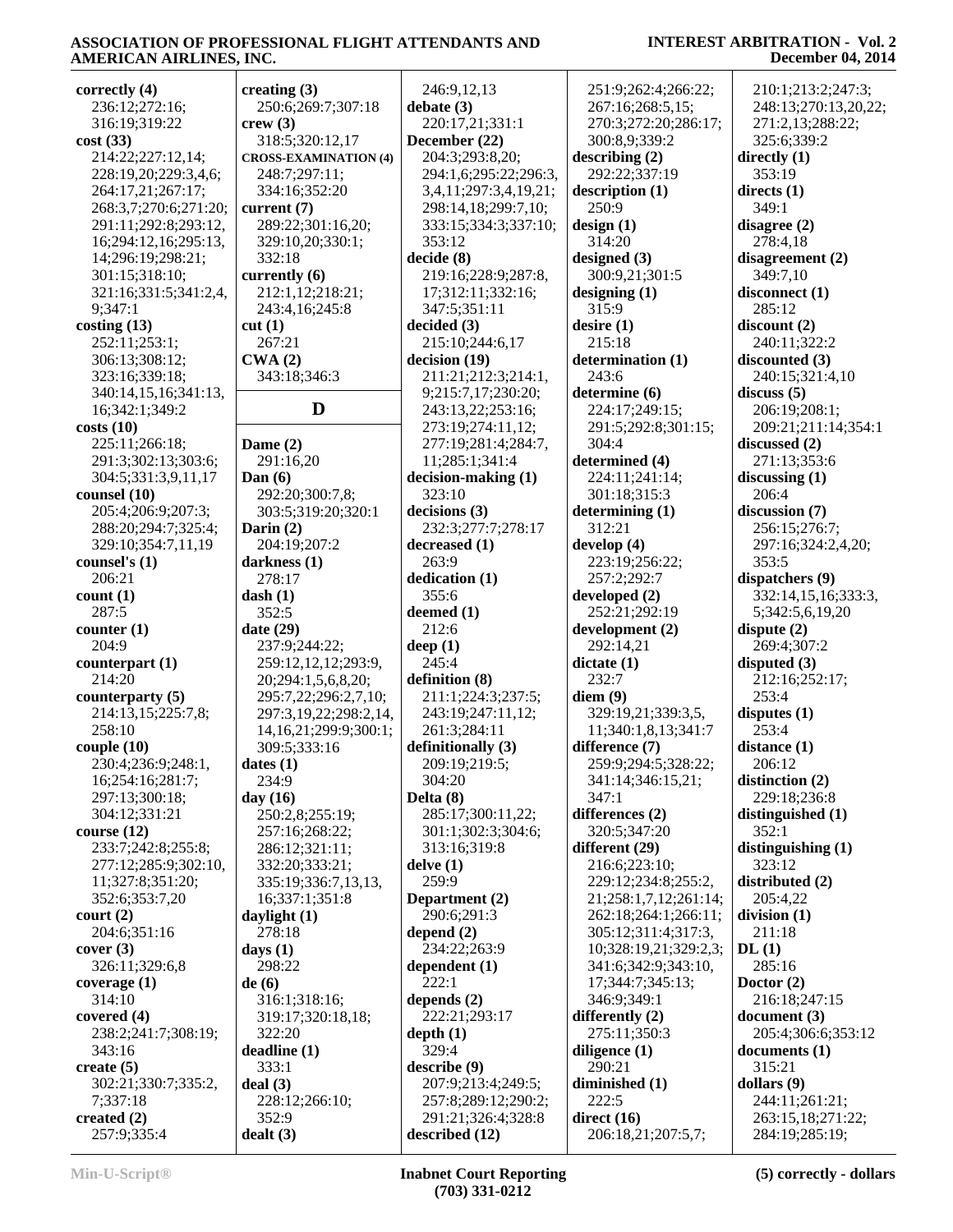**correctly (4)**
236:12;272:16;
316:19;319:22

**cost (33)**
214:22;227:12,14;
228:19,20;229:3,4,6;
264:17,21;267:17;
268:3,7;270:6;271:20;
291:11;292:8;293:12,
16;294:12,16;295:13,
14;296:19;298:21;
301:15;318:10;
321:16;331:5;341:2,4,
9;347:1

**costing (13)**
252:11;253:1;
306:13;308:12;
323:16;339:18;
340:14,15,16;341:13,
16;342:1;349:2

**costs (10)**
225:11;266:18;
291:3;302:13;303:6;
304:5;331:3,9,11,17

**counsel (10)**
205:4;206:9;207:3;
288:20;294:7;325:4;
329:10;354:7,11,19

**counsel's (1)**
206:21

**count (1)**
287:5

**counter (1)**
204:9

**counterpart (1)**
214:20

**counterparty (5)**
214:13,15;225:7,8;
258:10

**couple (10)**
230:4;236:9;248:1,
16;254:16;281:7;
297:13;300:18;
304:12;331:21

**course (12)**
233:7;242:8;255:8;
277:12;285:9;302:10,
11;327:8;351:20;
352:6;353:7,20

**court (2)**
204:6;351:16

**cover (3)**
326:11;329:6,8

**coverage (1)**
314:10

**covered (4)**
238:2;241:7;308:19;
343:16

**create (5)**
302:21;330:7;335:2,
7;337:18

**created (2)**
257:9;335:4

**creating (3)**
250:6;269:7;307:18

**crew (3)**
318:5;320:12,17

**CROSS-EXAMINATION (4)**
248:7;297:11;
334:16;352:20

**current (7)**
289:22;301:16,20;
329:10,20;330:1;
332:18

**currently (6)**
212:1,12;218:21;
243:4,16;245:8

**cut (1)**
267:21

**CWA (2)**
343:18;346:3

## D

**Dame (2)**
291:16,20

**Dan (6)**
292:20;300:7,8;
303:5;319:20;320:1

**Darin (2)**
204:19;207:2

**darkness (1)**
278:17

**dash (1)**
352:5

**date (29)**
237:9;244:22;
259:12,12,12;293:9,
20;294:1,5,6,8,20;
295:7,22;296:2,7,10;
297:3,19,22;298:2,14,
14,16,21;299:9;300:1;
309:5;333:16

**dates (1)**
234:9

**day (16)**
250:2,8;255:19;
257:16;268:22;
286:12;321:11;
332:20;333:21;
335:19;336:7,13,13,
16;337:1;351:8

**daylight (1)**
278:18

**days (1)**
298:22

**de (6)**
316:1;318:16;
319:17;320:18,18;
322:20

**deadline (1)**
333:1

**deal (3)**
228:12;266:10;
352:9

**dealt (3)**
246:9,12,13

**debate (3)**
220:17,21;331:1

**December (22)**
204:3;293:8,20;
294:1,6;295:22;296:3,
3,4,11;297:3,4,19,21;
298:14,18;299:7,10;
333:15;334:3;337:10;
353:12

**decide (8)**
219:16;228:9;287:8,
17;312:11;332:16;
347:5;351:11

**decided (3)**
215:10;244:6,17

**decision (19)**
211:21;212:3;214:1,
9;215:7,17;230:20;
243:13,22;253:16;
273:19;274:11,12;
277:19;281:4;284:7,
11;285:1;341:4

**decision-making (1)**
323:10

**decisions (3)**
232:3;277:7;278:17

**decreased (1)**
263:9

**dedication (1)**
355:6

**deemed (1)**
212:6

**deep (1)**
245:4

**definition (8)**
211:1;224:3;237:5;
243:19;247:11,12;
261:3;284:11

**definitionally (3)**
209:19;219:5;
304:20

**Delta (8)**
285:17;300:11,22;
301:1;302:3;304:6;
313:16;319:8

**delve (1)**
259:9

**Department (2)**
290:6;291:3

**depend (2)**
234:22;263:9

**dependent (1)**
222:1

**depends (2)**
222:21;293:17

**depth (1)**
329:4

**describe (9)**
207:9;213:4;249:5;
257:8;289:12;290:2;
291:21;326:4;328:8

**described (12)**
251:9;262:4;266:22;
267:16;268:5,15;
270:3;272:20;286:17;
300:8,9;339:2

**describing (2)**
292:22;337:19

**description (1)**
250:9

**design (1)**
314:20

**designed (3)**
300:9,21;301:5

**designing (1)**
315:9

**desire (1)**
215:18

**determination (1)**
243:6

**determine (6)**
224:17;249:15;
291:5;292:8;301:15;
304:4

**determined (4)**
224:11;241:14;
301:18;315:3

**determining (1)**
312:21

**develop (4)**
223:19;256:22;
257:2;292:7

**developed (2)**
252:21;292:19

**development (2)**
292:14,21

**dictate (1)**
232:7

**diem (9)**
329:19,21;339:3,5,
11;340:1,8,13;341:7

**difference (7)**
259:9;294:5;328:22;
341:14;346:15,21;
347:1

**differences (2)**
320:5;347:20

**different (29)**
216:6;223:10;
229:12;234:8;255:2,
21;258:1,7,12;261:14;
262:18;264:1;266:11;
305:12;311:4;317:3,
10;328:19,21;329:2,3;
341:6;342:9;343:10,
17;344:7;345:13;
346:9;349:1

**differently (2)**
275:11;350:3

**diligence (1)**
290:21

**diminished (1)**
222:5

**direct (16)**
206:18,21;207:5,7;
210:1;213:2;247:3;
248:13;270:13,20,22;
271:2,13;288:22;
325:6;339:2

**directly (1)**
353:19

**directs (1)**
349:1

**disagree (2)**
278:4,18

**disagreement (2)**
349:7,10

**disconnect (1)**
285:12

**discount (2)**
240:11;322:2

**discounted (3)**
240:15;321:4,10

**discuss (5)**
206:19;208:1;
209:21;211:14;354:1

**discussed (2)**
271:13;353:6

**discussing (1)**
206:4

**discussion (7)**
256:15;276:7;
297:16;324:2,4,20;
353:5

**dispatchers (9)**
332:14,15,16;333:3,
5;342:5,6,19,20

**dispute (2)**
269:4;307:2

**disputed (3)**
212:16;252:17;
253:4

**disputes (1)**
253:4

**distance (1)**
206:12

**distinction (2)**
229:18;236:8

**distinguished (1)**
352:1

**distinguishing (1)**
323:12

**distributed (2)**
205:4,22

**division (1)**
211:18

**DL (1)**
285:16

**Doctor (2)**
216:18;247:15

**document (3)**
205:4;306:6;353:12

**documents (1)**
315:21

**dollars (9)**
244:11;261:21;
263:15,18;271:22;
284:19;285:19;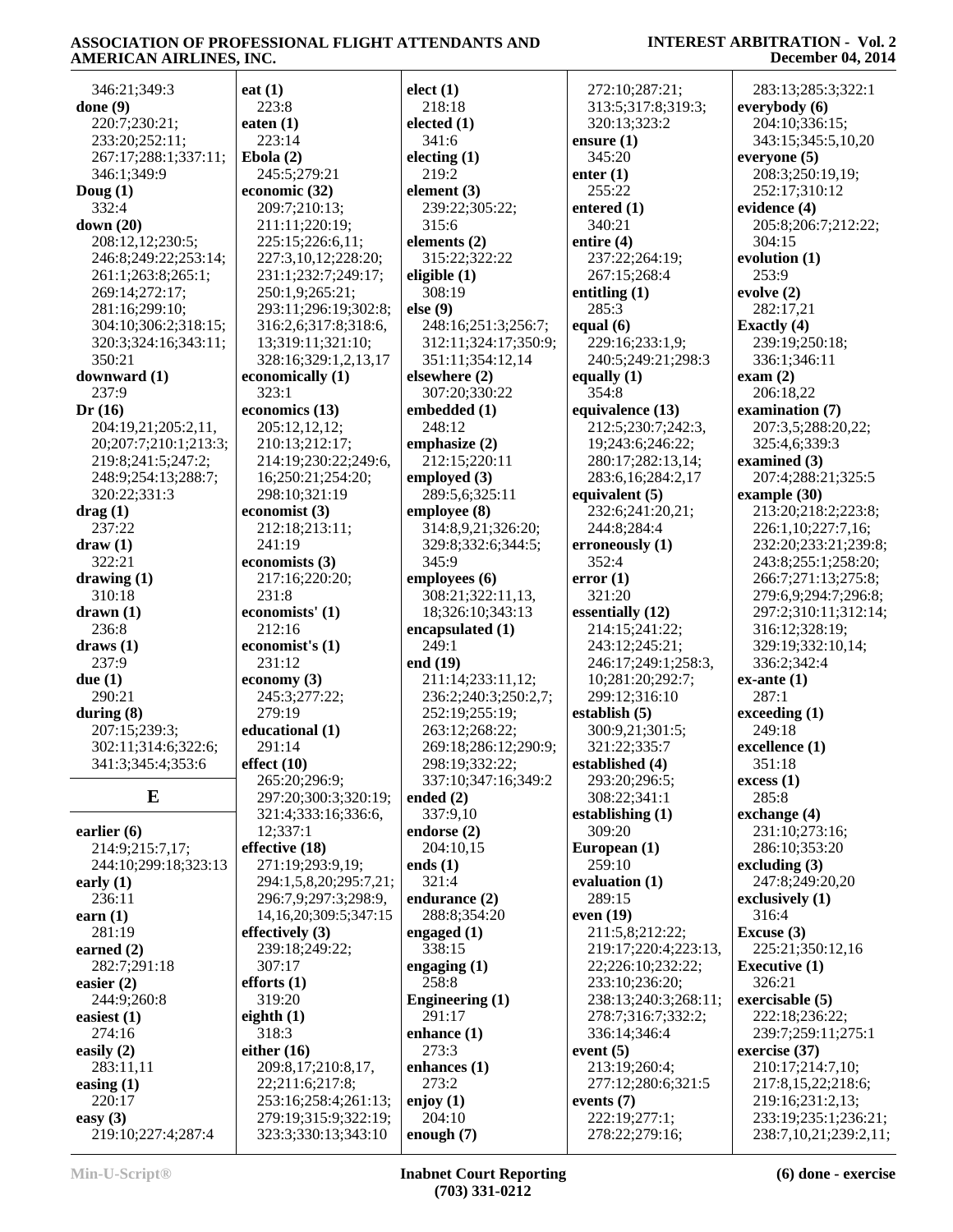346:21;349:3
**done (9)**
220:7;230:21;
233:20;252:11;
267:17;288:1;337:11;
346:1;349:9
**Doug (1)**
332:4
**down (20)**
208:12,12;230:5;
246:8;249:22;253:14;
261:1;263:8;265:1;
269:14;272:17;
281:16;299:10;
304:10;306:2;318:15;
320:3;324:16;343:11;
350:21
**downward (1)**
237:9
**Dr (16)**
204:19,21;205:2,11,
20;207:7;210:1;213:3;
219:8;241:5;247:2;
248:9;254:13;288:7;
320:22;331:3
**drag (1)**
237:22
**draw (1)**
322:21
**drawing (1)**
310:18
**drawn (1)**
236:8
**draws (1)**
237:9
**due (1)**
290:21
**during (8)**
207:15;239:3;
302:11;314:6;322:6;
341:3;345:4;353:6

## E

**earlier (6)**
214:9;215:7,17;
244:10;299:18;323:13
**early (1)**
236:11
**earn (1)**
281:19
**earned (2)**
282:7;291:18
**easier (2)**
244:9;260:8
**easiest (1)**
274:16
**easily (2)**
283:11,11
**easing (1)**
220:17
**easy (3)**
219:10;227:4;287:4
**eat (1)**
223:8
**eaten (1)**
223:14
**Ebola (2)**
245:5;279:21
**economic (32)**
209:7;210:13;
211:11;220:19;
225:15;226:6,11;
227:3,10,12;228:20;
231:1;232:7;249:17;
250:1,9;265:21;
293:11;296:19;302:8;
316:2,6;317:8;318:6,
13;319:11;321:10;
328:16;329:1,2,13,17
**economically (1)**
323:1
**economics (13)**
205:12,12,12;
210:13;212:17;
214:19;230:22;249:6,
16;250:21;254:20;
298:10;321:19
**economist (3)**
212:18;213:11;
241:19
**economists (3)**
217:16;220:20;
231:8
**economists' (1)**
212:16
**economist's (1)**
231:12
**economy (3)**
245:3;277:22;
279:19
**educational (1)**
291:14
**effect (10)**
265:20;296:9;
297:20;300:3;320:19;
321:4;333:16;336:6,
12;337:1
**effective (18)**
271:19;293:9,19;
294:1,5,8,20;295:7,21;
296:7,9;297:3;298:9,
14,16,20;309:5;347:15
**effectively (3)**
239:18;249:22;
307:17
**efforts (1)**
319:20
**eighth (1)**
318:3
**either (16)**
209:8,17;210:8,17,
22;211:6;217:8;
253:16;258:4;261:13;
279:19;315:9;322:19;
323:3;330:13;343:10
**elect (1)**
218:18
**elected (1)**
341:6
**electing (1)**
219:2
**element (3)**
239:22;305:22;
315:6
**elements (2)**
315:22;322:22
**eligible (1)**
308:19
**else (9)**
248:16;251:3;256:7;
312:11;324:17;350:9;
351:11;354:12,14
**elsewhere (2)**
307:20;330:22
**embedded (1)**
248:12
**emphasize (2)**
212:15;220:11
**employed (3)**
289:5,6;325:11
**employee (8)**
314:8,9,21;326:20;
329:8;332:6;344:5;
345:9
**employees (6)**
308:21;322:11,13,
18;326:10;343:13
**encapsulated (1)**
249:1
**end (19)**
211:14;233:11,12;
236:2;240:3;250:2,7;
252:19;255:19;
263:12;268:22;
269:18;286:12;290:9;
298:19;332:22;
337:10;347:16;349:2
**ended (2)**
337:9,10
**endorse (2)**
204:10,15
**ends (1)**
321:4
**endurance (2)**
288:8;354:20
**engaged (1)**
338:15
**engaging (1)**
258:8
**Engineering (1)**
291:17
**enhance (1)**
273:3
**enhances (1)**
273:2
**enjoy (1)**
204:10
**enough (7)**
272:10;287:21;
313:5;317:8;319:3;
320:13;323:2
**ensure (1)**
345:20
**enter (1)**
255:22
**entered (1)**
340:21
**entire (4)**
237:22;264:19;
267:15;268:4
**entitling (1)**
285:3
**equal (6)**
229:16;233:1,9;
240:5;249:21;298:3
**equally (1)**
354:8
**equivalence (13)**
212:5;230:7;242:3,
19;243:6;246:22;
280:17;282:13,14;
283:6,16;284:2,17
**equivalent (5)**
232:6;241:20,21;
244:8;284:4
**erroneously (1)**
352:4
**error (1)**
321:20
**essentially (12)**
214:15;241:22;
243:12;245:21;
246:17;249:1;258:3,
10;281:20;292:7;
299:12;316:10
**establish (5)**
300:9,21;301:5;
321:22;335:7
**established (4)**
293:20;296:5;
308:22;341:1
**establishing (1)**
309:20
**European (1)**
259:10
**evaluation (1)**
289:15
**even (19)**
211:5,8;212:22;
219:17;220:4;223:13,
22;226:10;232:22;
233:10;236:20;
238:13;240:3;268:11;
278:7;316:7;332:2;
336:14;346:4
**event (5)**
213:19;260:4;
277:12;280:6;321:5
**events (7)**
222:19;277:1;
278:22;279:16;
283:13;285:3;322:1
**everybody (6)**
204:10;336:15;
343:15;345:5,10,20
**everyone (5)**
208:3;250:19,19;
252:17;310:12
**evidence (4)**
205:8;206:7;212:22;
304:15
**evolution (1)**
253:9
**evolve (2)**
282:17,21
**Exactly (4)**
239:19;250:18;
336:1;346:11
**exam (2)**
206:18,22
**examination (7)**
207:3,5;288:20,22;
325:4,6;339:3
**examined (3)**
207:4;288:21;325:5
**example (30)**
213:20;218:2;223:8;
226:1,10;227:7,16;
232:20;233:21;239:8;
243:8;255:1;258:20;
266:7;271:13;275:8;
279:6,9;294:7;296:8;
297:2;310:11;312:14;
316:12;328:19;
329:19;332:10,14;
336:2;342:4
**ex-ante (1)**
287:1
**exceeding (1)**
249:18
**excellence (1)**
351:18
**excess (1)**
285:8
**exchange (4)**
231:10;273:16;
286:10;353:20
**excluding (3)**
247:8;249:20,20
**exclusively (1)**
316:4
**Excuse (3)**
225:21;350:12,16
**Executive (1)**
326:21
**exercisable (5)**
222:18;236:22;
239:7;259:11;275:1
**exercise (37)**
210:17;214:7,10;
217:8,15,22;218:6;
219:16;231:2,13;
233:19;235:1;236:21;
238:7,10,21;239:2,11;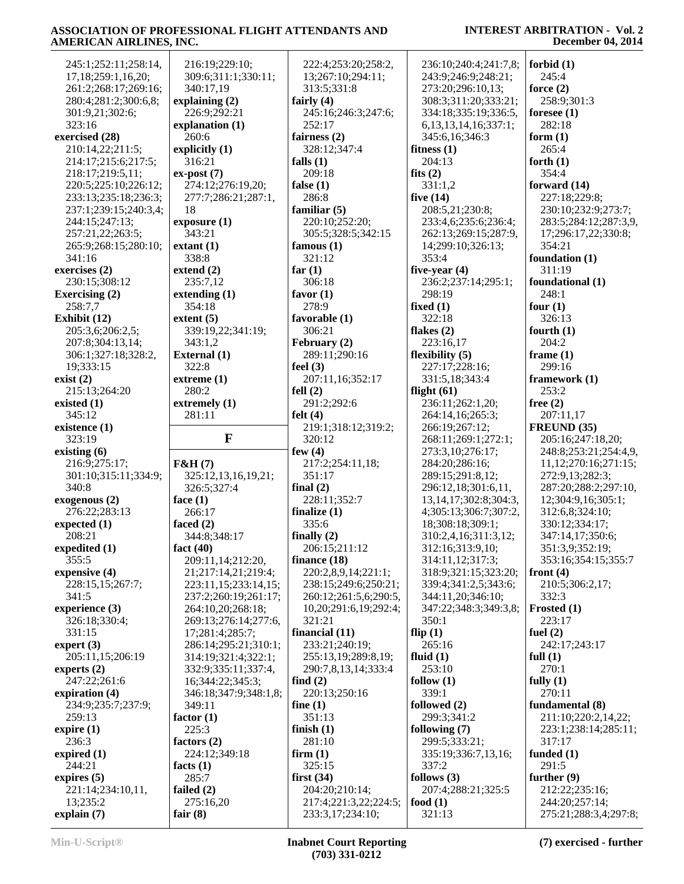245:1;252:11;258:14,17,18;259:1,16,20;261:2;268:17;269:16;280:4;281:2;300:6,8;301:9,21;302:6;323:16

**exercised (28)**
210:14,22;211:5;214:17;215:6;217:5;218:17;219:5,11;220:5;225:10;226:12;233:13;235:18;236:3;237:1;239:15;240:3,4;244:15;247:13;257:21,22;263:5;265:9;268:15;280:10;341:16

**exercises (2)**
230:15;308:12

**Exercising (2)**
258:7,7

**Exhibit (12)**
205:3,6;206:2,5;207:8;304:13,14;306:1;327:18;328:2,19;333:15

**exist (2)**
215:13;264:20

**existed (1)**
345:12

**existence (1)**
323:19

**existing (6)**
216:9;275:17;301:10;315:11;334:9;340:8

**exogenous (2)**
276:22;283:13

**expected (1)**
208:21

**expedited (1)**
355:5

**expensive (4)**
228:15,15;267:7;341:5

**experience (3)**
326:18;330:4;331:15

**expert (3)**
205:11,15;206:19

**experts (2)**
247:22;261:6

**expiration (4)**
234:9;235:7;237:9;259:13

**expire (1)**
236:3

**expired (1)**
244:21

**expires (5)**
221:14;234:10,11,13;235:2

**explain (7)**
216:19;229:10;309:6;311:1;330:11;340:17,19

**explaining (2)**
226:9;292:21

**explanation (1)**
260:6

**explicitly (1)**
316:21

**ex-post (7)**
274:12;276:19,20;277:7;286:21;287:1,18

**exposure (1)**
343:21

**extant (1)**
338:8

**extend (2)**
235:7,12

**extending (1)**
354:18

**extent (5)**
339:19,22;341:19;343:1,2

**External (1)**
322:8

**extreme (1)**
280:2

**extremely (1)**
281:11

## F

**F&H (7)**
325:12,13,16,19,21;326:5;327:4

**face (1)**
266:17

**faced (2)**
344:8;348:17

**fact (40)**
209:11,14;212:20,21;217:14,21;219:4;223:11,15;233:14,15;237:2;260:19;261:17;264:10,20;268:18;269:13;276:14;277:6,17;281:4;285:7;286:14;295:21;310:1;314:19;321:4;322:1;332:9;335:11;337:4,16;344:22;345:3;346:18;347:9;348:1,8;349:11

**factor (1)**
225:3

**factors (2)**
224:12;349:18

**facts (1)**
285:7

**failed (2)**
275:16,20

**fair (8)**
222:4;253:20;258:2,13;267:10;294:11;313:5;331:8

**fairly (4)**
245:16;246:3;247:6;252:17

**fairness (2)**
328:12;347:4

**falls (1)**
209:18

**false (1)**
286:8

**familiar (5)**
220:10;252:20;305:5;328:5;342:15

**famous (1)**
321:12

**far (1)**
306:18

**favor (1)**
278:9

**favorable (1)**
306:21

**February (2)**
289:11;290:16

**feel (3)**
207:11,16;352:17

**fell (2)**
291:2;292:6

**felt (4)**
219:1;318:12;319:2;320:12

**few (4)**
217:2;254:11,18;351:17

**final (2)**
228:11;352:7

**finalize (1)**
335:6

**finally (2)**
206:15;211:12

**finance (18)**
220:2,8,9,14;221:1;238:15;249:6;250:21;260:12;261:5,6;290:5,10,20;291:6,19;292:4;321:21

**financial (11)**
233:21;240:19;255:13,19;289:8,19;290:7,8,13,14;333:4

**find (2)**
220:13;250:16

**fine (1)**
351:13

**finish (1)**
281:10

**firm (1)**
325:15

**first (34)**
204:20;210:14;217:4;221:3,22;224:5;233:3,17;234:10;236:10;240:4;241:7,8;243:9;246:9;248:21;273:20;296:10,13;308:3;311:20;333:21;334:18;335:19;336:5,6,13,13,14,16;337:1;345:6,16;346:3

**fitness (1)**
204:13

**fits (2)**
331:1,2

**five (14)**
208:5,21;230:8;233:4,6;235:6;236:4;262:13;269:15;287:9,14;299:10;326:13;353:4

**five-year (4)**
236:2;237:14;295:1;298:19

**fixed (1)**
322:18

**flakes (2)**
223:16,17

**flexibility (5)**
227:17;228:16;331:5,18;343:4

**flight (61)**
236:11;262:1,20;264:14,16;265:3;266:19;267:12;268:11;269:1;272:1;273:3,10;276:17;284:20;286:16;289:15;291:8,12;296:12,18;301:6,11,13,14,17;302:8;304:3,4;305:13;306:7;307:2,18;308:18;309:1;310:2,4,16;311:3,12;312:16;313:9,10;314:11,12;317:3;318:9;321:15;323:20;339:4;341:2,5;343:6;344:11,20;346:10;347:22;348:3;349:3,8;350:1

**flip (1)**
265:16

**fluid (1)**
253:10

**follow (1)**
339:1

**followed (2)**
299:3;341:2

**following (7)**
299:5;333:21;335:19;336:7,13,16;337:2

**follows (3)**
207:4;288:21;325:5

**food (1)**
321:13

**forbid (1)**
245:4

**force (2)**
258:9;301:3

**foresee (1)**
282:18

**form (1)**
265:4

**forth (1)**
354:4

**forward (14)**
227:18;229:8;230:10;232:9;273:7;283:5;284:12;287:3,9,17;296:17,22;330:8;354:21

**foundation (1)**
311:19

**foundational (1)**
248:1

**four (1)**
326:13

**fourth (1)**
204:2

**frame (1)**
299:16

**framework (1)**
253:2

**free (2)**
207:11,17

**FREUND (35)**
205:16;247:18,20;248:8;253:21;254:4,9,11,12;270:16;271:15;272:9,13;282:3;287:20;288:2;297:10,12;304:9,16;305:1;312:6,8;324:10;330:12;334:17;347:14,17;350:6;351:3,9;352:19;353:16;354:15;355:7

**front (4)**
210:5;306:2,17;332:3

**Frosted (1)**
223:17

**fuel (2)**
242:17;243:17

**full (1)**
270:1

**fully (1)**
270:11

**fundamental (8)**
211:10;220:2,14,22;223:1;238:14;285:11;317:17

**funded (1)**
291:5

**further (9)**
212:22;235:16;244:20;257:14;275:21;288:3,4;297:8;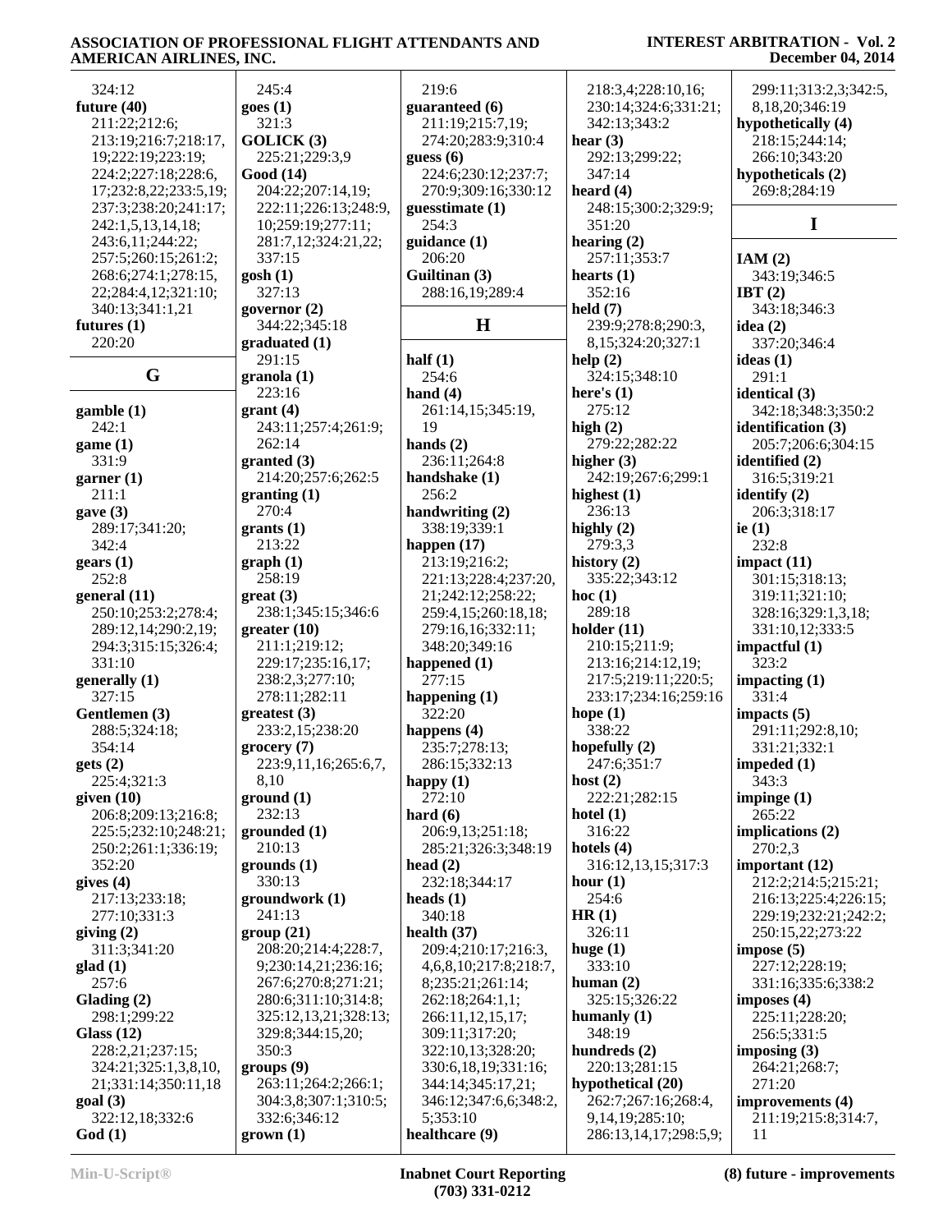324:12
**future (40)**
211:22;212:6;
213:19;216:7;218:17,
19;222:19;223:19;
224:2;227:18;228:6,
17;232:8,22;233:5,19;
237:3;238:20;241:17;
242:1,5,13,14,18;
243:6,11;244:22;
257:5;260:15;261:2;
268:6;274:1;278:15,
22;284:4,12;321:10;
340:13;341:1,21
**futures (1)**
220:20

## G

**gamble (1)**
242:1
**game (1)**
331:9
**garner (1)**
211:1
**gave (3)**
289:17;341:20;
342:4
**gears (1)**
252:8
**general (11)**
250:10;253:2;278:4;
289:12,14;290:2,19;
294:3;315:15;326:4;
331:10
**generally (1)**
327:15
**Gentlemen (3)**
288:5;324:18;
354:14
**gets (2)**
225:4;321:3
**given (10)**
206:8;209:13;216:8;
225:5;232:10;248:21;
250:2;261:1;336:19;
352:20
**gives (4)**
217:13;233:18;
277:10;331:3
**giving (2)**
311:3;341:20
**glad (1)**
257:6
**Glading (2)**
298:1;299:22
**Glass (12)**
228:2,21;237:15;
324:21;325:1,3,8,10,
21;331:14;350:11,18
**goal (3)**
322:12,18;332:6
**God (1)**
245:4
**goes (1)**
321:3
**GOLICK (3)**
225:21;229:3,9
**Good (14)**
204:22;207:14,19;
222:11;226:13;248:9,
10;259:19;277:11;
281:7,12;324:21,22;
337:15
**gosh (1)**
327:13
**governor (2)**
344:22;345:18
**graduated (1)**
291:15
**granola (1)**
223:16
**grant (4)**
243:11;257:4;261:9;
262:14
**granted (3)**
214:20;257:6;262:5
**granting (1)**
270:4
**grants (1)**
213:22
**graph (1)**
258:19
**great (3)**
238:1;345:15;346:6
**greater (10)**
211:1;219:12;
229:17;235:16,17;
238:2,3;277:10;
278:11;282:11
**greatest (3)**
233:2,15;238:20
**grocery (7)**
223:9,11,16;265:6,7,
8,10
**ground (1)**
232:13
**grounded (1)**
210:13
**grounds (1)**
330:13
**groundwork (1)**
241:13
**group (21)**
208:20;214:4;228:7,
9;230:14,21;236:16;
267:6;270:8;271:21;
280:6;311:10;314:8;
325:12,13,21;328:13;
329:8;344:15,20;
350:3
**groups (9)**
263:11;264:2;266:1;
304:3,8;307:1;310:5;
332:6;346:12
**grown (1)**
219:6
**guaranteed (6)**
211:19;215:7,19;
274:20;283:9;310:4
**guess (6)**
224:6;230:12;237:7;
270:9;309:16;330:12
**guesstimate (1)**
254:3
**guidance (1)**
206:20
**Guiltinan (3)**
288:16,19;289:4

## H

**half (1)**
254:6
**hand (4)**
261:14,15;345:19,
19
**hands (2)**
236:11;264:8
**handshake (1)**
256:2
**handwriting (2)**
338:19;339:1
**happen (17)**
213:19;216:2;
221:13;228:4;237:20,
21;242:12;258:22;
259:4,15;260:18,18;
279:16,16;332:11;
348:20;349:16
**happened (1)**
277:15
**happening (1)**
322:20
**happens (4)**
235:7;278:13;
286:15;332:13
**happy (1)**
272:10
**hard (6)**
206:9,13;251:18;
285:21;326:3;348:19
**head (2)**
232:18;344:17
**heads (1)**
340:18
**health (37)**
209:4;210:17;216:3,
4,6,8,10;217:8;218:7,
8;235:21;261:14;
262:18;264:1,1;
266:11,12,15,17;
309:11;317:20;
322:10,13;328:20;
330:6,18,19;331:16;
344:14;345:17,21;
346:12;347:6,6;348:2,
5;353:10
**healthcare (9)**
218:3,4;228:10,16;
230:14;324:6;331:21;
342:13;343:2
**hear (3)**
292:13;299:22;
347:14
**heard (4)**
248:15;300:2;329:9;
351:20
**hearing (2)**
257:11;353:7
**hearts (1)**
352:16
**held (7)**
239:9;278:8;290:3,
8,15;324:20;327:1
**help (2)**
324:15;348:10
**here's (1)**
275:12
**high (2)**
279:22;282:22
**higher (3)**
242:19;267:6;299:1
**highest (1)**
236:13
**highly (2)**
279:3,3
**history (2)**
335:22;343:12
**hoc (1)**
289:18
**holder (11)**
210:15;211:9;
213:16;214:12,19;
217:5;219:11;220:5;
233:17;234:16;259:16
**hope (1)**
338:22
**hopefully (2)**
247:6;351:7
**host (2)**
222:21;282:15
**hotel (1)**
316:22
**hotels (4)**
316:12,13,15;317:3
**hour (1)**
254:6
**HR (1)**
326:11
**huge (1)**
333:10
**human (2)**
325:15;326:22
**humanly (1)**
348:19
**hundreds (2)**
220:13;281:15
**hypothetical (20)**
262:7;267:16;268:4,
9,14,19;285:10;
286:13,14,17;298:5,9;
299:11;313:2,3;342:5,
8,18,20;346:19
**hypothetically (4)**
218:15;244:14;
266:10;343:20
**hypotheticals (2)**
269:8;284:19

## I

**IAM (2)**
343:19;346:5
**IBT (2)**
343:18;346:3
**idea (2)**
337:20;346:4
**ideas (1)**
291:1
**identical (3)**
342:18;348:3;350:2
**identification (3)**
205:7;206:6;304:15
**identified (2)**
316:5;319:21
**identify (2)**
206:3;318:17
**ie (1)**
232:8
**impact (11)**
301:15;318:13;
319:11;321:10;
328:16;329:1,3,18;
331:10,12;333:5
**impactful (1)**
323:2
**impacting (1)**
331:4
**impacts (5)**
291:11;292:8,10;
331:21;332:1
**impeded (1)**
343:3
**impinge (1)**
265:22
**implications (2)**
270:2,3
**important (12)**
212:2;214:5;215:21;
216:13;225:4;226:15;
229:19;232:21;242:2;
250:15,22;273:22
**impose (5)**
227:12;228:19;
331:16;335:6;338:2
**imposes (4)**
225:11;228:20;
256:5;331:5
**imposing (3)**
264:21;268:7;
271:20
**improvements (4)**
211:19;215:8;314:7,
11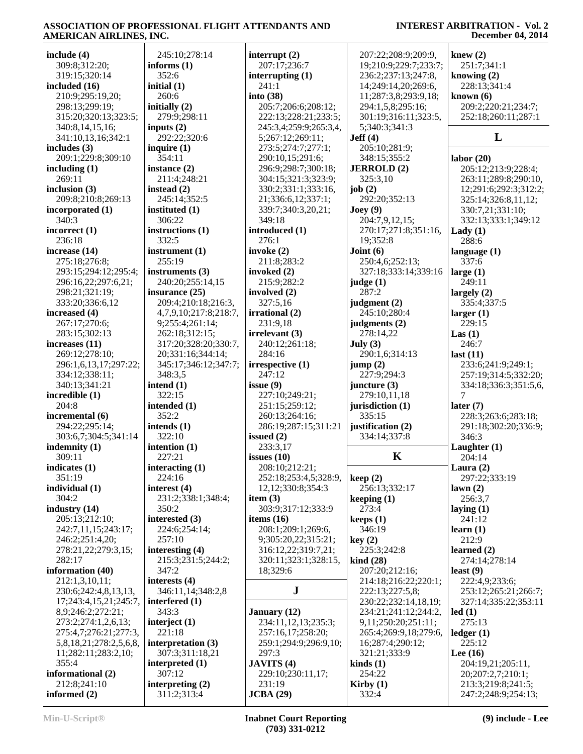**include (4)**
309:8;312:20;
319:15;320:14
**included (16)**
210:9;295:19,20;
298:13;299:19;
315:20;320:13;323:5;
340:8,14,15,16;
341:10,13,16;342:1
**includes (3)**
209:1;229:8;309:10
**including (1)**
269:11
**inclusion (3)**
209:8;210:8;269:13
**incorporated (1)**
340:3
**incorrect (1)**
236:18
**increase (14)**
275:18;276:8;
293:15;294:12;295:4;
296:16,22;297:6,21;
298:21;321:19;
333:20;336:6,12
**increased (4)**
267:17;270:6;
283:15;302:13
**increases (11)**
269:12;278:10;
296:1,6,13,17;297:22;
334:12;338:11;
340:13;341:21
**incredible (1)**
204:8
**incremental (6)**
294:22;295:14;
303:6,7;304:5;341:14
**indemnity (1)**
309:11
**indicates (1)**
351:19
**individual (1)**
304:2
**industry (14)**
205:13;212:10;
242:7,11,15;243:17;
246:2;251:4,20;
278:21,22;279:3,15;
282:17
**information (40)**
212:1,3,10,11;
230:6;242:4,8,13,13,
17;243:4,15,21;245:7,
8,9;246:2;272:21;
273:2;274:1,2,6,13;
275:4,7;276:21;277:3,
5,8,18,21;278:2,5,6,8,
11;282:11;283:2,10;
355:4
**informational (2)**
212:8;241:10
**informed (2)**
245:10;278:14
**informs (1)**
352:6
**initial (1)**
260:6
**initially (2)**
279:9;298:11
**inputs (2)**
292:22;320:6
**inquire (1)**
354:11
**instance (2)**
211:4;248:21
**instead (2)**
245:14;352:5
**instituted (1)**
306:22
**instructions (1)**
332:5
**instrument (1)**
255:19
**instruments (3)**
240:20;255:14,15
**insurance (25)**
209:4;210:18;216:3,
4,7,9,10;217:8;218:7,
9;255:4;261:14;
262:18;312:15;
317:20;328:20;330:7,
20;331:16;344:14;
345:17;346:12;347:7;
348:3,5
**intend (1)**
322:15
**intended (1)**
352:2
**intends (1)**
322:10
**intention (1)**
227:21
**interacting (1)**
224:16
**interest (4)**
231:2;338:1;348:4;
350:2
**interested (3)**
224:6;254:14;
257:10
**interesting (4)**
215:3;231:5;244:2;
347:2
**interests (4)**
346:11,14;348:2,8
**interfered (1)**
343:3
**interject (1)**
221:18
**interpretation (3)**
307:3;311:18,21
**interpreted (1)**
307:12
**interpreting (2)**
311:2;313:4
**interrupt (2)**
207:17;236:7
**interrupting (1)**
241:1
**into (38)**
205:7;206:6;208:12;
222:13;228:21;233:5;
245:3,4;259:9;265:3,4,
5;267:12;269:11;
273:5;274:7;277:1;
290:10,15;291:6;
296:9;298:7;300:18;
304:15;321:3;323:9;
330:2;331:1;333:16,
21;336:6,12;337:1;
339:7;340:3,20,21;
349:18
**introduced (1)**
276:1
**invoke (2)**
211:8;283:2
**invoked (2)**
215:9;282:2
**involved (2)**
327:5,16
**irrational (2)**
231:9,18
**irrelevant (3)**
240:12;261:18;
284:16
**irrespective (1)**
247:12
**issue (9)**
227:10;249:21;
251:15;259:12;
260:13;264:16;
286:19;287:15;311:21
**issued (2)**
233:3,17
**issues (10)**
208:10;212:21;
252:18;253:4,5;328:9,
12,12;330:8;354:3
**item (3)**
303:9;317:12;333:9
**items (16)**
208:1;209:1;269:6,
9;305:20,22;315:21;
316:12,22;319:7,21;
320:11;323:1;328:15,
18;329:6

## J

**January (12)**
234:11,12,13;235:3;
257:16,17;258:20;
259:1;294:9;296:9,10;
297:3
**JAVITS (4)**
229:10;230:11,17;
231:19
**JCBA (29)**
207:22;208:9;209:9,
19;210:9;229:7;233:7;
236:2;237:13;247:8,
14;249:14,20;269:6,
11;287:3,8;293:9,18;
294:1,5,8;295:16;
301:19;316:11;323:5,
5;340:3;341:3
**Jeff (4)**
205:10;281:9;
348:15;355:2
**JERROLD (2)**
325:3,10
**job (2)**
292:20;352:13
**Joey (9)**
204:7,9,12,15;
270:17;271:8;351:16,
19;352:8
**Joint (6)**
250:4,6;252:13;
327:18;333:14;339:16
**judge (1)**
287:2
**judgment (2)**
245:10;280:4
**judgments (2)**
278:14,22
**July (3)**
290:1,6;314:13
**jump (2)**
227:9;294:3
**juncture (3)**
279:10,11,18
**jurisdiction (1)**
335:15
**justification (2)**
334:14;337:8

## K

**keep (2)**
256:13;332:17
**keeping (1)**
273:4
**keeps (1)**
346:19
**key (2)**
225:3;242:8
**kind (28)**
207:20;212:16;
214:18;216:22;220:1;
222:13;227:5,8;
230:22;232:14,18,19;
234:21;241:12;244:2,
9,11;250:20;251:11;
265:4;269:9,18;279:6,
16;287:4;290:12;
321:21;333:9
**kinds (1)**
254:22
**Kirby (1)**
332:4
**knew (2)**
251:7;341:1
**knowing (2)**
228:13;341:4
**known (6)**
209:2;220:21;234:7;
252:18;260:11;287:1

## L

**labor (20)**
205:12;213:9;228:4;
263:11;289:8;290:10,
12;291:6;292:3;312:2;
325:14;326:8,11,12;
330:7,21;331:10;
332:13;333:1;349:12
**Lady (1)**
288:6
**language (1)**
337:6
**large (1)**
249:11
**largely (2)**
335:4;337:5
**larger (1)**
229:15
**Las (1)**
246:7
**last (11)**
233:6;241:9;249:1;
257:19;314:5;332:20;
334:18;336:3;351:5,6,
7
**later (7)**
228:3;263:6;283:18;
291:18;302:20;336:9;
346:3
**Laughter (1)**
204:14
**Laura (2)**
297:22;333:19
**lawn (2)**
256:3,7
**laying (1)**
241:12
**learn (1)**
212:9
**learned (2)**
274:14;278:14
**least (9)**
222:4,9;233:6;
253:12;265:21;266:7;
327:14;335:22;353:11
**led (1)**
275:13
**ledger (1)**
225:12
**Lee (16)**
204:19,21;205:11,
20;207:2,7;210:1;
213:3;219:8;241:5;
247:2;248:9;254:13;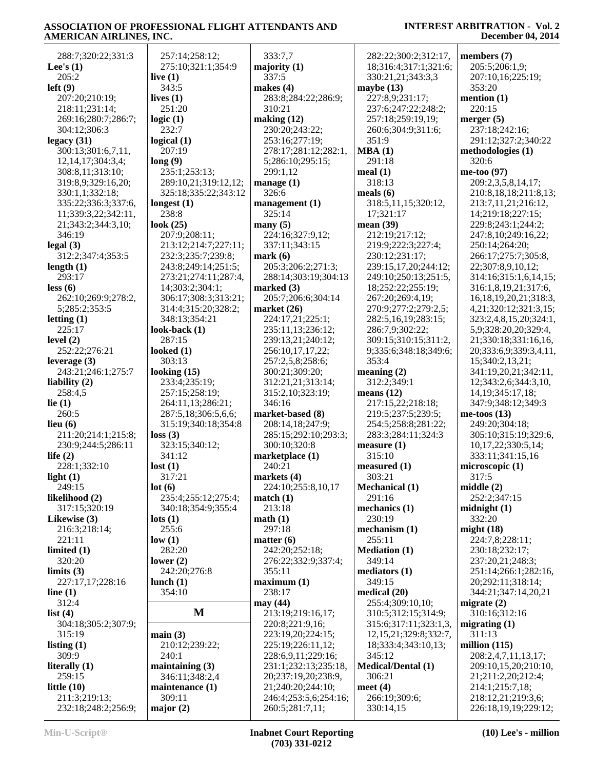288:7;320:22;331:3
**Lee's (1)**
205:2
**left (9)**
207:20;210:19;
218:11;231:14;
269:16;280:7;286:7;
304:12;306:3
**legacy (31)**
300:13;301:6,7,11,
12,14,17;304:3,4;
308:8,11;313:10;
319:8,9;329:16,20;
330:1,1;332:18;
335:22;336:3;337:6,
11;339:3,22;342:11,
21;343:2;344:3,10;
346:19
**legal (3)**
312:2;347:4;353:5
**length (1)**
293:17
**less (6)**
262:10;269:9;278:2,
5;285:2;353:5
**letting (1)**
225:17
**level (2)**
252:22;276:21
**leverage (3)**
243:21;246:1;275:7
**liability (2)**
258:4,5
**lie (1)**
260:5
**lieu (6)**
211:20;214:1;215:8;
230:9;244:5;286:11
**life (2)**
228:1;332:10
**light (1)**
249:15
**likelihood (2)**
317:15;320:19
**Likewise (3)**
216:3;218:14;
221:11
**limited (1)**
320:20
**limits (3)**
227:17,17;228:16
**line (1)**
312:4
**list (4)**
304:18;305:2;307:9;
315:19
**listing (1)**
309:9
**literally (1)**
259:15
**little (10)**
211:3;219:13;
232:18;248:2;256:9;
257:14;258:12;
275:10;321:1;354:9
**live (1)**
343:5
**lives (1)**
251:20
**logic (1)**
232:7
**logical (1)**
207:19
**long (9)**
235:1;253:13;
289:10,21;319:12,12;
325:18;335:22;343:12
**longest (1)**
238:8
**look (25)**
207:9;208:11;
213:12;214:7;227:11;
232:3;235:7;239:8;
243:8;249:14;251:5;
273:21;274:11;287:4,
14;303:2;304:1;
306:17;308:3;313:21;
314:4;315:20;328:2;
348:13;354:21
**look-back (1)**
287:15
**looked (1)**
303:13
**looking (15)**
233:4;235:19;
257:15;258:19;
264:11,13;286:21;
287:5,18;306:5,6,6;
315:19;340:18;354:8
**loss (3)**
323:15;340:12;
341:12
**lost (1)**
317:21
**lot (6)**
235:4;255:12;275:4;
340:18;354:9;355:4
**lots (1)**
255:6
**low (1)**
282:20
**lower (2)**
242:20;276:8
**lunch (1)**
354:10

## M

**main (3)**
210:12;239:22;
240:1
**maintaining (3)**
346:11;348:2,4
**maintenance (1)**
309:11
**major (2)**
333:7,7
**majority (1)**
337:5
**makes (4)**
283:8;284:22;286:9;
310:21
**making (12)**
230:20;243:22;
253:16;277:19;
278:17;281:12;282:1,
5;286:10;295:15;
299:1,12
**manage (1)**
326:6
**management (1)**
325:14
**many (5)**
224:16;327:9,12;
337:11;343:15
**mark (6)**
205:3;206:2;271:3;
288:14;303:19;304:13
**marked (3)**
205:7;206:6;304:14
**market (26)**
224:17,21;225:1;
235:11,13;236:12;
239:13,21;240:12;
256:10,17,17,22;
257:2,5,8;258:6;
300:21;309:20;
312:21,21;313:14;
315:2,10;323:19;
346:16
**market-based (8)**
208:14,18;247:9;
285:15;292:10;293:3;
300:10;320:8
**marketplace (1)**
240:21
**markets (4)**
224:10;255:8,10,17
**match (1)**
213:18
**math (1)**
297:18
**matter (6)**
242:20;252:18;
276:22;332:9;337:4;
355:11
**maximum (1)**
238:17
**may (44)**
213:19;219:16,17;
220:8;221:9,16;
223:19,20;224:15;
225:19;226:11,12;
228:6,9,11;229:16;
231:1;232:13;235:18,
20;237:19,20;238:9,
21;240:20;244:10;
246:4;253:5,6;254:16;
260:5;281:7,11;
282:22;300:2;312:17,
18;316:4;317:1;321:6;
330:21,21;343:3,3
**maybe (13)**
227:8,9;231:17;
237:6;247:22;248:2;
257:18;259:19,19;
260:6;304:9;311:6;
351:9
**MBA (1)**
291:18
**meal (1)**
318:13
**meals (6)**
318:5,11,15;320:12,
17;321:17
**mean (39)**
212:19;217:12;
219:9;222:3;227:4;
230:12;231:17;
239:15,17,20;244:12;
249:10;250:13;251:5,
18;252:22;255:19;
267:20;269:4,19;
270:9;277:2;279:2,5;
282:5,16,19;283:15;
286:7,9;302:22;
309:15;310:15;311:2,
9;335:6;348:18;349:6;
353:4
**meaning (2)**
312:2;349:1
**means (12)**
217:15,22;218:18;
219:5;237:5;239:5;
254:5;258:8;281:22;
283:3;284:11;324:3
**measure (1)**
315:10
**measured (1)**
303:21
**Mechanical (1)**
291:16
**mechanics (1)**
230:19
**mechanism (1)**
255:11
**Mediation (1)**
349:14
**mediators (1)**
349:15
**medical (20)**
255:4;309:10,10;
310:5;312:15;314:9;
315:6;317:11;323:1,3,
12,15,21;329:8;332:7,
18;333:4;343:10,13;
345:12
**Medical/Dental (1)**
306:21
**meet (4)**
266:19;309:6;
330:14,15
**members (7)**
205:5;206:1,9;
207:10,16;225:19;
353:20
**mention (1)**
220:15
**merger (5)**
237:18;242:16;
291:12;327:2;340:22
**methodologies (1)**
320:6
**me-too (97)**
209:2,3,5,8,14,17;
210:8,18,18;211:8,13;
213:7,11,21;216:12,
14;219:18;227:15;
229:8;243:1;244:2;
247:8,10;249:16,22;
250:14;264:20;
266:17;275:7;305:8,
22;307:8,9,10,12;
314:16;315:1,6,14,15;
316:1,8,19,21;317:6,
16,18,19,20,21;318:3,
4,21;320:12;321:3,15;
323:2,4,8,15,20;324:1,
5,9;328:20,20;329:4,
21;330:18;331:16,16,
20;333:6,9;339:3,4,11,
15;340:2,13,21;
341:19,20,21;342:11,
12;343:2,6;344:3,10,
14,19;345:17,18;
347:9;348:12;349:3
**me-toos (13)**
249:20;304:18;
305:10;315:19;329:6,
10,17,22;330:5,14;
333:11;341:15,16
**microscopic (1)**
317:5
**middle (2)**
252:2;347:15
**midnight (1)**
332:20
**might (18)**
224:7,8;228:11;
230:18;232:17;
237:20,21;248:3;
251:14;266:1;282:16,
20;292:11;318:14;
344:21;347:14,20,21
**migrate (2)**
310:16;312:16
**migrating (1)**
311:13
**million (115)**
208:2,4,7,11,13,17;
209:10,15,20;210:10,
21;211:2,20;212:4;
214:1;215:7,18;
218:12,21;219:3,6;
226:18,19,19;229:12;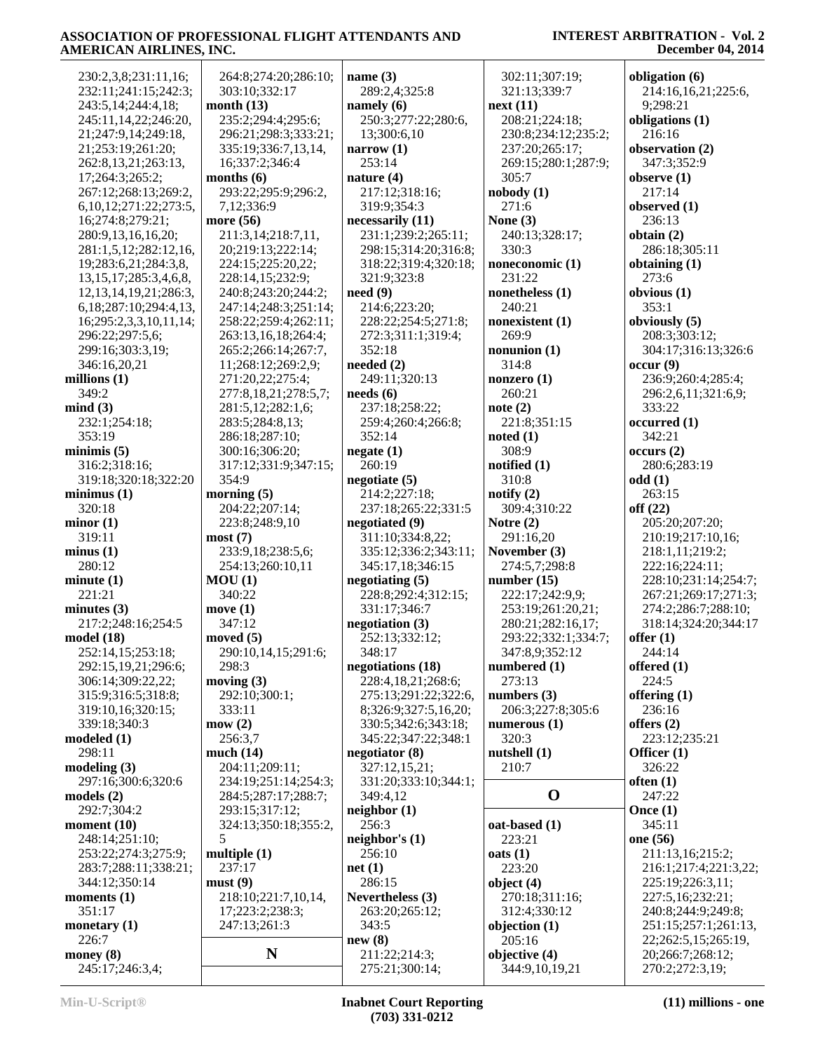230:2,3,8;231:11,16;
232:11;241:15;242:3;
243:5,14;244:4,18;
245:11,14,22;246:20,
21;247:9,14;249:18,
21;253:19;261:20;
262:8,13,21;263:13,
17;264:3;265:2;
267:12;268:13;269:2,
6,10,12;271:22;273:5,
16;274:8;279:21;
280:9,13,16,16,20;
281:1,5,12;282:12,16,
19;283:6,21;284:3,8,
13,15,17;285:3,4,6,8,
12,13,14,19,21;286:3,
6,18;287:10;294:4,13,
16;295:2,3,3,10,11,14;
296:22;297:5,6;
299:16;303:3,19;
346:16,20,21

**millions (1)**
349:2

**mind (3)**
232:1;254:18;
353:19

**minimis (5)**
316:2;318:16;
319:18;320:18;322:20

**minimus (1)**
320:18

**minor (1)**
319:11

**minus (1)**
280:12

**minute (1)**
221:21

**minutes (3)**
217:2;248:16;254:5

**model (18)**
252:14,15;253:18;
292:15,19,21;296:6;
306:14;309:22,22;
315:9;316:5;318:8;
319:10,16;320:15;
339:18;340:3

**modeled (1)**
298:11

**modeling (3)**
297:16;300:6;320:6

**models (2)**
292:7;304:2

**moment (10)**
248:14;251:10;
253:22;274:3;275:9;
283:7;288:11;338:21;
344:12;350:14

**moments (1)**
351:17

**monetary (1)**
226:7

**money (8)**
245:17;246:3,4;
264:8;274:20;286:10;
303:10;332:17

**month (13)**
235:2;294:4;295:6;
296:21;298:3;333:21;
335:19;336:7,13,14,
16;337:2;346:4

**months (6)**
293:22;295:9;296:2,
7,12;336:9

**more (56)**
211:3,14;218:7,11,
20;219:13;222:14;
224:15;225:20,22;
228:14,15;232:9;
240:8;243:20;244:2;
247:14;248:3;251:14;
258:22;259:4;262:11;
263:13,16,18;264:4;
265:2;266:14;267:7,
11;268:12;269:2,9;
271:20,22;275:4;
277:8,18,21;278:5,7;
281:5,12;282:1,6;
283:5;284:8,13;
286:18;287:10;
300:16;306:20;
317:12;331:9;347:15;
354:9

**morning (5)**
204:22;207:14;
223:8;248:9,10

**most (7)**
233:9,18;238:5,6;
254:13;260:10,11

**MOU (1)**
340:22

**move (1)**
347:12

**moved (5)**
290:10,14,15;291:6;
298:3

**moving (3)**
292:10;300:1;
333:11

**mow (2)**
256:3,7

**much (14)**
204:11;209:11;
234:19;251:14;254:3;
284:5;287:17;288:7;
293:15;317:12;
324:13;350:18;355:2,
5

**multiple (1)**
237:17

**must (9)**
218:10;221:7,10,14,
17;223:2;238:3;
247:13;261:3

## N

**name (3)**
289:2,4;325:8

**namely (6)**
250:3;277:22;280:6,
13;300:6,10

**narrow (1)**
253:14

**nature (4)**
217:12;318:16;
319:9;354:3

**necessarily (11)**
231:1;239:2;265:11;
298:15;314:20;316:8;
318:22;319:4;320:18;
321:9;323:8

**need (9)**
214:6;223:20;
228:22;254:5;271:8;
272:3;311:1;319:4;
352:18

**needed (2)**
249:11;320:13

**needs (6)**
237:18;258:22;
259:4;260:4;266:8;
352:14

**negate (1)**
260:19

**negotiate (5)**
214:2;227:18;
237:18;265:22;331:5

**negotiated (9)**
311:10;334:8,22;
335:12;336:2;343:11;
345:17,18;346:15

**negotiating (5)**
228:8;292:4;312:15;
331:17;346:7

**negotiation (3)**
252:13;332:12;
348:17

**negotiations (18)**
228:4,18,21;268:6;
275:13;291:22;322:6,
8;326:9;327:5,16,20;
330:5;342:6;343:18;
345:22;347:22;348:1

**negotiator (8)**
327:12,15,21;
331:20;333:10;344:1;
349:4,12

**neighbor (1)**
256:3

**neighbor's (1)**
256:10

**net (1)**
286:15

**Nevertheless (3)**
263:20;265:12;
343:5

**new (8)**
211:22;214:3;
275:21;300:14;
302:11;307:19;
321:13;339:7

**next (11)**
208:21;224:18;
230:8;234:12;235:2;
237:20;265:17;
269:15;280:1;287:9;
305:7

**nobody (1)**
271:6

**None (3)**
240:13;328:17;
330:3

**noneconomic (1)**
231:22

**nonetheless (1)**
240:21

**nonexistent (1)**
269:9

**nonunion (1)**
314:8

**nonzero (1)**
260:21

**note (2)**
221:8;351:15

**noted (1)**
308:9

**notified (1)**
310:8

**notify (2)**
309:4;310:22

**Notre (2)**
291:16,20

**November (3)**
274:5,7;298:8

**number (15)**
222:17;242:9,9;
253:19;261:20,21;
280:21;282:16,17;
293:22;332:1;334:7;
347:8,9;352:12

**numbered (1)**
273:13

**numbers (3)**
206:3;227:8;305:6

**numerous (1)**
320:3

**nutshell (1)**
210:7

## O

**oat-based (1)**
223:21

**oats (1)**
223:20

**object (4)**
270:18;311:16;
312:4;330:12

**objection (1)**
205:16

**objective (4)**
344:9,10,19,21

**obligation (6)**
214:16,16,21;225:6,
9;298:21

**obligations (1)**
216:16

**observation (2)**
347:3;352:9

**observe (1)**
217:14

**observed (1)**
236:13

**obtain (2)**
286:18;305:11

**obtaining (1)**
273:6

**obvious (1)**
353:1

**obviously (5)**
208:3;303:12;
304:17;316:13;326:6

**occur (9)**
236:9;260:4;285:4;
296:2,6,11;321:6,9;
333:22

**occurred (1)**
342:21

**occurs (2)**
280:6;283:19

**odd (1)**
263:15

**off (22)**
205:20;207:20;
210:19;217:10,16;
218:1,11;219:2;
222:16;224:11;
228:10;231:14;254:7;
267:21;269:17;271:3;
274:2;286:17;288:10;
318:14;324:20;344:17

**offer (1)**
244:14

**offered (1)**
224:5

**offering (1)**
236:16

**offers (2)**
223:12;235:21

**Officer (1)**
326:22

**often (1)**
247:22

**Once (1)**
345:11

**one (56)**
211:13,16;215:2;
216:1;217:4;221:3,22;
225:19;226:3,11;
227:5,16;232:21;
240:8;244:9;249:8;
251:15;257:1;261:13,
22;262:5,15;265:19,
20;266:7;268:12;
270:2;272:3,19;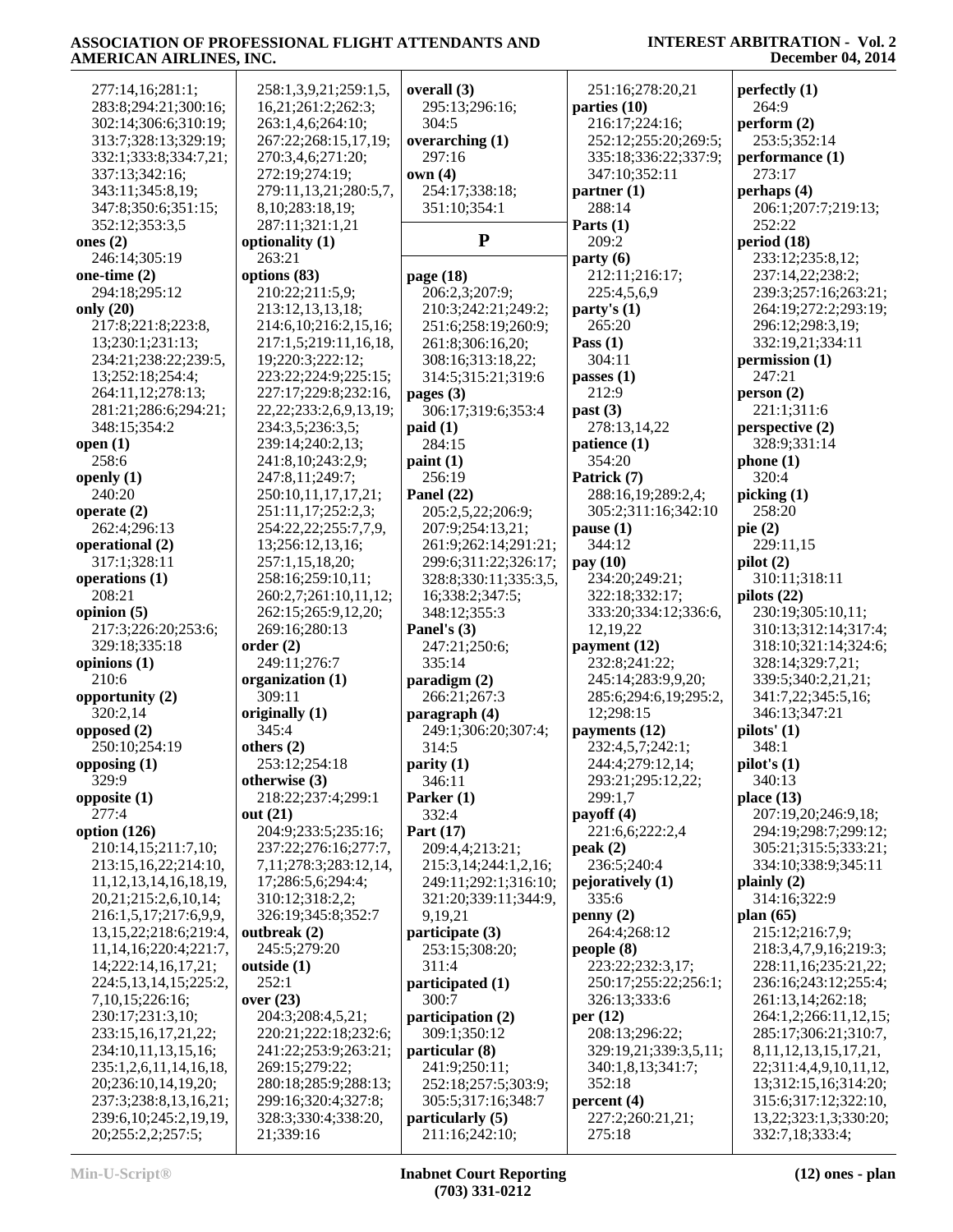277:14,16;281:1;
283:8;294:21;300:16;
302:14;306:6;310:19;
313:7;328:13;329:19;
332:1;333:8;334:7,21;
337:13;342:16;
343:11;345:8,19;
347:8;350:6;351:15;
352:12;353:3,5

**ones (2)**
246:14;305:19

**one-time (2)**
294:18;295:12

**only (20)**
217:8;221:8;223:8,
13;230:1;231:13;
234:21;238:22;239:5,
13;252:18;254:4;
264:11,12;278:13;
281:21;286:6;294:21;
348:15;354:2

**open (1)**
258:6

**openly (1)**
240:20

**operate (2)**
262:4;296:13

**operational (2)**
317:1;328:11

**operations (1)**
208:21

**opinion (5)**
217:3;226:20;253:6;
329:18;335:18

**opinions (1)**
210:6

**opportunity (2)**
320:2,14

**opposed (2)**
250:10;254:19

**opposing (1)**
329:9

**opposite (1)**
277:4

**option (126)**
210:14,15;211:7,10;
213:15,16,22;214:10,
11,12,13,14,16,18,19,
20,21;215:2,6,10,14;
216:1,5,17;217:6,9,9,
13,15,22;218:6;219:4,
11,14,16;220:4;221:7,
14;222:14,16,17,21;
224:5,13,14,15;225:2,
7,10,15;226:16;
230:17;231:3,10;
233:15,16,17,21,22;
234:10,11,13,15,16;
235:1,2,6,11,14,16,18,
20;236:10,14,19,20;
237:3;238:8,13,16,21;
239:6,10;245:2,19,19,
20;255:2,2;257:5;

258:1,3,9,21;259:1,5,
16,21;261:2;262:3;
263:1,4,6;264:10;
267:22;268:15,17,19;
270:3,4,6;271:20;
272:19;274:19;
279:11,13,21;280:5,7,
8,10;283:18,19;
287:11;321:1,21

**optionality (1)**
263:21

**options (83)**
210:22;211:5,9;
213:12,13,13,18;
214:6,10;216:2,15,16;
217:1,5;219:11,16,18,
19;220:3;222:12;
223:22;224:9;225:15;
227:17;229:8;232:16,
22,22;233:2,6,9,13,19;
234:3,5;236:3,5;
239:14;240:2,13;
241:8,10;243:2,9;
247:8,11;249:7;
250:10,11,17,17,21;
251:11,17;252:2,3;
254:22,22;255:7,7,9,
13;256:12,13,16;
257:1,15,18,20;
258:16;259:10,11;
260:2,7;261:10,11,12;
262:15;265:9,12,20;
269:16;280:13

**order (2)**
249:11;276:7

**organization (1)**
309:11

**originally (1)**
345:4

**others (2)**
253:12;254:18

**otherwise (3)**
218:22;237:4;299:1

**out (21)**
204:9;233:5;235:16;
237:22;276:16;277:7,
7,11;278:3;283:12,14,
17;286:5,6;294:4;
310:12;318:2,2;
326:19;345:8;352:7

**outbreak (2)**
245:5;279:20

**outside (1)**
252:1

**over (23)**
204:3;208:4,5,21;
220:21;222:18;232:6;
241:22;253:9;263:21;
269:15;279:22;
280:18;285:9;288:13;
299:16;320:4;327:8;
328:3;330:4;338:20,
21;339:16

**overall (3)**
295:13;296:16;
304:5

**overarching (1)**
297:16

**own (4)**
254:17;338:18;
351:10;354:1

## P

**page (18)**
206:2,3;207:9;
210:3;242:21;249:2;
251:6;258:19;260:9;
261:8;306:16,20;
308:16;313:18,22;
314:5;315:21;319:6

**pages (3)**
306:17;319:6;353:4

**paid (1)**
284:15

**paint (1)**
256:19

**Panel (22)**
205:2,5,22;206:9;
207:9;254:13,21;
261:9;262:14;291:21;
299:6;311:22;326:17;
328:8;330:11;335:3,5,
16;338:2;347:5;
348:12;355:3

**Panel's (3)**
247:21;250:6;
335:14

**paradigm (2)**
266:21;267:3

**paragraph (4)**
249:1;306:20;307:4;
314:5

**parity (1)**
346:11

**Parker (1)**
332:4

**Part (17)**
209:4,4;213:21;
215:3,14;244:1,2,16;
249:11;292:1;316:10;
321:20;339:11;344:9,
9,19,21

**participate (3)**
253:15;308:20;
311:4

**participated (1)**
300:7

**participation (2)**
309:1;350:12

**particular (8)**
241:9;250:11;
252:18;257:5;303:9;
305:5;317:16;348:7

**particularly (5)**
211:16;242:10;

251:16;278:20,21

**parties (10)**
216:17;224:16;
252:12;255:20;269:5;
335:18;336:22;337:9;
347:10;352:11

**partner (1)**
288:14

**Parts (1)**
209:2

**party (6)**
212:11;216:17;
225:4,5,6,9

**party's (1)**
265:20

**Pass (1)**
304:11

**passes (1)**
212:9

**past (3)**
278:13,14,22

**patience (1)**
354:20

**Patrick (7)**
288:16,19;289:2,4;
305:2;311:16;342:10

**pause (1)**
344:12

**pay (10)**
234:20;249:21;
322:18;332:17;
333:20;334:12;336:6,
12,19,22

**payment (12)**
232:8;241:22;
245:14;283:9,9,20;
285:6;294:6,19;295:2,
12;298:15

**payments (12)**
232:4,5,7;242:1;
244:4;279:12,14;
293:21;295:12,22;
299:1,7

**payoff (4)**
221:6,6;222:2,4

**peak (2)**
236:5;240:4

**pejoratively (1)**
335:6

**penny (2)**
264:4;268:12

**people (8)**
223:22;232:3,17;
250:17;255:22;256:1;
326:13;333:6

**per (12)**
208:13;296:22;
329:19,21;339:3,5,11;
340:1,8,13;341:7;
352:18

**percent (4)**
227:2;260:21,21;
275:18

**perfectly (1)**
264:9

**perform (2)**
253:5;352:14

**performance (1)**
273:17

**perhaps (4)**
206:1;207:7;219:13;
252:22

**period (18)**
233:12;235:8,12;
237:14,22;238:2;
239:3;257:16;263:21;
264:19;272:2;293:19;
296:12;298:3,19;
332:19,21;334:11

**permission (1)**
247:21

**person (2)**
221:1;311:6

**perspective (2)**
328:9;331:14

**phone (1)**
320:4

**picking (1)**
258:20

**pie (2)**
229:11,15

**pilot (2)**
310:11;318:11

**pilots (22)**
230:19;305:10,11;
310:13;312:14;317:4;
318:10;321:14;324:6;
328:14;329:7,21;
339:5;340:2,21,21;
341:7,22;345:5,16;
346:13;347:21

**pilots' (1)**
348:1

**pilot's (1)**
340:13

**place (13)**
207:19,20;246:9,18;
294:19;298:7;299:12;
305:21;315:5;333:21;
334:10;338:9;345:11

**plainly (2)**
314:16;322:9

**plan (65)**
215:12;216:7,9;
218:3,4,7,9,16;219:3;
228:11,16;235:21,22;
236:16;243:12;255:4;
261:13,14;262:18;
264:1,2;266:11,12,15;
285:17;306:21;310:7,
8,11,12,13,15,17,21,
22;311:4,4,9,10,11,12,
13;312:15,16;314:20;
315:6;317:12;322:10,
13,22;323:1,3;330:20;
332:7,18;333:4;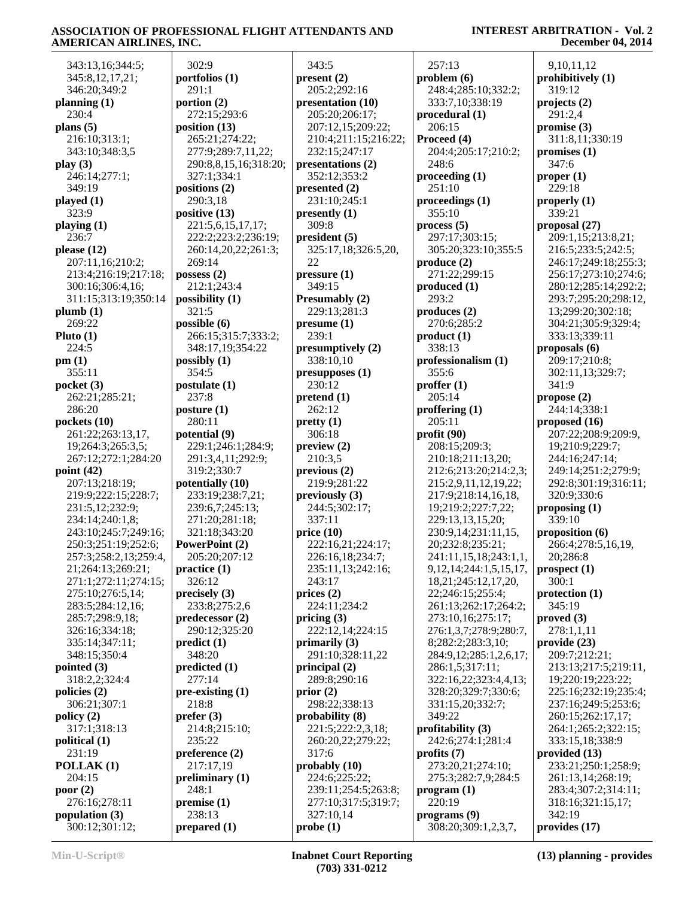343:13,16;344:5;
345:8,12,17,21;
346:20;349:2

**planning (1)**
230:4

**plans (5)**
216:10;313:1;
343:10;348:3,5

**play (3)**
246:14;277:1;
349:19

**played (1)**
323:9

**playing (1)**
236:7

**please (12)**
207:11,16;210:2;
213:4;216:19;217:18;
300:16;306:4,16;
311:15;313:19;350:14

**plumb (1)**
269:22

**Pluto (1)**
224:5

**pm (1)**
355:11

**pocket (3)**
262:21;285:21;
286:20

**pockets (10)**
261:22;263:13,17,
19;264:3;265:3,5;
267:12;272:1;284:20

**point (42)**
207:13;218:19;
219:9;222:15;228:7;
231:5,12;232:9;
234:14;240:1,8;
243:10;245:7;249:16;
250:3;251:19;252:6;
257:3;258:2,13;259:4,
21;264:13;269:21;
271:1;272:11;274:15;
275:10;276:5,14;
283:5;284:12,16;
285:7;298:9,18;
326:16;334:18;
335:14;347:11;
348:15;350:4

**pointed (3)**
318:2,2;324:4

**policies (2)**
306:21;307:1

**policy (2)**
317:1;318:13

**political (1)**
231:19

**POLLAK (1)**
204:15

**poor (2)**
276:16;278:11

**population (3)**
300:12;301:12;
302:9

**portfolios (1)**
291:1

**portion (2)**
272:15;293:6

**position (13)**
265:21;274:22;
277:9;289:7,11,22;
290:8,8,15,16;318:20;
327:1;334:1

**positions (2)**
290:3,18

**positive (13)**
221:5,6,15,17,17;
222:2;223:2;236:19;
260:14,20,22;261:3;
269:14

**possess (2)**
212:1;243:4

**possibility (1)**
321:5

**possible (6)**
266:15;315:7;333:2;
348:17,19;354:22

**possibly (1)**
354:5

**postulate (1)**
237:8

**posture (1)**
280:11

**potential (9)**
229:1;246:1;284:9;
291:3,4,11;292:9;
319:2;330:7

**potentially (10)**
233:19;238:7,21;
239:6,7;245:13;
271:20;281:18;
321:18;343:20

**PowerPoint (2)**
205:20;207:12

**practice (1)**
326:12

**precisely (3)**
233:8;275:2,6

**predecessor (2)**
290:12;325:20

**predict (1)**
348:20

**predicted (1)**
277:14

**pre-existing (1)**
218:8

**prefer (3)**
214:8;215:10;
235:22

**preference (2)**
217:17,19

**preliminary (1)**
248:1

**premise (1)**
238:13

**prepared (1)**
343:5

**present (2)**
205:2;292:16

**presentation (10)**
205:20;206:17;
207:12,15;209:22;
210:4;211:15;216:22;
232:15;247:17

**presentations (2)**
352:12;353:2

**presented (2)**
231:10;245:1

**presently (1)**
309:8

**president (5)**
325:17,18;326:5,20,
22

**pressure (1)**
349:15

**Presumably (2)**
229:13;281:3

**presume (1)**
239:1

**presumptively (2)**
338:10,10

**presupposes (1)**
230:12

**pretend (1)**
262:12

**pretty (1)**
306:18

**preview (2)**
210:3,5

**previous (2)**
219:9;281:22

**previously (3)**
244:5;302:17;
337:11

**price (10)**
222:16,21;224:17;
226:16,18;234:7;
235:11,13;242:16;
243:17

**prices (2)**
224:11;234:2

**pricing (3)**
222:12,14;224:15

**primarily (3)**
291:10;328:11,22

**principal (2)**
289:8;290:16

**prior (2)**
298:22;338:13

**probability (8)**
221:5;222:2,3,18;
260:20,22;279:22;
317:6

**probably (10)**
224:6;225:22;
239:11;254:5;263:8;
277:10;317:5;319:7;
327:10,14

**probe (1)**
257:13

**problem (6)**
248:4;285:10;332:2;
333:7,10;338:19

**procedural (1)**
206:15

**Proceed (4)**
204:4;205:17;210:2;
248:6

**proceeding (1)**
251:10

**proceedings (1)**
355:10

**process (5)**
297:17;303:15;
305:20;323:10;355:5

**produce (2)**
271:22;299:15

**produced (1)**
293:2

**produces (2)**
270:6;285:2

**product (1)**
338:13

**professionalism (1)**
355:6

**proffer (1)**
205:14

**proffering (1)**
205:11

**profit (90)**
208:15;209:3;
210:18;211:13,20;
212:6;213:20;214:2,3;
215:2,9,11,12,19,22;
217:9;218:14,16,18,
19;219:2;227:7,22;
229:13,13,15,20;
230:9,14;231:11,15,
20;232:8;235:21;
241:11,15,18;243:1,1,
9,12,14;244:1,5,15,17,
18,21;245:12,17,20,
22;246:15;255:4;
261:13;262:17;264:2;
273:10,16;275:17;
276:1,3,7;278:9;280:7,
8;282:2;283:3,10;
284:9,12;285:1,2,6,17;
286:1,5;317:11;
322:16,22;323:4,4,13;
328:20;329:7;330:6;
331:15,20;332:7;
349:22

**profitability (3)**
242:6;274:1;281:4

**profits (7)**
273:20,21;274:10;
275:3;282:7,9;284:5

**program (1)**
220:19

**programs (9)**
308:20;309:1,2,3,7,
9,10,11,12

**prohibitively (1)**
319:12

**projects (2)**
291:2,4

**promise (3)**
311:8,11;330:19

**promises (1)**
347:6

**proper (1)**
229:18

**properly (1)**
339:21

**proposal (27)**
209:1,15;213:8,21;
216:5;233:5;242:5;
246:17;249:18;255:3;
256:17;273:10;274:6;
280:12;285:14;292:2;
293:7;295:20;298:12,
13;299:20;302:18;
304:21;305:9;329:4;
333:13;339:11

**proposals (6)**
209:17;210:8;
302:11,13;329:7;
341:9

**propose (2)**
244:14;338:1

**proposed (16)**
207:22;208:9;209:9,
19;210:9;229:7;
244:16;247:14;
249:14;251:2;279:9;
292:8;301:19;316:11;
320:9;330:6

**proposing (1)**
339:10

**proposition (6)**
266:4;278:5,16,19,
20;286:8

**prospect (1)**
300:1

**protection (1)**
345:19

**proved (3)**
278:1,1,11

**provide (23)**
209:7;212:21;
213:13;217:5;219:11,
19;220:19;223:22;
225:16;232:19;235:4;
237:16;249:5;253:6;
260:15;262:17,17;
264:1;265:2;322:15;
333:15,18;338:9

**provided (13)**
233:21;250:1;258:9;
261:13,14;268:19;
283:4;307:2;314:11;
318:16;321:15,17;
342:19

**provides (17)**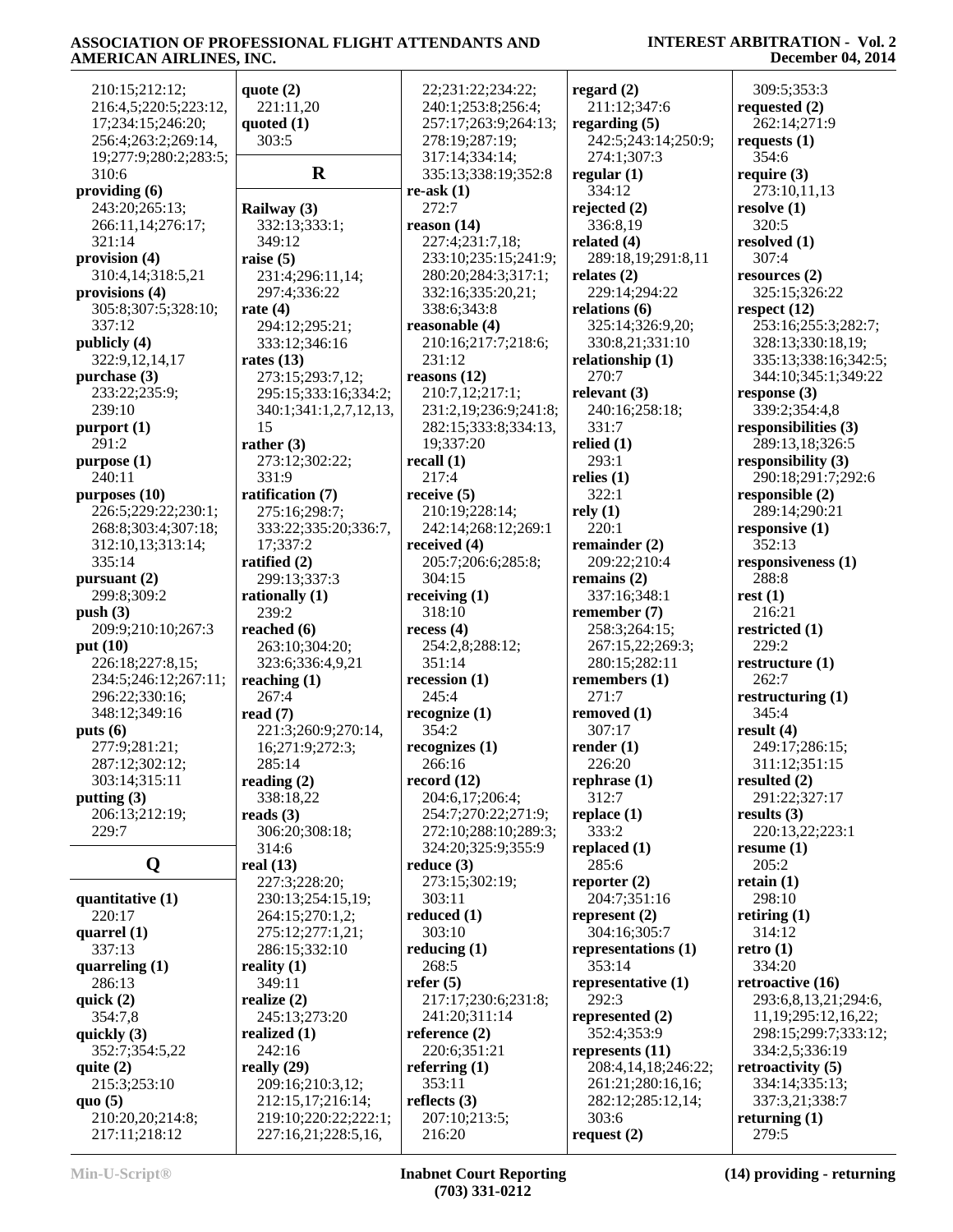210:15;212:12;
216:4,5;220:5;223:12,
17;234:15;246:20;
256:4;263:2;269:14,
19;277:9;280:2;283:5;
310:6

**providing (6)**
243:20;265:13;
266:11,14;276:17;
321:14

**provision (4)**
310:4,14;318:5,21

**provisions (4)**
305:8;307:5;328:10;
337:12

**publicly (4)**
322:9,12,14,17

**purchase (3)**
233:22;235:9;
239:10

**purport (1)**
291:2

**purpose (1)**
240:11

**purposes (10)**
226:5;229:22;230:1;
268:8;303:4;307:18;
312:10,13;313:14;
335:14

**pursuant (2)**
299:8;309:2

**push (3)**
209:9;210:10;267:3

**put (10)**
226:18;227:8,15;
234:5;246:12;267:11;
296:22;330:16;
348:12;349:16

**puts (6)**
277:9;281:21;
287:12;302:12;
303:14;315:11

**putting (3)**
206:13;212:19;
229:7

## Q

**quantitative (1)**
220:17

**quarrel (1)**
337:13

**quarreling (1)**
286:13

**quick (2)**
354:7,8

**quickly (3)**
352:7;354:5,22

**quite (2)**
215:3;253:10

**quo (5)**
210:20,20;214:8;
217:11;218:12

**quote (2)**
221:11,20

**quoted (1)**
303:5

## R

**Railway (3)**
332:13;333:1;
349:12

**raise (5)**
231:4;296:11,14;
297:4;336:22

**rate (4)**
294:12;295:21;
333:12;346:16

**rates (13)**
273:15;293:7,12;
295:15;333:16;334:2;
340:1;341:1,2,7,12,13,
15

**rather (3)**
273:12;302:22;
331:9

**ratification (7)**
275:16;298:7;
333:22;335:20;336:7,
17;337:2

**ratified (2)**
299:13;337:3

**rationally (1)**
239:2

**reached (6)**
263:10;304:20;
323:6;336:4,9,21

**reaching (1)**
267:4

**read (7)**
221:3;260:9;270:14,
16;271:9;272:3;
285:14

**reading (2)**
338:18,22

**reads (3)**
306:20;308:18;
314:6

**real (13)**
227:3;228:20;
230:13;254:15,19;
264:15;270:1,2;
275:12;277:1,21;
286:15;332:10

**reality (1)**
349:11

**realize (2)**
245:13;273:20

**realized (1)**
242:16

**really (29)**
209:16;210:3,12;
212:15,17;216:14;
219:10;220:22;222:1;
227:16,21;228:5,16,
22;231:22;234:22;
240:1;253:8;256:4;
257:17;263:9;264:13;
278:19;287:19;
317:14;334:14;
335:13;338:19;352:8

**re-ask (1)**
272:7

**reason (14)**
227:4;231:7,18;
233:10;235:15;241:9;
280:20;284:3;317:1;
332:16;335:20,21;
338:6;343:8

**reasonable (4)**
210:16;217:7;218:6;
231:12

**reasons (12)**
210:7,12;217:1;
231:2,19;236:9;241:8;
282:15;333:8;334:13,
19;337:20

**recall (1)**
217:4

**receive (5)**
210:19;228:14;
242:14;268:12;269:1

**received (4)**
205:7;206:6;285:8;
304:15

**receiving (1)**
318:10

**recess (4)**
254:2,8;288:12;
351:14

**recession (1)**
245:4

**recognize (1)**
354:2

**recognizes (1)**
266:16

**record (12)**
204:6,17;206:4;
254:7;270:22;271:9;
272:10;288:10;289:3;
324:20;325:9;355:9

**reduce (3)**
273:15;302:19;
303:11

**reduced (1)**
303:10

**reducing (1)**
268:5

**refer (5)**
217:17;230:6;231:8;
241:20;311:14

**reference (2)**
220:6;351:21

**referring (1)**
353:11

**reflects (3)**
207:10;213:5;
216:20

**regard (2)**
211:12;347:6

**regarding (5)**
242:5;243:14;250:9;
274:1;307:3

**regular (1)**
334:12

**rejected (2)**
336:8,19

**related (4)**
289:18,19;291:8,11

**relates (2)**
229:14;294:22

**relations (6)**
325:14;326:9,20;
330:8,21;331:10

**relationship (1)**
270:7

**relevant (3)**
240:16;258:18;
331:7

**relied (1)**
293:1

**relies (1)**
322:1

**rely (1)**
220:1

**remainder (2)**
209:22;210:4

**remains (2)**
337:16;348:1

**remember (7)**
258:3;264:15;
267:15,22;269:3;
280:15;282:11

**remembers (1)**
271:7

**removed (1)**
307:17

**render (1)**
226:20

**rephrase (1)**
312:7

**replace (1)**
333:2

**replaced (1)**
285:6

**reporter (2)**
204:7;351:16

**represent (2)**
304:16;305:7

**representations (1)**
353:14

**representative (1)**
292:3

**represented (2)**
352:4;353:9

**represents (11)**
208:4,14,18;246:22;
261:21;280:16,16;
282:12;285:12,14;
303:6

**request (2)**
309:5;353:3

**requested (2)**
262:14;271:9

**requests (1)**
354:6

**require (3)**
273:10,11,13

**resolve (1)**
320:5

**resolved (1)**
307:4

**resources (2)**
325:15;326:22

**respect (12)**
253:16;255:3;282:7;
328:13;330:18,19;
335:13;338:16;342:5;
344:10;345:1;349:22

**response (3)**
339:2;354:4,8

**responsibilities (3)**
289:13,18;326:5

**responsibility (3)**
290:18;291:7;292:6

**responsible (2)**
289:14;290:21

**responsive (1)**
352:13

**responsiveness (1)**
288:8

**rest (1)**
216:21

**restricted (1)**
229:2

**restructure (1)**
262:7

**restructuring (1)**
345:4

**result (4)**
249:17;286:15;
311:12;351:15

**resulted (2)**
291:22;327:17

**results (3)**
220:13,22;223:1

**resume (1)**
205:2

**retain (1)**
298:10

**retiring (1)**
314:12

**retro (1)**
334:20

**retroactive (16)**
293:6,8,13,21;294:6,
11,19;295:12,16,22;
298:15;299:7;333:12;
334:2,5;336:19

**retroactivity (5)**
334:14;335:13;
337:3,21;338:7

**returning (1)**
279:5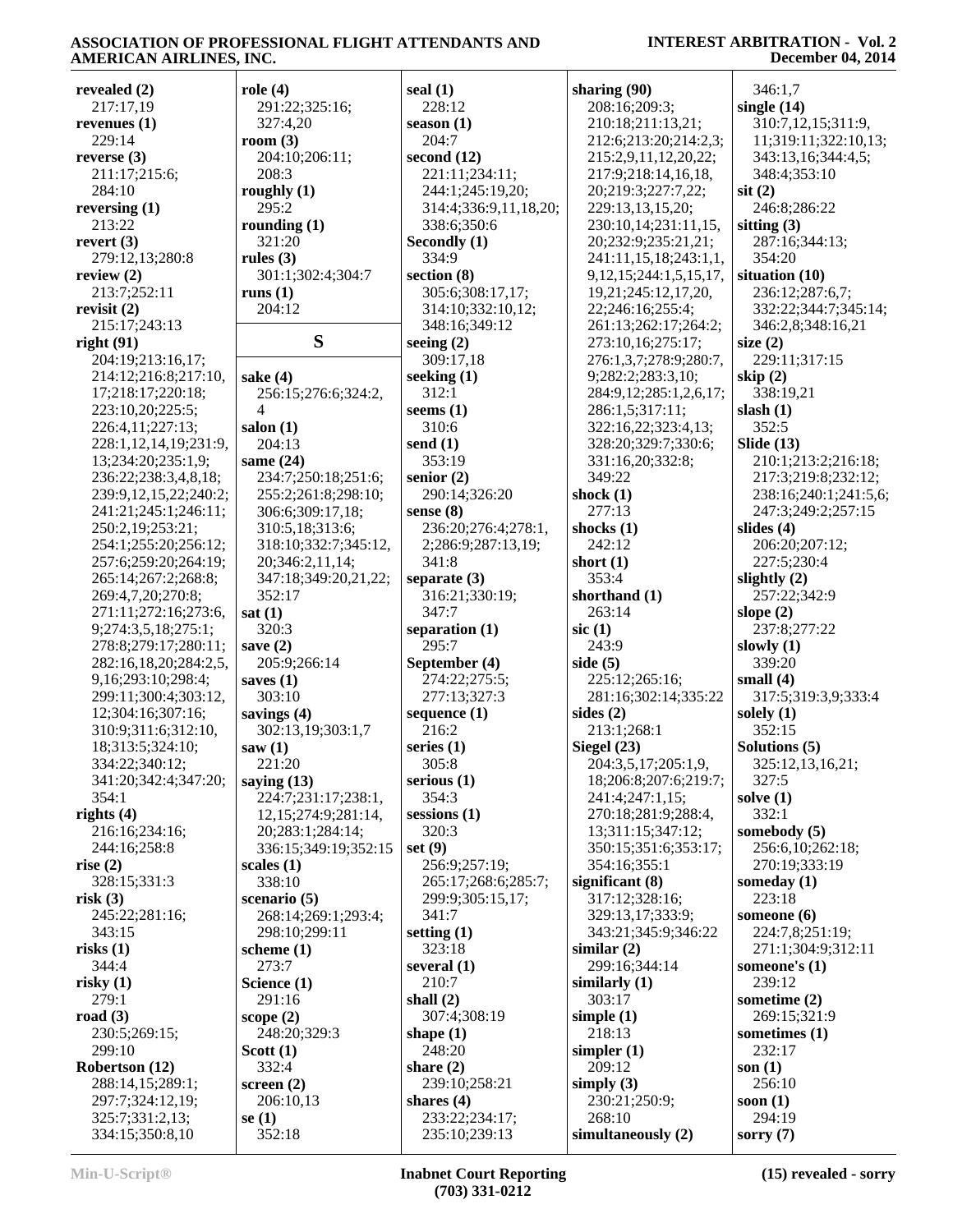**revealed (2)**
217:17,19
**revenues (1)**
229:14
**reverse (3)**
211:17;215:6;
284:10
**reversing (1)**
213:22
**revert (3)**
279:12,13;280:8
**review (2)**
213:7;252:11
**revisit (2)**
215:17;243:13
**right (91)**
204:19;213:16,17;
214:12;216:8;217:10,
17;218:17;220:18;
223:10,20;225:5;
226:4,11;227:13;
228:1,12,14,19;231:9,
13;234:20;235:1,9;
236:22;238:3,4,8,18;
239:9,12,15,22;240:2;
241:21;245:1;246:11;
250:2,19;253:21;
254:1;255:20;256:12;
257:6;259:20;264:19;
265:14;267:2;268:8;
269:4,7,20;270:8;
271:11;272:16;273:6,
9;274:3,5,18;275:1;
278:8;279:17;280:11;
282:16,18,20;284:2,5,
9,16;293:10;298:4;
299:11;300:4;303:12,
12;304:16;307:16;
310:9;311:6;312:10,
18;313:5;324:10;
334:22;340:12;
341:20;342:4;347:20;
354:1
**rights (4)**
216:16;234:16;
244:16;258:8
**rise (2)**
328:15;331:3
**risk (3)**
245:22;281:16;
343:15
**risks (1)**
344:4
**risky (1)**
279:1
**road (3)**
230:5;269:15;
299:10
**Robertson (12)**
288:14,15;289:1;
297:7;324:12,19;
325:7;331:2,13;
334:15;350:8,10

**role (4)**
291:22;325:16;
327:4,20
**room (3)**
204:10;206:11;
208:3
**roughly (1)**
295:2
**rounding (1)**
321:20
**rules (3)**
301:1;302:4;304:7
**runs (1)**
204:12

## S

**sake (4)**
256:15;276:6;324:2,
4
**salon (1)**
204:13
**same (24)**
234:7;250:18;251:6;
255:2;261:8;298:10;
306:6;309:17,18;
310:5,18;313:6;
318:10;332:7;345:12,
20;346:2,11,14;
347:18;349:20,21,22;
352:17
**sat (1)**
320:3
**save (2)**
205:9;266:14
**saves (1)**
303:10
**savings (4)**
302:13,19;303:1,7
**saw (1)**
221:20
**saying (13)**
224:7;231:17;238:1,
12,15;274:9;281:14,
20;283:1;284:14;
336:15;349:19;352:15
**scales (1)**
338:10
**scenario (5)**
268:14;269:1;293:4;
298:10;299:11
**scheme (1)**
273:7
**Science (1)**
291:16
**scope (2)**
248:20;329:3
**Scott (1)**
332:4
**screen (2)**
206:10,13
**se (1)**
352:18

**seal (1)**
228:12
**season (1)**
204:7
**second (12)**
221:11;234:11;
244:1;245:19,20;
314:4;336:9,11,18,20;
338:6;350:6
**Secondly (1)**
334:9
**section (8)**
305:6;308:17,17;
314:10;332:10,12;
348:16;349:12
**seeing (2)**
309:17,18
**seeking (1)**
312:1
**seems (1)**
310:6
**send (1)**
353:19
**senior (2)**
290:14;326:20
**sense (8)**
236:20;276:4;278:1,
2;286:9;287:13,19;
341:8
**separate (3)**
316:21;330:19;
347:7
**separation (1)**
295:7
**September (4)**
274:22;275:5;
277:13;327:3
**sequence (1)**
216:2
**series (1)**
305:8
**serious (1)**
354:3
**sessions (1)**
320:3
**set (9)**
256:9;257:19;
265:17;268:6;285:7;
299:9;305:15,17;
341:7
**setting (1)**
323:18
**several (1)**
210:7
**shall (2)**
307:4;308:19
**shape (1)**
248:20
**share (2)**
239:10;258:21
**shares (4)**
233:22;234:17;
235:10;239:13

**sharing (90)**
208:16;209:3;
210:18;211:13,21;
212:6;213:20;214:2,3;
215:2,9,11,12,20,22;
217:9;218:14,16,18,
20;219:3;227:7,22;
229:13,13,15,20;
230:10,14;231:11,15,
20;232:9;235:21,21;
241:11,15,18;243:1,1,
9,12,15;244:1,5,15,17,
19,21;245:12,17,20,
22;246:16;255:4;
261:13;262:17;264:2;
273:10,16;275:17;
276:1,3,7;278:9;280:7,
9;282:2;283:3,10;
284:9,12;285:1,2,6,17;
286:1,5;317:11;
322:16,22;323:4,13;
328:20;329:7;330:6;
331:16,20;332:8;
349:22
**shock (1)**
277:13
**shocks (1)**
242:12
**short (1)**
353:4
**shorthand (1)**
263:14
**sic (1)**
243:9
**side (5)**
225:12;265:16;
281:16;302:14;335:22
**sides (2)**
213:1;268:1
**Siegel (23)**
204:3,5,17;205:1,9,
18;206:8;207:6;219:7;
241:4;247:1,15;
270:18;281:9;288:4,
13;311:15;347:12;
350:15;351:6;353:17;
354:16;355:1
**significant (8)**
317:12;328:16;
329:13,17;333:9;
343:21;345:9;346:22
**similar (2)**
299:16;344:14
**similarly (1)**
303:17
**simple (1)**
218:13
**simpler (1)**
209:12
**simply (3)**
230:21;250:9;
268:10
**simultaneously (2)**

346:1,7
**single (14)**
310:7,12,15;311:9,
11;319:11;322:10,13;
343:13,16;344:4,5;
348:4;353:10
**sit (2)**
246:8;286:22
**sitting (3)**
287:16;344:13;
354:20
**situation (10)**
236:12;287:6,7;
332:22;344:7;345:14;
346:2,8;348:16,21
**size (2)**
229:11;317:15
**skip (2)**
338:19,21
**slash (1)**
352:5
**Slide (13)**
210:1;213:2;216:18;
217:3;219:8;232:12;
238:16;240:1;241:5,6;
247:3;249:2;257:15
**slides (4)**
206:20;207:12;
227:5;230:4
**slightly (2)**
257:22;342:9
**slope (2)**
237:8;277:22
**slowly (1)**
339:20
**small (4)**
317:5;319:3,9;333:4
**solely (1)**
352:15
**Solutions (5)**
325:12,13,16,21;
327:5
**solve (1)**
332:1
**somebody (5)**
256:6,10;262:18;
270:19;333:19
**someday (1)**
223:18
**someone (6)**
224:7,8;251:19;
271:1;304:9;312:11
**someone's (1)**
239:12
**sometime (2)**
269:15;321:9
**sometimes (1)**
232:17
**son (1)**
256:10
**soon (1)**
294:19
**sorry (7)**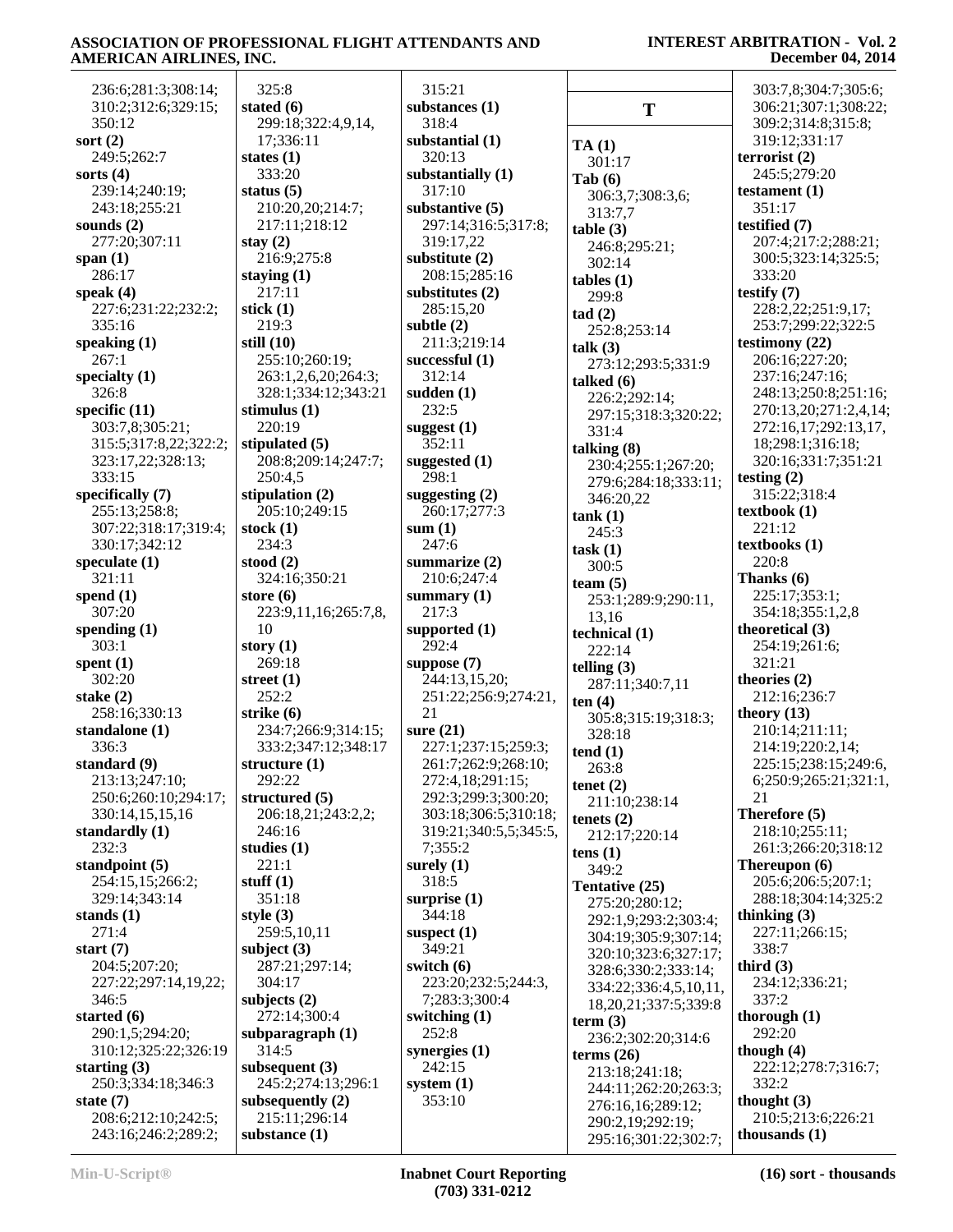236:6;281:3;308:14;
310:2;312:6;329:15;
350:12

**sort (2)**
249:5;262:7

**sorts (4)**
239:14;240:19;
243:18;255:21

**sounds (2)**
277:20;307:11

**span (1)**
286:17

**speak (4)**
227:6;231:22;232:2;
335:16

**speaking (1)**
267:1

**specialty (1)**
326:8

**specific (11)**
303:7,8;305:21;
315:5;317:8,22;322:2;
323:17,22;328:13;
333:15

**specifically (7)**
255:13;258:8;
307:22;318:17;319:4;
330:17;342:12

**speculate (1)**
321:11

**spend (1)**
307:20

**spending (1)**
303:1

**spent (1)**
302:20

**stake (2)**
258:16;330:13

**standalone (1)**
336:3

**standard (9)**
213:13;247:10;
250:6;260:10;294:17;
330:14,15,15,16

**standardly (1)**
232:3

**standpoint (5)**
254:15,15;266:2;
329:14;343:14

**stands (1)**
271:4

**start (7)**
204:5;207:20;
227:22;297:14,19,22;
346:5

**started (6)**
290:1,5;294:20;
310:12;325:22;326:19

**starting (3)**
250:3;334:18;346:3

**state (7)**
208:6;212:10;242:5;
243:16;246:2;289:2;
325:8

**stated (6)**
299:18;322:4,9,14,
17;336:11

**states (1)**
333:20

**status (5)**
210:20,20;214:7;
217:11;218:12

**stay (2)**
216:9;275:8

**staying (1)**
217:11

**stick (1)**
219:3

**still (10)**
255:10;260:19;
263:1,2,6,20;264:3;
328:1;334:12;343:21

**stimulus (1)**
220:19

**stipulated (5)**
208:8;209:14;247:7;
250:4,5

**stipulation (2)**
205:10;249:15

**stock (1)**
234:3

**stood (2)**
324:16;350:21

**store (6)**
223:9,11,16;265:7,8,
10

**story (1)**
269:18

**street (1)**
252:2

**strike (6)**
234:7;266:9;314:15;
333:2;347:12;348:17

**structure (1)**
292:22

**structured (5)**
206:18,21;243:2,2;
246:16

**studies (1)**
221:1

**stuff (1)**
351:18

**style (3)**
259:5,10,11

**subject (3)**
287:21;297:14;
304:17

**subjects (2)**
272:14;300:4

**subparagraph (1)**
314:5

**subsequent (3)**
245:2;274:13;296:1

**subsequently (2)**
215:11;296:14

**substance (1)**
315:21

**substances (1)**
318:4

**substantial (1)**
320:13

**substantially (1)**
317:10

**substantive (5)**
297:14;316:5;317:8;
319:17,22

**substitute (2)**
208:15;285:16

**substitutes (2)**
285:15,20

**subtle (2)**
211:3;219:14

**successful (1)**
312:14

**sudden (1)**
232:5

**suggest (1)**
352:11

**suggested (1)**
298:1

**suggesting (2)**
260:17;277:3

**sum (1)**
247:6

**summarize (2)**
210:6;247:4

**summary (1)**
217:3

**supported (1)**
292:4

**suppose (7)**
244:13,15,20;
251:22;256:9;274:21,
21

**sure (21)**
227:1;237:15;259:3;
261:7;262:9;268:10;
272:4,18;291:15;
292:3;299:3;300:20;
303:18;306:5;310:18;
319:21;340:5,5;345:5,
7;355:2

**surely (1)**
318:5

**surprise (1)**
344:18

**suspect (1)**
349:21

**switch (6)**
223:20;232:5;244:3,
7;283:3;300:4

**switching (1)**
252:8

**synergies (1)**
242:15

**system (1)**
353:10

## T

**TA (1)**
301:17

**Tab (6)**
306:3,7;308:3,6;
313:7,7

**table (3)**
246:8;295:21;
302:14

**tables (1)**
299:8

**tad (2)**
252:8;253:14

**talk (3)**
273:12;293:5;331:9

**talked (6)**
226:2;292:14;
297:15;318:3;320:22;
331:4

**talking (8)**
230:4;255:1;267:20;
279:6;284:18;333:11;
346:20,22

**tank (1)**
245:3

**task (1)**
300:5

**team (5)**
253:1;289:9;290:11,
13,16

**technical (1)**
222:14

**telling (3)**
287:11;340:7,11

**ten (4)**
305:8;315:19;318:3;
328:18

**tend (1)**
263:8

**tenet (2)**
211:10;238:14

**tenets (2)**
212:17;220:14

**tens (1)**
349:2

**Tentative (25)**
275:20;280:12;
292:1,9;293:2;303:4;
304:19;305:9;307:14;
320:10;323:6;327:17;
328:6;330:2;333:14;
334:22;336:4,5,10,11,
18,20,21;337:5;339:8

**term (3)**
236:2;302:20;314:6

**terms (26)**
213:18;241:18;
244:11;262:20;263:3;
276:16,16;289:12;
290:2,19;292:19;
295:16;301:22;302:7;
303:7,8;304:7;305:6;
306:21;307:1;308:22;
309:2;314:8;315:8;
319:12;331:17

**terrorist (2)**
245:5;279:20

**testament (1)**
351:17

**testified (7)**
207:4;217:2;288:21;
300:5;323:14;325:5;
333:20

**testify (7)**
228:2,22;251:9,17;
253:7;299:22;322:5

**testimony (22)**
206:16;227:20;
237:16;247:16;
248:13;250:8;251:16;
270:13,20;271:2,4,14;
272:16,17;292:13,17,
18;298:1;316:18;
320:16;331:7;351:21

**testing (2)**
315:22;318:4

**textbook (1)**
221:12

**textbooks (1)**
220:8

**Thanks (6)**
225:17;353:1;
354:18;355:1,2,8

**theoretical (3)**
254:19;261:6;
321:21

**theories (2)**
212:16;236:7

**theory (13)**
210:14;211:11;
214:19;220:2,14;
225:15;238:15;249:6,
6;250:9;265:21;321:1,
21

**Therefore (5)**
218:10;255:11;
261:3;266:20;318:12

**Thereupon (6)**
205:6;206:5;207:1;
288:18;304:14;325:2

**thinking (3)**
227:11;266:15;
338:7

**third (3)**
234:12;336:21;
337:2

**thorough (1)**
292:20

**though (4)**
222:12;278:7;316:7;
332:2

**thought (3)**
210:5;213:6;226:21

**thousands (1)**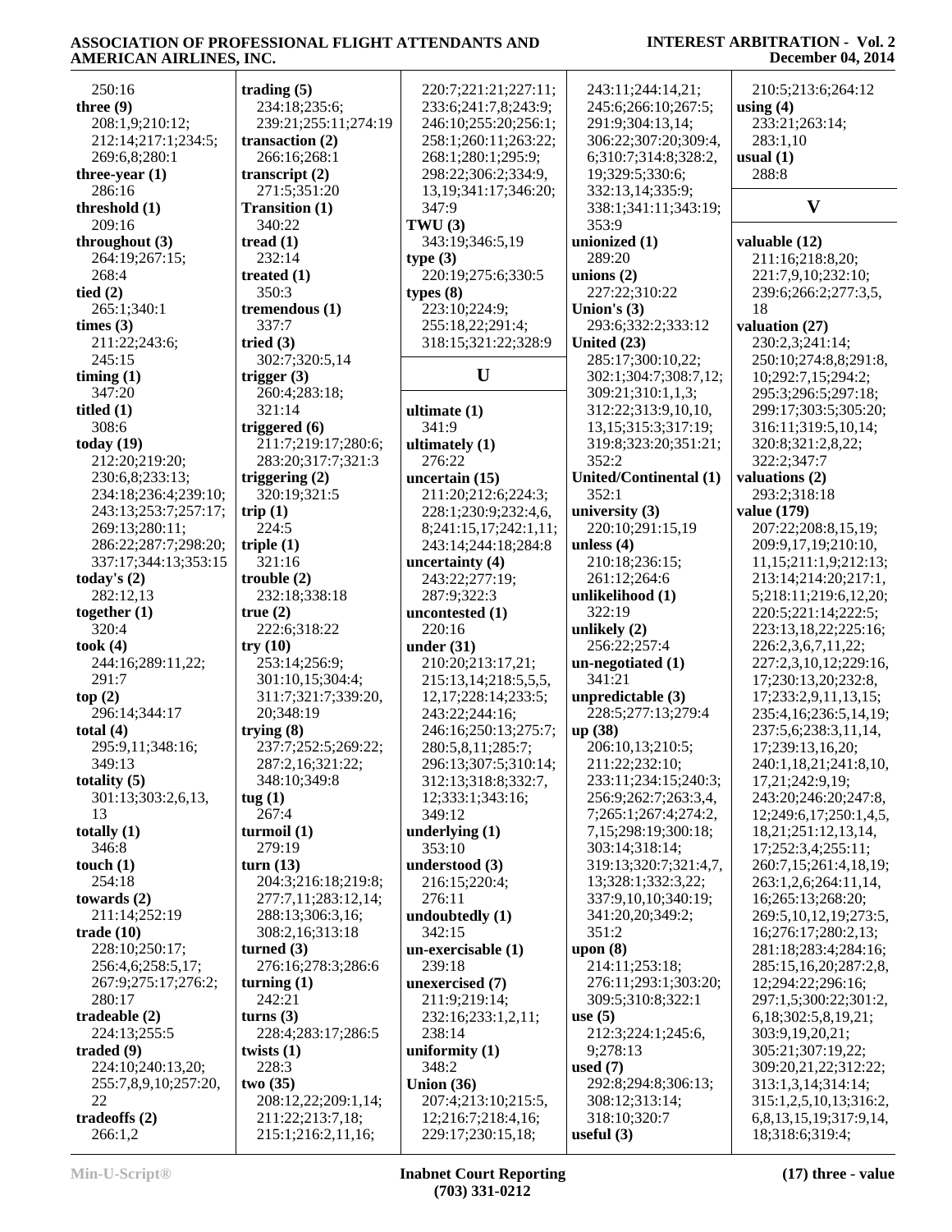250:16

**three (9)**
208:1,9;210:12;
212:14;217:1;234:5;
269:6,8;280:1

**three-year (1)**
286:16

**threshold (1)**
209:16

**throughout (3)**
264:19;267:15;
268:4

**tied (2)**
265:1;340:1

**times (3)**
211:22;243:6;
245:15

**timing (1)**
347:20

**titled (1)**
308:6

**today (19)**
212:20;219:20;
230:6,8;233:13;
234:18;236:4;239:10;
243:13;253:7;257:17;
269:13;280:11;
286:22;287:7;298:20;
337:17;344:13;353:15

**today's (2)**
282:12,13

**together (1)**
320:4

**took (4)**
244:16;289:11,22;
291:7

**top (2)**
296:14;344:17

**total (4)**
295:9,11;348:16;
349:13

**totality (5)**
301:13;303:2,6,13,
13

**totally (1)**
346:8

**touch (1)**
254:18

**towards (2)**
211:14;252:19

**trade (10)**
228:10;250:17;
256:4,6;258:5,17;
267:9;275:17;276:2;
280:17

**tradeable (2)**
224:13;255:5

**traded (9)**
224:10;240:13,20;
255:7,8,9,10;257:20,
22

**tradeoffs (2)**
266:1,2

**trading (5)**
234:18;235:6;
239:21;255:11;274:19

**transaction (2)**
266:16;268:1

**transcript (2)**
271:5;351:20

**Transition (1)**
340:22

**tread (1)**
232:14

**treated (1)**
350:3

**tremendous (1)**
337:7

**tried (3)**
302:7;320:5,14

**trigger (3)**
260:4;283:18;
321:14

**triggered (6)**
211:7;219:17;280:6;
283:20;317:7;321:3

**triggering (2)**
320:19;321:5

**trip (1)**
224:5

**triple (1)**
321:16

**trouble (2)**
232:18;338:18

**true (2)**
222:6;318:22

**try (10)**
253:14;256:9;
301:10,15;304:4;
311:7;321:7;339:20,
20;348:19

**trying (8)**
237:7;252:5;269:22;
287:2,16;321:22;
348:10;349:8

**tug (1)**
267:4

**turmoil (1)**
279:19

**turn (13)**
204:3;216:18;219:8;
277:7,11;283:12,14;
288:13;306:3,16;
308:2,16;313:18

**turned (3)**
276:16;278:3;286:6

**turning (1)**
242:21

**turns (3)**
228:4;283:17;286:5

**twists (1)**
228:3

**two (35)**
208:12,22;209:1,14;
211:22;213:7,18;
215:1;216:2,11,16;
220:7;221:21;227:11;
233:6;241:7,8;243:9;
246:10;255:20;256:1;
258:1;260:11;263:22;
268:1;280:1;295:9;
298:22;306:2;334:9,
13,19;341:17;346:20;
347:9

**TWU (3)**
343:19;346:5,19

**type (3)**
220:19;275:6;330:5

**types (8)**
223:10;224:9;
255:18,22;291:4;
318:15;321:22;328:9

## U

**ultimate (1)**
341:9

**ultimately (1)**
276:22

**uncertain (15)**
211:20;212:6;224:3;
228:1;230:9;232:4,6,
8;241:15,17;242:1,11;
243:14;244:18;284:8

**uncertainty (4)**
243:22;277:19;
287:9;322:3

**uncontested (1)**
220:16

**under (31)**
210:20;213:17,21;
215:13,14;218:5,5,5,
12,17;228:14;233:5;
243:22;244:16;
246:16;250:13;275:7;
280:5,8,11;285:7;
296:13;307:5;310:14;
312:13;318:8;332:7,
12;333:1;343:16;
349:12

**underlying (1)**
353:10

**understood (3)**
216:15;220:4;
276:11

**undoubtedly (1)**
342:15

**un-exercisable (1)**
239:18

**unexercised (7)**
211:9;219:14;
232:16;233:1,2,11;
238:14

**uniformity (1)**
348:2

**Union (36)**
207:4;213:10;215:5,
12;216:7;218:4,16;
229:17;230:15,18;
243:11;244:14,21;
245:6;266:10;267:5;
291:9;304:13,14;
306:22;307:20;309:4,
6;310:7;314:8;328:2,
19;329:5;330:6;
332:13,14;335:9;
338:1;341:11;343:19;
353:9

**unionized (1)**
289:20

**unions (2)**
227:22;310:22

**Union's (3)**
293:6;332:2;333:12

**United (23)**
285:17;300:10,22;
302:1;304:7;308:7,12;
309:21;310:1,1,3;
312:22;313:9,10,10,
13,15;315:3;317:19;
319:8;323:20;351:21;
352:2

**United/Continental (1)**
352:1

**university (3)**
220:10;291:15,19

**unless (4)**
210:18;236:15;
261:12;264:6

**unlikelihood (1)**
322:19

**unlikely (2)**
256:22;257:4

**un-negotiated (1)**
341:21

**unpredictable (3)**
228:5;277:13;279:4

**up (38)**
206:10,13;210:5;
211:22;232:10;
233:11;234:15;240:3;
256:9;262:7;263:3,4,
7;265:1;267:4;274:2,
7,15;298:19;300:18;
303:14;318:14;
319:13;320:7;321:4,7,
13;328:1;332:3,22;
337:9,10,10;340:19;
341:20,20;349:2;
351:2

**upon (8)**
214:11;253:18;
276:11;293:1;303:20;
309:5;310:8;322:1

**use (5)**
212:3;224:1;245:6,
9;278:13

**used (7)**
292:8;294:8;306:13;
308:12;313:14;
318:10;320:7

**useful (3)**
210:5;213:6;264:12

**using (4)**
233:21;263:14;
283:1,10

**usual (1)**
288:8

## V

**valuable (12)**
211:16;218:8,20;
221:7,9,10;232:10;
239:6;266:2;277:3,5,
18

**valuation (27)**
230:2,3;241:14;
250:10;274:8,8;291:8,
10;292:7,15;294:2;
295:3;296:5;297:18;
299:17;303:5;305:20;
316:11;319:5,10,14;
320:8;321:2,8,22;
322:2;347:7

**valuations (2)**
293:2;318:18

**value (179)**
207:22;208:8,15,19;
209:9,17,19;210:10,
11,15;211:1,9;212:13;
213:14;214:20;217:1,
5;218:11;219:6,12,20;
220:5;221:14;222:5;
223:13,18,22;225:16;
226:2,3,6,7,11,22;
227:2,3,10,12;229:16,
17;230:13,20;232:8,
17;233:2,9,11,13,15;
235:4,16;236:5,14,19;
237:5,6;238:3,11,14,
17;239:13,16,20;
240:1,18,21;241:8,10,
17,21;242:9,19;
243:20;246:20;247:8,
12;249:6,17;250:1,4,5,
18,21;251:12,13,14,
17;252:3,4;255:11;
260:7,15;261:4,18,19;
263:1,2,6;264:11,14,
16;265:13;268:20;
269:5,10,12,19;273:5,
16;276:17;280:2,13;
281:18;283:4;284:16;
285:15,16,20;287:2,8,
12;294:22;296:16;
297:1,5;300:22;301:2,
6,18;302:5,8,19,21;
303:9,19,20,21;
305:21;307:19,22;
309:20,21,22;312:22;
313:1,3,14;314:14;
315:1,2,5,10,13;316:2,
6,8,13,15,19;317:9,14,
18;318:6;319:4;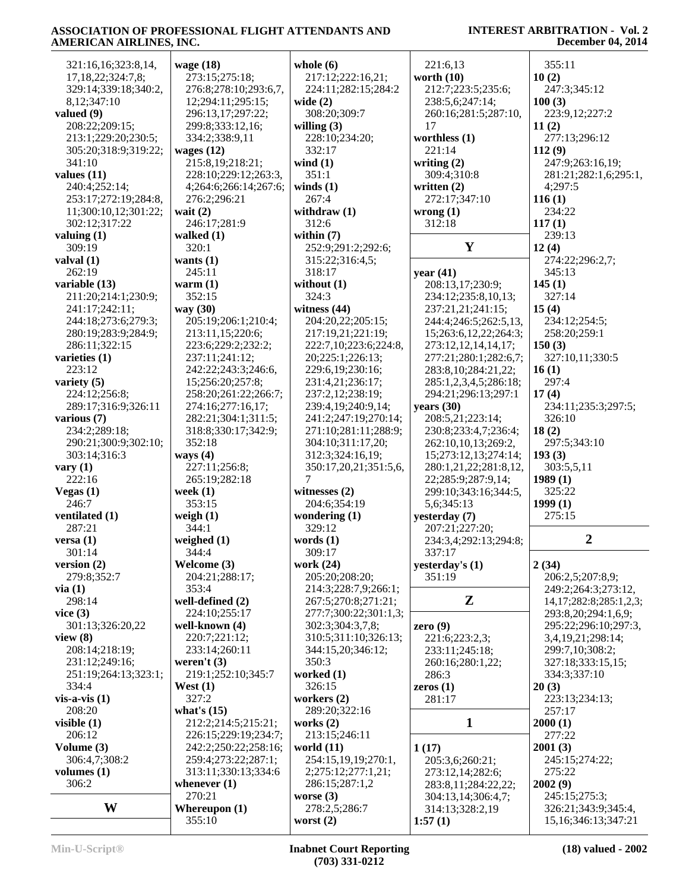321:16,16;323:8,14,
17,18,22;324:7,8;
329:14;339:18;340:2,
8,12;347:10

**valued (9)**
208:22;209:15;
213:1;229:20;230:5;
305:20;318:9;319:22;
341:10

**values (11)**
240:4;252:14;
253:17;272:19;284:8,
11;300:10,12;301:22;
302:12;317:22

**valuing (1)**
309:19

**valval (1)**
262:19

**variable (13)**
211:20;214:1;230:9;
241:17;242:11;
244:18;273:6;279:3;
280:19;283:9;284:9;
286:11;322:15

**varieties (1)**
223:12

**variety (5)**
224:12;256:8;
289:17;316:9;326:11

**various (7)**
234:2;289:18;
290:21;300:9;302:10;
303:14;316:3

**vary (1)**
222:16

**Vegas (1)**
246:7

**ventilated (1)**
287:21

**versa (1)**
301:14

**version (2)**
279:8;352:7

**via (1)**
298:14

**vice (3)**
301:13;326:20,22

**view (8)**
208:14;218:19;
231:12;249:16;
251:19;264:13;323:1;
334:4

**vis-a-vis (1)**
208:20

**visible (1)**
206:12

**Volume (3)**
306:4,7;308:2

**volumes (1)**
306:2

## W

**wage (18)**
273:15;275:18;
276:8;278:10;293:6,7,
12;294:11;295:15;
296:13,17;297:22;
299:8;333:12,16;
334:2;338:9,11

**wages (12)**
215:8,19;218:21;
228:10;229:12;263:3,
4;264:6;266:14;267:6;
276:2;296:21

**wait (2)**
246:17;281:9

**walked (1)**
320:1

**wants (1)**
245:11

**warm (1)**
352:15

**way (30)**
205:19;206:1;210:4;
213:11,15;220:6;
223:6;229:2;232:2;
237:11;241:12;
242:22;243:3;246:6,
15;256:20;257:8;
258:20;261:22;266:7;
274:16;277:16,17;
282:21;304:1;311:5;
318:8;330:17;342:9;
352:18

**ways (4)**
227:11;256:8;
265:19;282:18

**week (1)**
353:15

**weigh (1)**
344:1

**weighed (1)**
344:4

**Welcome (3)**
204:21;288:17;
353:4

**well-defined (2)**
224:10;255:17

**well-known (4)**
220:7;221:12;
233:14;260:11

**weren't (3)**
219:1;252:10;345:7

**West (1)**
327:2

**what's (15)**
212:2;214:5;215:21;
226:15;229:19;234:7;
242:2;250:22;258:16;
259:4;273:22;287:1;
313:11;330:13;334:6

**whenever (1)**
270:21

**Whereupon (1)**
355:10

**whole (6)**
217:12;222:16,21;
224:11;282:15;284:2

**wide (2)**
308:20;309:7

**willing (3)**
228:10;234:20;
332:17

**wind (1)**
351:1

**winds (1)**
267:4

**withdraw (1)**
312:6

**within (7)**
252:9;291:2;292:6;
315:22;316:4,5;
318:17

**without (1)**
324:3

**witness (44)**
204:20,22;205:15;
217:19,21;221:19;
222:7,10;223:6;224:8,
20;225:1;226:13;
229:6,19;230:16;
231:4,21;236:17;
237:2,12;238:19;
239:4,19;240:9,14;
241:2;247:19;270:14;
271:10;281:11;288:9;
304:10;311:17,20;
312:3;324:16,19;
350:17,20,21;351:5,6,
7

**witnesses (2)**
204:6;354:19

**wondering (1)**
329:12

**words (1)**
309:17

**work (24)**
205:20;208:20;
214:3;228:7,9;266:1;
267:5;270:8;271:21;
277:7;300:22;301:1,3;
302:3;304:3,7,8;
310:5;311:10;326:13;
344:15,20;346:12;
350:3

**worked (1)**
326:15

**workers (2)**
289:20;322:16

**works (2)**
213:15;246:11

**world (11)**
254:15,19,19;270:1,
2;275:12;277:1,21;
286:15;287:1,2

**worse (3)**
278:2,5;286:7

**worst (2)**
221:6,13

**worth (10)**
212:7;223:5;235:6;
238:5,6;247:14;
260:16;281:5;287:10,
17

**worthless (1)**
221:14

**writing (2)**
309:4;310:8

**written (2)**
272:17;347:10

**wrong (1)**
312:18

## Y

**year (41)**
208:13,17;230:9;
234:12;235:8,10,13;
237:21,21;241:15;
244:4;246:5;262:5,13,
15;263:6,12,22;264:3;
273:12,12,14,14,17;
277:21;280:1;282:6,7;
283:8,10;284:21,22;
285:1,2,3,4,5;286:18;
294:21;296:13;297:1

**years (30)**
208:5,21;223:14;
230:8;233:4,7;236:4;
262:10,10,13;269:2,
15;273:12,13;274:14;
280:1,21,22;281:8,12,
22;285:9;287:9,14;
299:10;343:16;344:5,
5,6;345:13

**yesterday (7)**
207:21;227:20;
234:3,4;292:13;294:8;
337:17

**yesterday's (1)**
351:19

## Z

**zero (9)**
221:6;223:2,3;
233:11;245:18;
260:16;280:1,22;
286:3

**zeros (1)**
281:17

## 1

**1 (17)**
205:3,6;260:21;
273:12,14;282:6;
283:8,11;284:22,22;
304:13,14;306:4,7;
314:13;328:2,19

**1:57 (1)**
355:11

**10 (2)**
247:3;345:12

**100 (3)**
223:9,12;227:2

**11 (2)**
277:13;296:12

**112 (9)**
247:9;263:16,19;
281:21;282:1,6;295:1,
4;297:5

**116 (1)**
234:22

**117 (1)**
239:13

**12 (4)**
274:22;296:2,7;
345:13

**145 (1)**
327:14

**15 (4)**
234:12;254:5;
258:20;259:1

**150 (3)**
327:10,11;330:5

**16 (1)**
297:4

**17 (4)**
234:11;235:3;297:5;
326:10

**18 (2)**
297:5;343:10

**193 (3)**
303:5,5,11

**1989 (1)**
325:22

**1999 (1)**
275:15

## 2

**2 (34)**
206:2,5;207:8,9;
249:2;264:3;273:12,
14,17;282:8;285:1,2,3;
293:8,20;294:1,6,9;
295:22;296:10;297:3,
3,4,19,21;298:14;
299:7,10;308:2;
327:18;333:15,15;
334:3;337:10

**20 (3)**
223:13;234:13;
257:17

**2000 (1)**
277:22

**2001 (3)**
245:15;274:22;
275:22

**2002 (9)**
245:15;275:3;
326:21;343:9;345:4,
15,16;346:13;347:21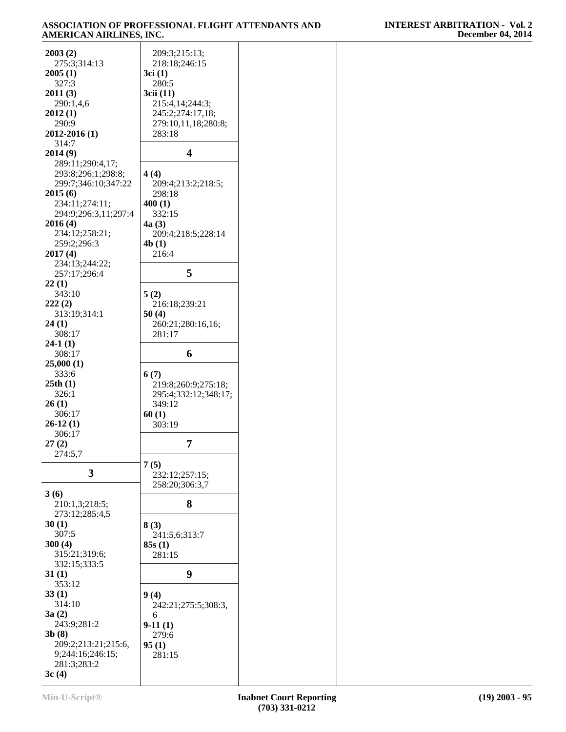**2003 (2)**
275:3;314:13
**2005 (1)**
327:3
**2011 (3)**
290:1,4,6
**2012 (1)**
290:9
**2012-2016 (1)**
314:7
**2014 (9)**
289:11;290:4,17;
293:8;296:1;298:8;
299:7;346:10;347:22
**2015 (6)**
234:11;274:11;
294:9;296:3,11;297:4
**2016 (4)**
234:12;258:21;
259:2;296:3
**2017 (4)**
234:13;244:22;
257:17;296:4
**22 (1)**
343:10
**222 (2)**
313:19;314:1
**24 (1)**
308:17
**24-1 (1)**
308:17
**25,000 (1)**
333:6
**25th (1)**
326:1
**26 (1)**
306:17
**26-12 (1)**
306:17
**27 (2)**
274:5,7

## 3

**3 (6)**
210:1,3;218:5;
273:12;285:4,5
**30 (1)**
307:5
**300 (4)**
315:21;319:6;
332:15;333:5
**31 (1)**
353:12
**33 (1)**
314:10
**3a (2)**
243:9;281:2
**3b (8)**
209:2;213:21;215:6,
9;244:16;246:15;
281:3;283:2
**3c (4)**
209:3;215:13;
218:18;246:15
**3ci (1)**
280:5
**3cii (11)**
215:4,14;244:3;
245:2;274:17,18;
279:10,11,18;280:8;
283:18

## 4

**4 (4)**
209:4;213:2;218:5;
298:18
**400 (1)**
332:15
**4a (3)**
209:4;218:5;228:14
**4b (1)**
216:4

## 5

**5 (2)**
216:18;239:21
**50 (4)**
260:21;280:16,16;
281:17

## 6

**6 (7)**
219:8;260:9;275:18;
295:4;332:12;348:17;
349:12
**60 (1)**
303:19

## 7

**7 (5)**
232:12;257:15;
258:20;306:3,7

## 8

**8 (3)**
241:5,6;313:7
**85s (1)**
281:15

## 9

**9 (4)**
242:21;275:5;308:3,
6
**9-11 (1)**
279:6
**95 (1)**
281:15